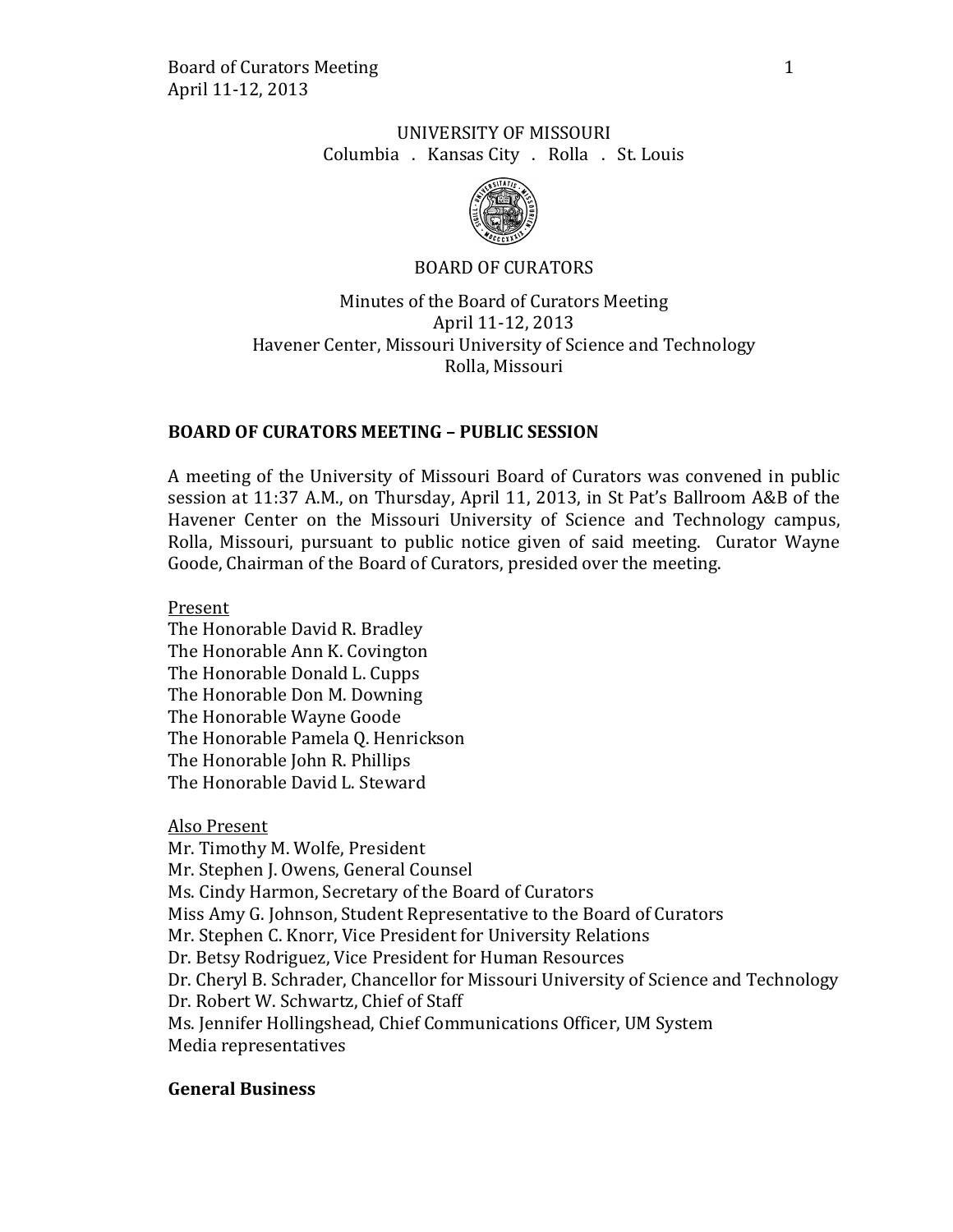UNIVERSITY OF MISSOURI
Columbia . Kansas City . Rolla . St. Louis

BOARD OF CURATORS

Minutes of the Board of Curators Meeting
April 11-12, 2013
Havener Center, Missouri University of Science and Technology
Rolla, Missouri

## BOARD OF CURATORS MEETING – PUBLIC SESSION

A meeting of the University of Missouri Board of Curators was convened in public session at 11:37 A.M., on Thursday, April 11, 2013, in St Pat's Ballroom A&B of the Havener Center on the Missouri University of Science and Technology campus, Rolla, Missouri, pursuant to public notice given of said meeting. Curator Wayne Goode, Chairman of the Board of Curators, presided over the meeting.

Present
The Honorable David R. Bradley
The Honorable Ann K. Covington
The Honorable Donald L. Cupps
The Honorable Don M. Downing
The Honorable Wayne Goode
The Honorable Pamela Q. Henrickson
The Honorable John R. Phillips
The Honorable David L. Steward

Also Present
Mr. Timothy M. Wolfe, President
Mr. Stephen J. Owens, General Counsel
Ms. Cindy Harmon, Secretary of the Board of Curators
Miss Amy G. Johnson, Student Representative to the Board of Curators
Mr. Stephen C. Knorr, Vice President for University Relations
Dr. Betsy Rodriguez, Vice President for Human Resources
Dr. Cheryl B. Schrader, Chancellor for Missouri University of Science and Technology
Dr. Robert W. Schwartz, Chief of Staff
Ms. Jennifer Hollingshead, Chief Communications Officer, UM System
Media representatives

### General Business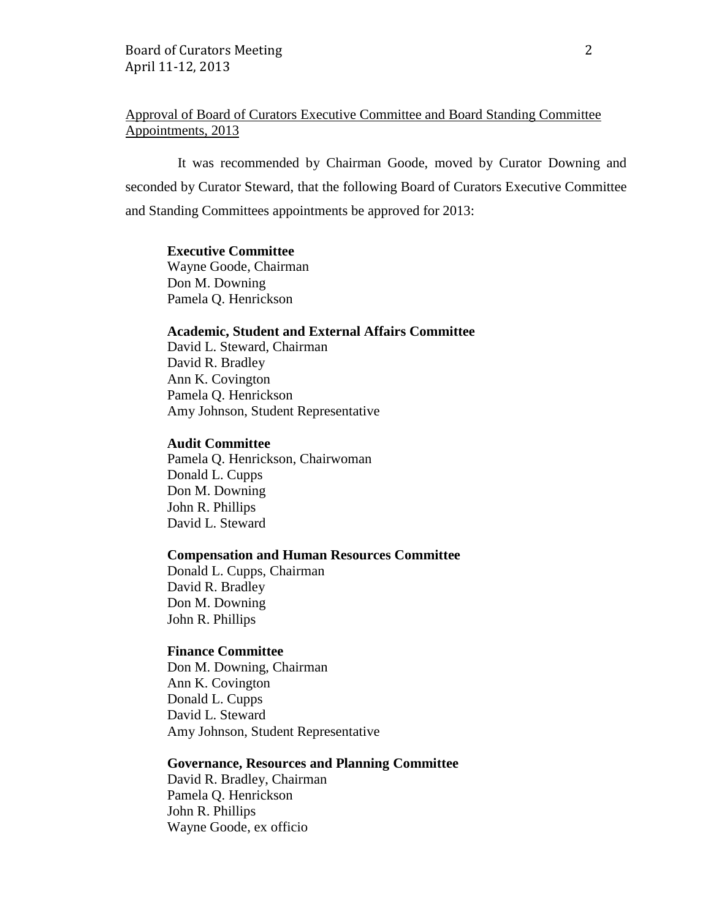<u>Approval of Board of Curators Executive Committee and Board Standing Committee Appointments, 2013</u>

It was recommended by Chairman Goode, moved by Curator Downing and seconded by Curator Steward, that the following Board of Curators Executive Committee and Standing Committees appointments be approved for 2013:

**Executive Committee**
Wayne Goode, Chairman
Don M. Downing
Pamela Q. Henrickson

**Academic, Student and External Affairs Committee**
David L. Steward, Chairman
David R. Bradley
Ann K. Covington
Pamela Q. Henrickson
Amy Johnson, Student Representative

**Audit Committee**
Pamela Q. Henrickson, Chairwoman
Donald L. Cupps
Don M. Downing
John R. Phillips
David L. Steward

**Compensation and Human Resources Committee**
Donald L. Cupps, Chairman
David R. Bradley
Don M. Downing
John R. Phillips

**Finance Committee**
Don M. Downing, Chairman
Ann K. Covington
Donald L. Cupps
David L. Steward
Amy Johnson, Student Representative

**Governance, Resources and Planning Committee**
David R. Bradley, Chairman
Pamela Q. Henrickson
John R. Phillips
Wayne Goode, ex officio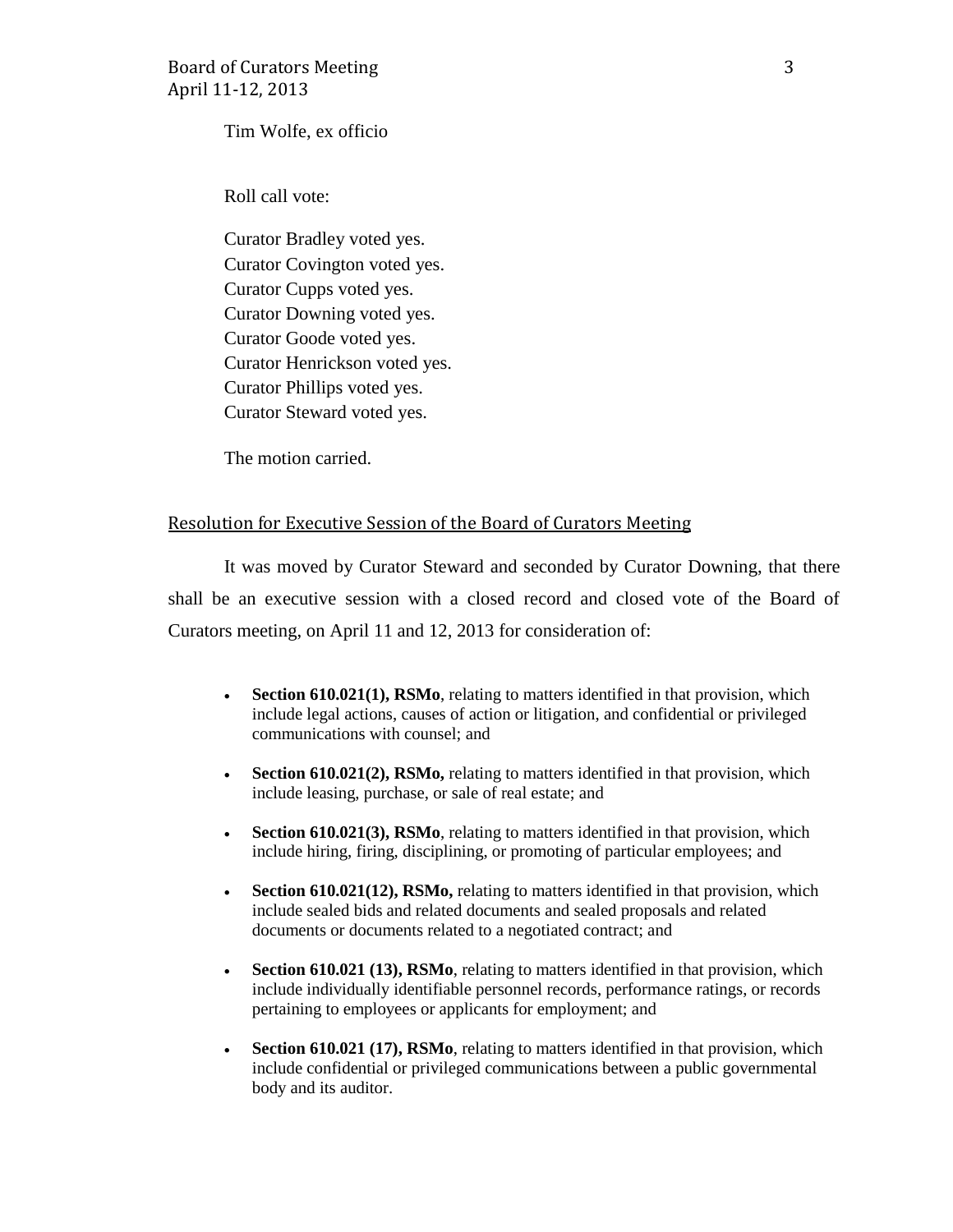Tim Wolfe, ex officio

Roll call vote:

Curator Bradley voted yes.
Curator Covington voted yes.
Curator Cupps voted yes.
Curator Downing voted yes.
Curator Goode voted yes.
Curator Henrickson voted yes.
Curator Phillips voted yes.
Curator Steward voted yes.

The motion carried.

## Resolution for Executive Session of the Board of Curators Meeting

It was moved by Curator Steward and seconded by Curator Downing, that there shall be an executive session with a closed record and closed vote of the Board of Curators meeting, on April 11 and 12, 2013 for consideration of:

- **Section 610.021(1), RSMo**, relating to matters identified in that provision, which include legal actions, causes of action or litigation, and confidential or privileged communications with counsel; and
- **Section 610.021(2), RSMo,** relating to matters identified in that provision, which include leasing, purchase, or sale of real estate; and
- **Section 610.021(3), RSMo**, relating to matters identified in that provision, which include hiring, firing, disciplining, or promoting of particular employees; and
- **Section 610.021(12), RSMo,** relating to matters identified in that provision, which include sealed bids and related documents and sealed proposals and related documents or documents related to a negotiated contract; and
- **Section 610.021 (13), RSMo**, relating to matters identified in that provision, which include individually identifiable personnel records, performance ratings, or records pertaining to employees or applicants for employment; and
- **Section 610.021 (17), RSMo**, relating to matters identified in that provision, which include confidential or privileged communications between a public governmental body and its auditor.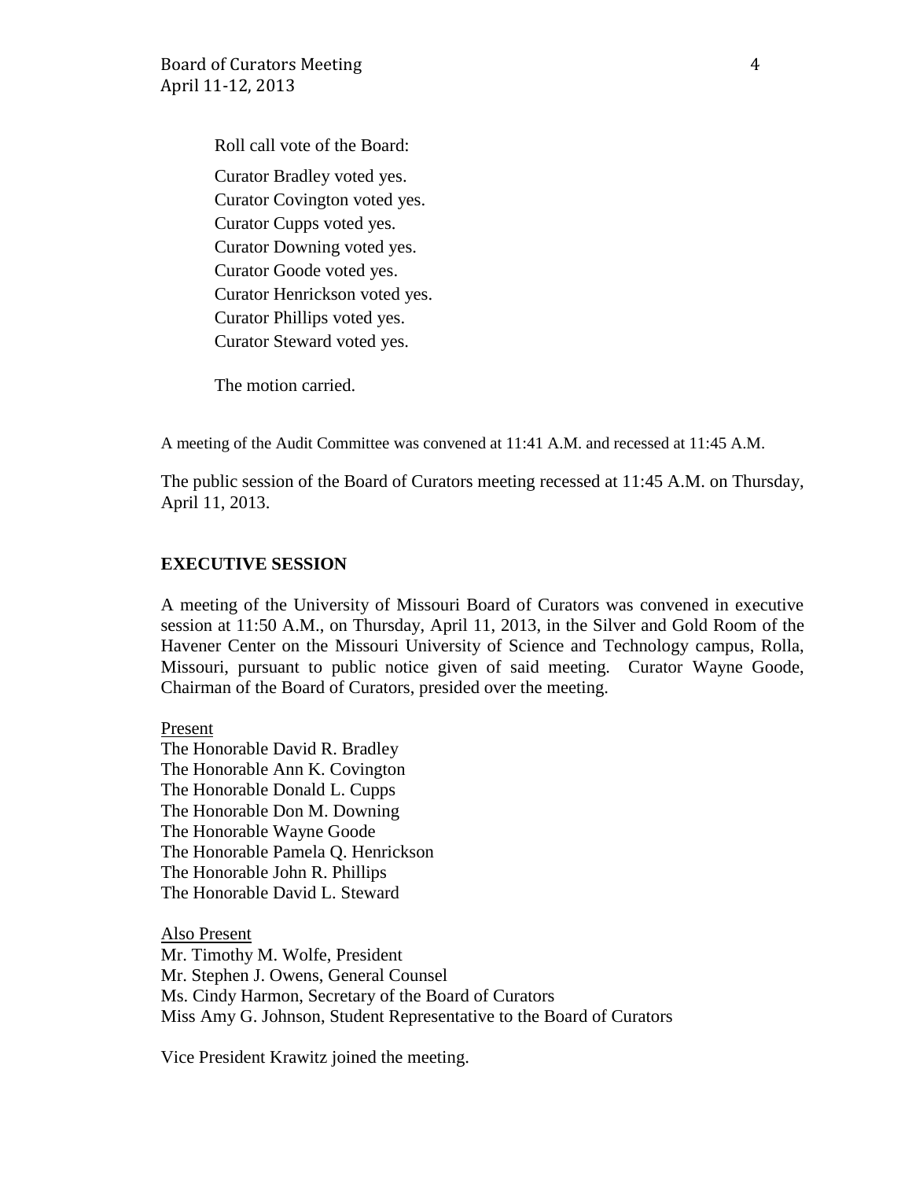Roll call vote of the Board:

Curator Bradley voted yes.
Curator Covington voted yes.
Curator Cupps voted yes.
Curator Downing voted yes.
Curator Goode voted yes.
Curator Henrickson voted yes.
Curator Phillips voted yes.
Curator Steward voted yes.

The motion carried.

A meeting of the Audit Committee was convened at 11:41 A.M. and recessed at 11:45 A.M.

The public session of the Board of Curators meeting recessed at 11:45 A.M. on Thursday, April 11, 2013.

**EXECUTIVE SESSION**

A meeting of the University of Missouri Board of Curators was convened in executive session at 11:50 A.M., on Thursday, April 11, 2013, in the Silver and Gold Room of the Havener Center on the Missouri University of Science and Technology campus, Rolla, Missouri, pursuant to public notice given of said meeting. Curator Wayne Goode, Chairman of the Board of Curators, presided over the meeting.

Present
The Honorable David R. Bradley
The Honorable Ann K. Covington
The Honorable Donald L. Cupps
The Honorable Don M. Downing
The Honorable Wayne Goode
The Honorable Pamela Q. Henrickson
The Honorable John R. Phillips
The Honorable David L. Steward

Also Present
Mr. Timothy M. Wolfe, President
Mr. Stephen J. Owens, General Counsel
Ms. Cindy Harmon, Secretary of the Board of Curators
Miss Amy G. Johnson, Student Representative to the Board of Curators

Vice President Krawitz joined the meeting.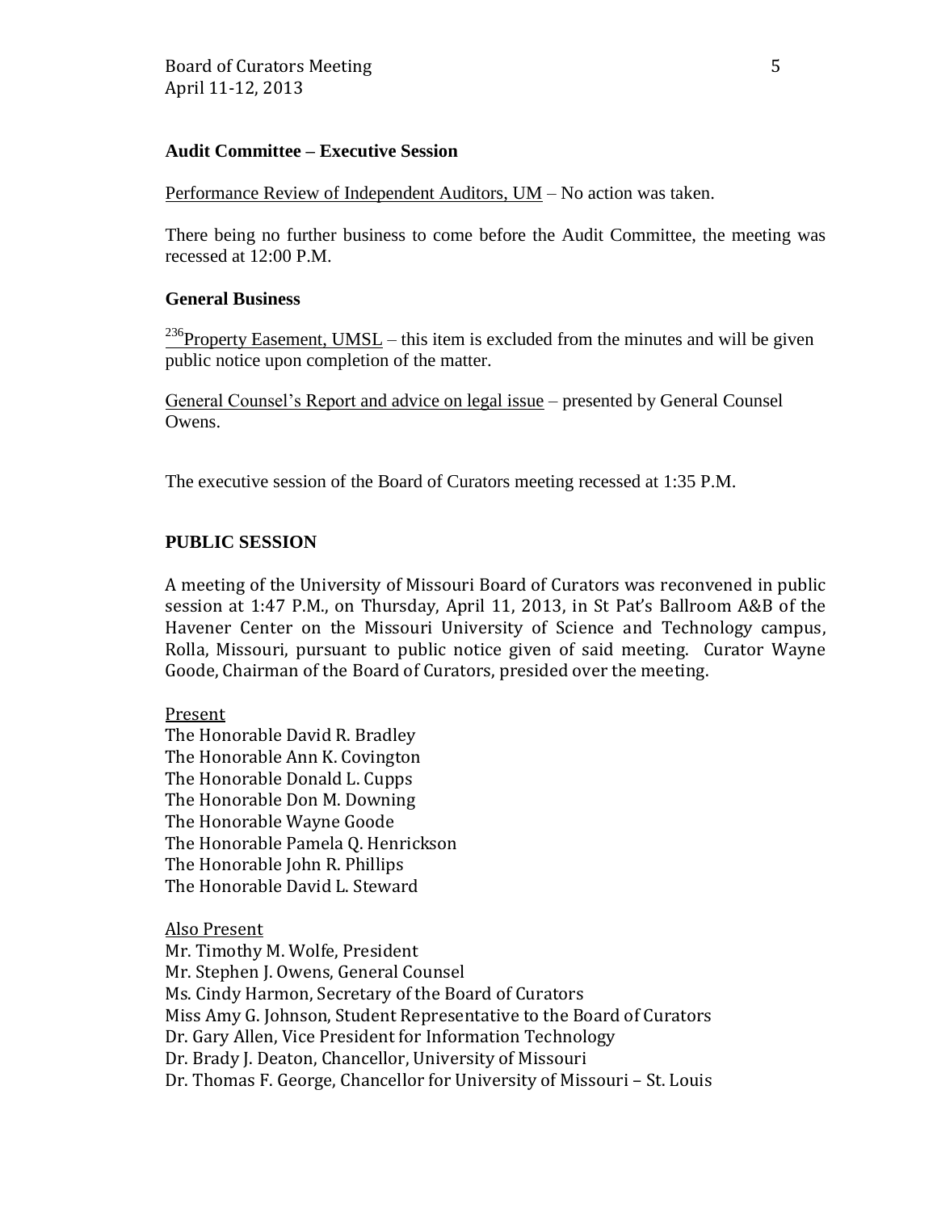**Audit Committee – Executive Session**

Performance Review of Independent Auditors, UM – No action was taken.

There being no further business to come before the Audit Committee, the meeting was recessed at 12:00 P.M.

**General Business**

[236]Property Easement, UMSL – this item is excluded from the minutes and will be given public notice upon completion of the matter.

General Counsel's Report and advice on legal issue – presented by General Counsel Owens.

The executive session of the Board of Curators meeting recessed at 1:35 P.M.

**PUBLIC SESSION**

A meeting of the University of Missouri Board of Curators was reconvened in public session at 1:47 P.M., on Thursday, April 11, 2013, in St Pat's Ballroom A&B of the Havener Center on the Missouri University of Science and Technology campus, Rolla, Missouri, pursuant to public notice given of said meeting. Curator Wayne Goode, Chairman of the Board of Curators, presided over the meeting.

Present
The Honorable David R. Bradley
The Honorable Ann K. Covington
The Honorable Donald L. Cupps
The Honorable Don M. Downing
The Honorable Wayne Goode
The Honorable Pamela Q. Henrickson
The Honorable John R. Phillips
The Honorable David L. Steward

Also Present
Mr. Timothy M. Wolfe, President
Mr. Stephen J. Owens, General Counsel
Ms. Cindy Harmon, Secretary of the Board of Curators
Miss Amy G. Johnson, Student Representative to the Board of Curators
Dr. Gary Allen, Vice President for Information Technology
Dr. Brady J. Deaton, Chancellor, University of Missouri
Dr. Thomas F. George, Chancellor for University of Missouri – St. Louis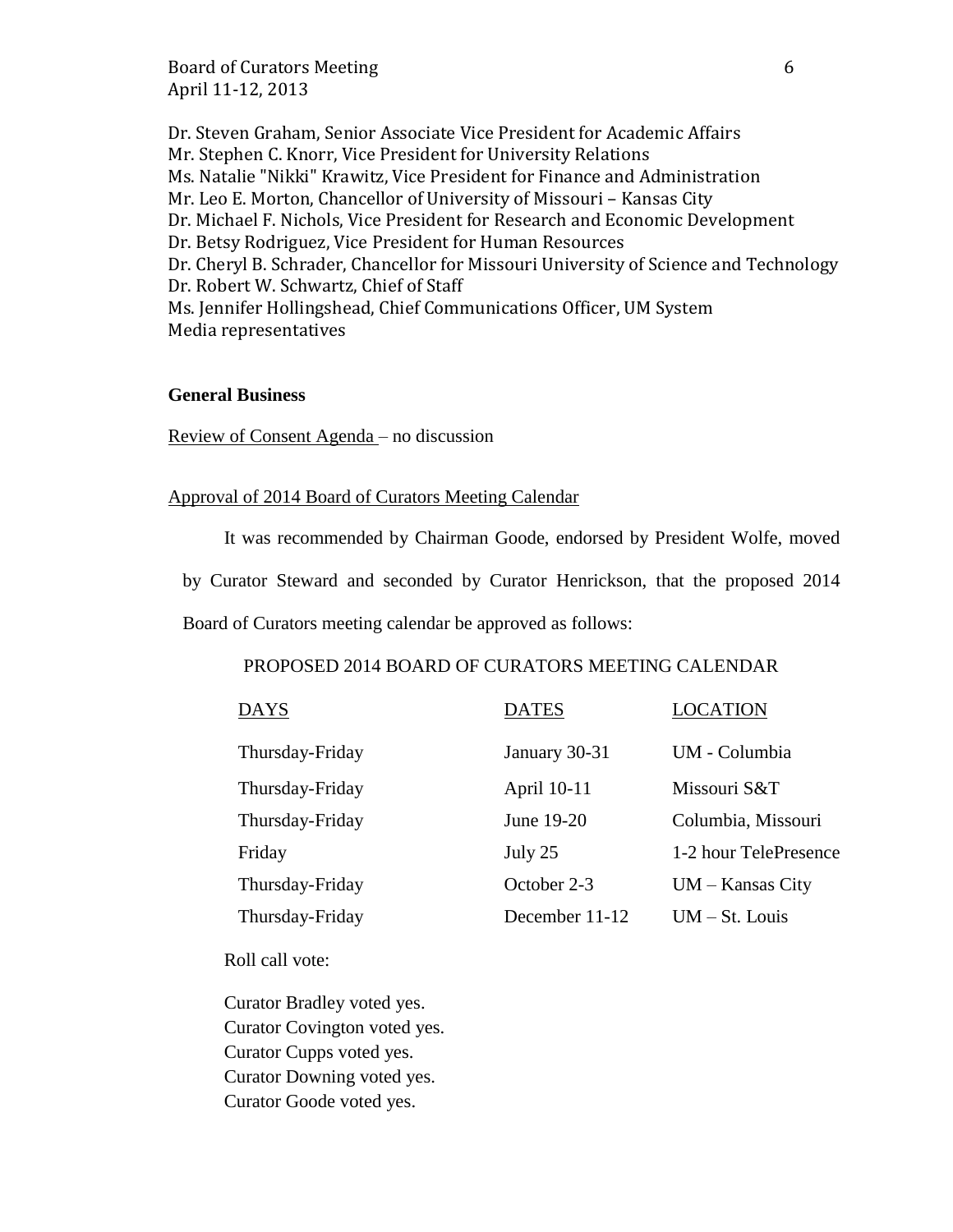Dr. Steven Graham, Senior Associate Vice President for Academic Affairs
Mr. Stephen C. Knorr, Vice President for University Relations
Ms. Natalie "Nikki" Krawitz, Vice President for Finance and Administration
Mr. Leo E. Morton, Chancellor of University of Missouri – Kansas City
Dr. Michael F. Nichols, Vice President for Research and Economic Development
Dr. Betsy Rodriguez, Vice President for Human Resources
Dr. Cheryl B. Schrader, Chancellor for Missouri University of Science and Technology
Dr. Robert W. Schwartz, Chief of Staff
Ms. Jennifer Hollingshead, Chief Communications Officer, UM System
Media representatives

**General Business**

Review of Consent Agenda – no discussion

Approval of 2014 Board of Curators Meeting Calendar

It was recommended by Chairman Goode, endorsed by President Wolfe, moved by Curator Steward and seconded by Curator Henrickson, that the proposed 2014 Board of Curators meeting calendar be approved as follows:

PROPOSED 2014 BOARD OF CURATORS MEETING CALENDAR

| DAYS | DATES | LOCATION |
|---|---|---|
| Thursday-Friday | January 30-31 | UM - Columbia |
| Thursday-Friday | April 10-11 | Missouri S&T |
| Thursday-Friday | June 19-20 | Columbia, Missouri |
| Friday | July 25 | 1-2 hour TelePresence |
| Thursday-Friday | October 2-3 | UM – Kansas City |
| Thursday-Friday | December 11-12 | UM – St. Louis |

Roll call vote:

Curator Bradley voted yes.
Curator Covington voted yes.
Curator Cupps voted yes.
Curator Downing voted yes.
Curator Goode voted yes.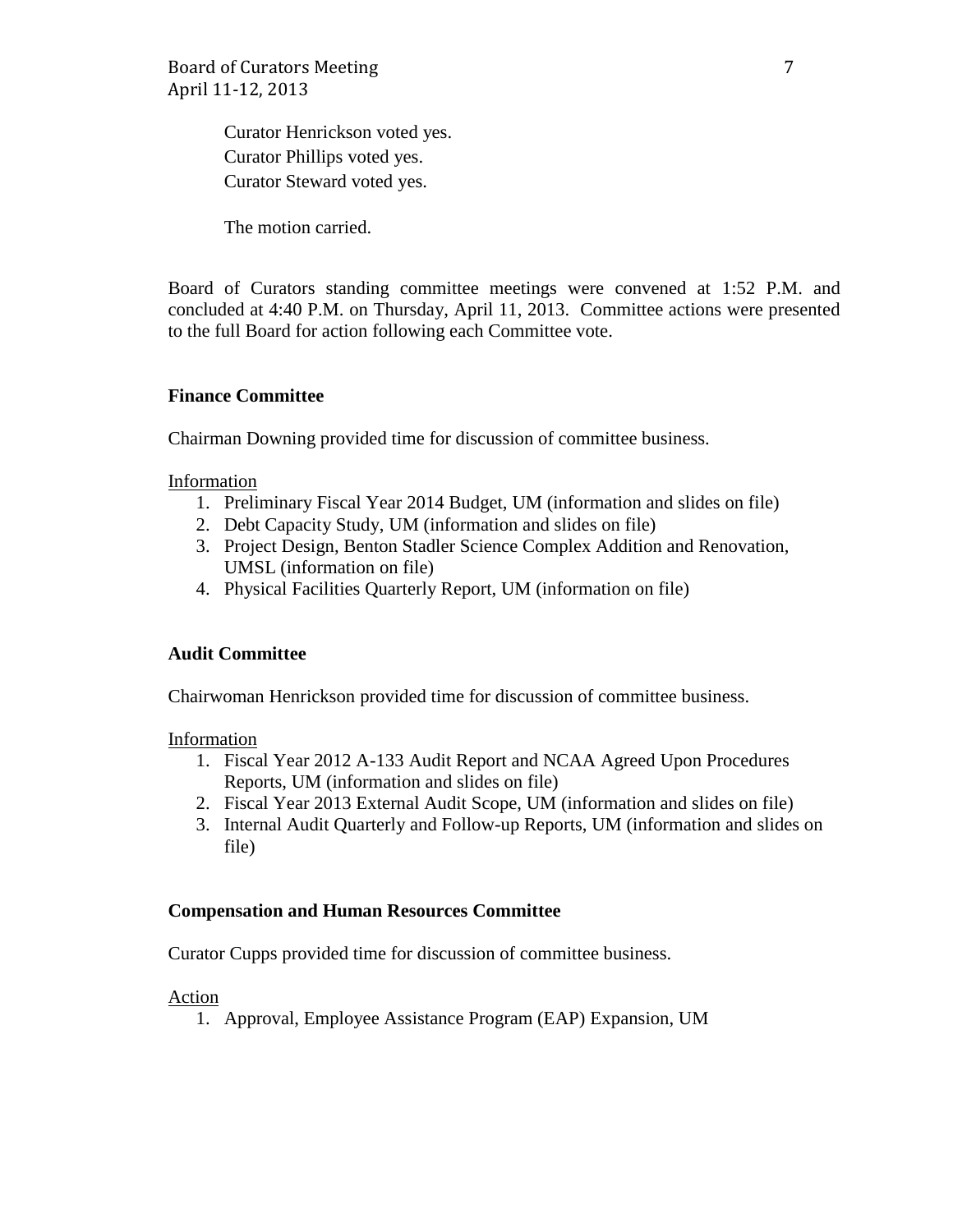Curator Henrickson voted yes.
Curator Phillips voted yes.
Curator Steward voted yes.

The motion carried.

Board of Curators standing committee meetings were convened at 1:52 P.M. and concluded at 4:40 P.M. on Thursday, April 11, 2013. Committee actions were presented to the full Board for action following each Committee vote.

**Finance Committee**

Chairman Downing provided time for discussion of committee business.

Information

1. Preliminary Fiscal Year 2014 Budget, UM (information and slides on file)
2. Debt Capacity Study, UM (information and slides on file)
3. Project Design, Benton Stadler Science Complex Addition and Renovation, UMSL (information on file)
4. Physical Facilities Quarterly Report, UM (information on file)

**Audit Committee**

Chairwoman Henrickson provided time for discussion of committee business.

Information

1. Fiscal Year 2012 A-133 Audit Report and NCAA Agreed Upon Procedures Reports, UM (information and slides on file)
2. Fiscal Year 2013 External Audit Scope, UM (information and slides on file)
3. Internal Audit Quarterly and Follow-up Reports, UM (information and slides on file)

**Compensation and Human Resources Committee**

Curator Cupps provided time for discussion of committee business.

Action

1. Approval, Employee Assistance Program (EAP) Expansion, UM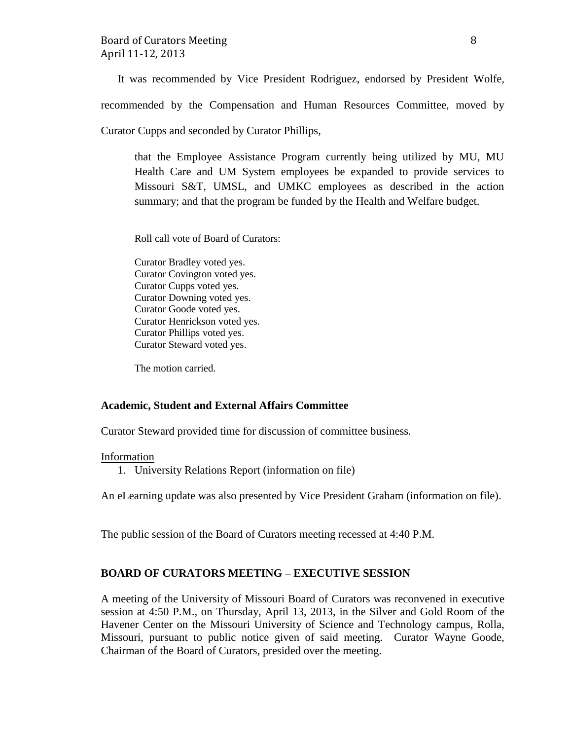It was recommended by Vice President Rodriguez, endorsed by President Wolfe, recommended by the Compensation and Human Resources Committee, moved by Curator Cupps and seconded by Curator Phillips,

> that the Employee Assistance Program currently being utilized by MU, MU Health Care and UM System employees be expanded to provide services to Missouri S&T, UMSL, and UMKC employees as described in the action summary; and that the program be funded by the Health and Welfare budget.
>
> Roll call vote of Board of Curators:
>
> Curator Bradley voted yes.
> Curator Covington voted yes.
> Curator Cupps voted yes.
> Curator Downing voted yes.
> Curator Goode voted yes.
> Curator Henrickson voted yes.
> Curator Phillips voted yes.
> Curator Steward voted yes.
>
> The motion carried.

**Academic, Student and External Affairs Committee**

Curator Steward provided time for discussion of committee business.

Information

1. University Relations Report (information on file)

An eLearning update was also presented by Vice President Graham (information on file).

The public session of the Board of Curators meeting recessed at 4:40 P.M.

**BOARD OF CURATORS MEETING – EXECUTIVE SESSION**

A meeting of the University of Missouri Board of Curators was reconvened in executive session at 4:50 P.M., on Thursday, April 13, 2013, in the Silver and Gold Room of the Havener Center on the Missouri University of Science and Technology campus, Rolla, Missouri, pursuant to public notice given of said meeting. Curator Wayne Goode, Chairman of the Board of Curators, presided over the meeting.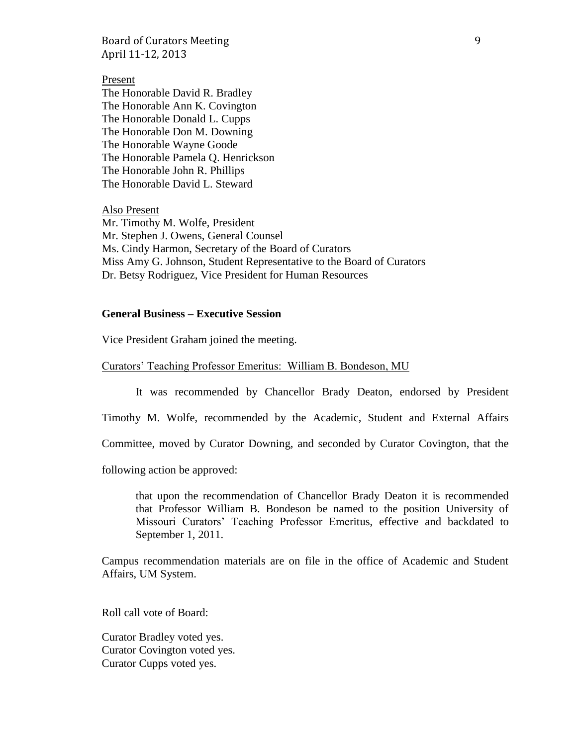Present

The Honorable David R. Bradley
The Honorable Ann K. Covington
The Honorable Donald L. Cupps
The Honorable Don M. Downing
The Honorable Wayne Goode
The Honorable Pamela Q. Henrickson
The Honorable John R. Phillips
The Honorable David L. Steward

Also Present

Mr. Timothy M. Wolfe, President
Mr. Stephen J. Owens, General Counsel
Ms. Cindy Harmon, Secretary of the Board of Curators
Miss Amy G. Johnson, Student Representative to the Board of Curators
Dr. Betsy Rodriguez, Vice President for Human Resources

**General Business – Executive Session**

Vice President Graham joined the meeting.

Curators' Teaching Professor Emeritus: William B. Bondeson, MU

It was recommended by Chancellor Brady Deaton, endorsed by President Timothy M. Wolfe, recommended by the Academic, Student and External Affairs Committee, moved by Curator Downing, and seconded by Curator Covington, that the following action be approved:

> that upon the recommendation of Chancellor Brady Deaton it is recommended that Professor William B. Bondeson be named to the position University of Missouri Curators' Teaching Professor Emeritus, effective and backdated to September 1, 2011.

Campus recommendation materials are on file in the office of Academic and Student Affairs, UM System.

Roll call vote of Board:

Curator Bradley voted yes.
Curator Covington voted yes.
Curator Cupps voted yes.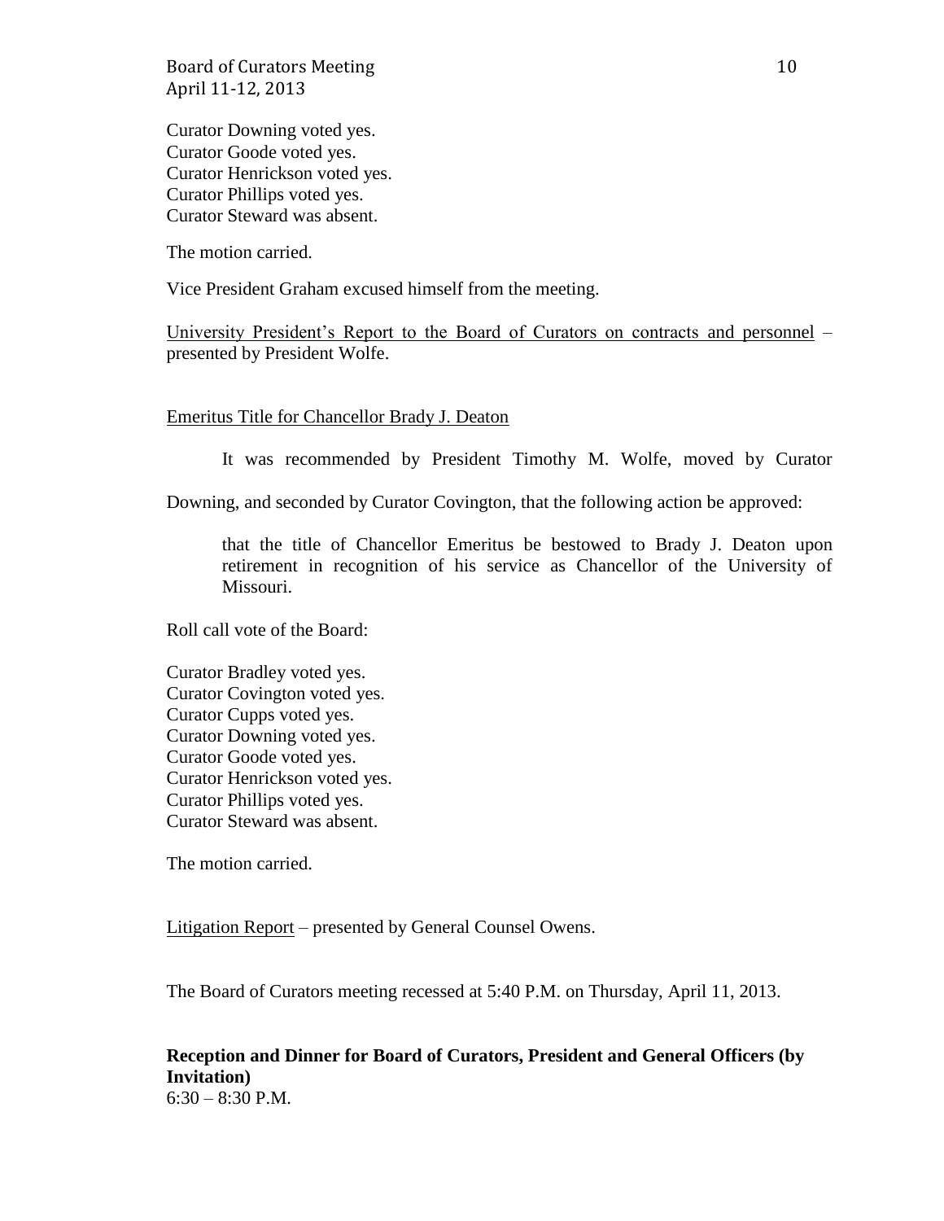Curator Downing voted yes.
Curator Goode voted yes.
Curator Henrickson voted yes.
Curator Phillips voted yes.
Curator Steward was absent.

The motion carried.

Vice President Graham excused himself from the meeting.

University President's Report to the Board of Curators on contracts and personnel – presented by President Wolfe.

Emeritus Title for Chancellor Brady J. Deaton

It was recommended by President Timothy M. Wolfe, moved by Curator Downing, and seconded by Curator Covington, that the following action be approved:

> that the title of Chancellor Emeritus be bestowed to Brady J. Deaton upon retirement in recognition of his service as Chancellor of the University of Missouri.

Roll call vote of the Board:

Curator Bradley voted yes.
Curator Covington voted yes.
Curator Cupps voted yes.
Curator Downing voted yes.
Curator Goode voted yes.
Curator Henrickson voted yes.
Curator Phillips voted yes.
Curator Steward was absent.

The motion carried.

Litigation Report – presented by General Counsel Owens.

The Board of Curators meeting recessed at 5:40 P.M. on Thursday, April 11, 2013.

**Reception and Dinner for Board of Curators, President and General Officers (by Invitation)**
6:30 – 8:30 P.M.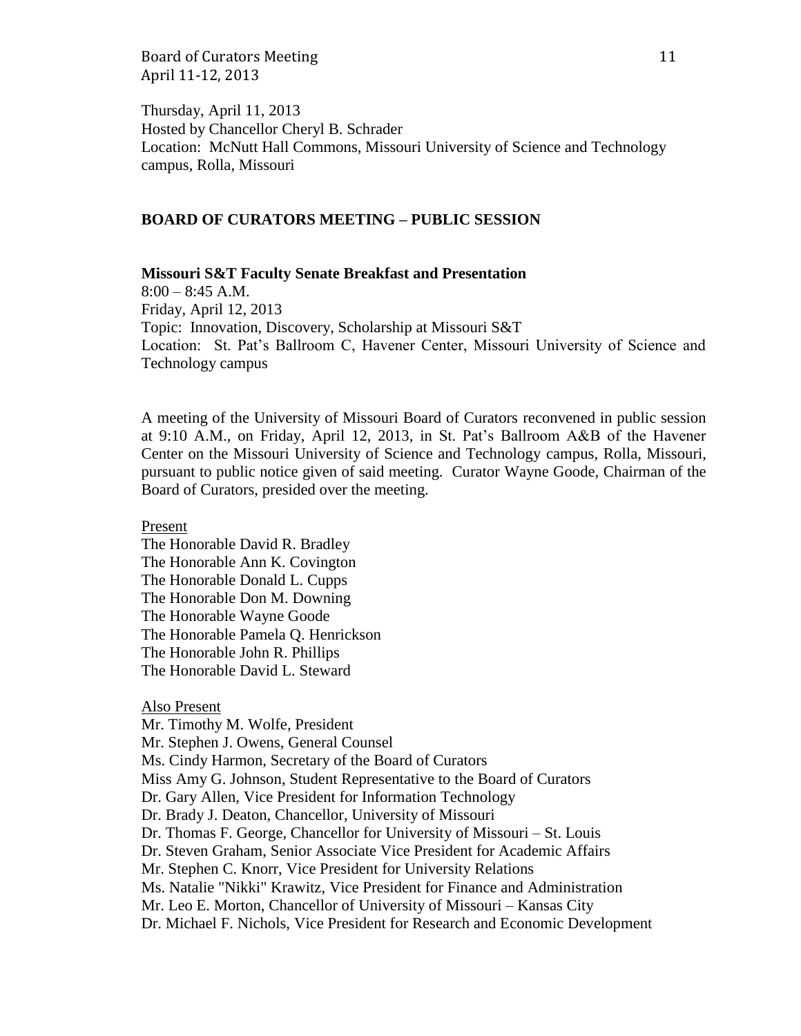Thursday, April 11, 2013
Hosted by Chancellor Cheryl B. Schrader
Location: McNutt Hall Commons, Missouri University of Science and Technology campus, Rolla, Missouri

**BOARD OF CURATORS MEETING – PUBLIC SESSION**

**Missouri S&T Faculty Senate Breakfast and Presentation**
8:00 – 8:45 A.M.
Friday, April 12, 2013
Topic: Innovation, Discovery, Scholarship at Missouri S&T
Location: St. Pat's Ballroom C, Havener Center, Missouri University of Science and Technology campus

A meeting of the University of Missouri Board of Curators reconvened in public session at 9:10 A.M., on Friday, April 12, 2013, in St. Pat's Ballroom A&B of the Havener Center on the Missouri University of Science and Technology campus, Rolla, Missouri, pursuant to public notice given of said meeting. Curator Wayne Goode, Chairman of the Board of Curators, presided over the meeting.

Present
The Honorable David R. Bradley
The Honorable Ann K. Covington
The Honorable Donald L. Cupps
The Honorable Don M. Downing
The Honorable Wayne Goode
The Honorable Pamela Q. Henrickson
The Honorable John R. Phillips
The Honorable David L. Steward

Also Present
Mr. Timothy M. Wolfe, President
Mr. Stephen J. Owens, General Counsel
Ms. Cindy Harmon, Secretary of the Board of Curators
Miss Amy G. Johnson, Student Representative to the Board of Curators
Dr. Gary Allen, Vice President for Information Technology
Dr. Brady J. Deaton, Chancellor, University of Missouri
Dr. Thomas F. George, Chancellor for University of Missouri – St. Louis
Dr. Steven Graham, Senior Associate Vice President for Academic Affairs
Mr. Stephen C. Knorr, Vice President for University Relations
Ms. Natalie "Nikki" Krawitz, Vice President for Finance and Administration
Mr. Leo E. Morton, Chancellor of University of Missouri – Kansas City
Dr. Michael F. Nichols, Vice President for Research and Economic Development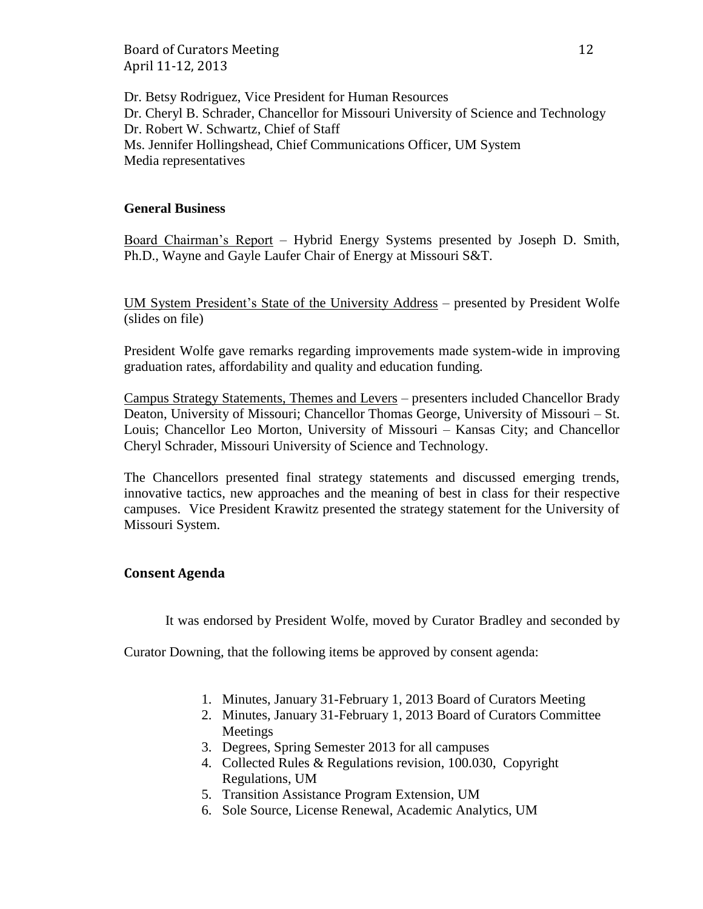Dr. Betsy Rodriguez, Vice President for Human Resources
Dr. Cheryl B. Schrader, Chancellor for Missouri University of Science and Technology
Dr. Robert W. Schwartz, Chief of Staff
Ms. Jennifer Hollingshead, Chief Communications Officer, UM System
Media representatives

**General Business**

Board Chairman's Report – Hybrid Energy Systems presented by Joseph D. Smith, Ph.D., Wayne and Gayle Laufer Chair of Energy at Missouri S&T.

UM System President's State of the University Address – presented by President Wolfe (slides on file)

President Wolfe gave remarks regarding improvements made system-wide in improving graduation rates, affordability and quality and education funding.

Campus Strategy Statements, Themes and Levers – presenters included Chancellor Brady Deaton, University of Missouri; Chancellor Thomas George, University of Missouri – St. Louis; Chancellor Leo Morton, University of Missouri – Kansas City; and Chancellor Cheryl Schrader, Missouri University of Science and Technology.

The Chancellors presented final strategy statements and discussed emerging trends, innovative tactics, new approaches and the meaning of best in class for their respective campuses. Vice President Krawitz presented the strategy statement for the University of Missouri System.

**Consent Agenda**

It was endorsed by President Wolfe, moved by Curator Bradley and seconded by Curator Downing, that the following items be approved by consent agenda:

1. Minutes, January 31-February 1, 2013 Board of Curators Meeting
2. Minutes, January 31-February 1, 2013 Board of Curators Committee Meetings
3. Degrees, Spring Semester 2013 for all campuses
4. Collected Rules & Regulations revision, 100.030, Copyright Regulations, UM
5. Transition Assistance Program Extension, UM
6. Sole Source, License Renewal, Academic Analytics, UM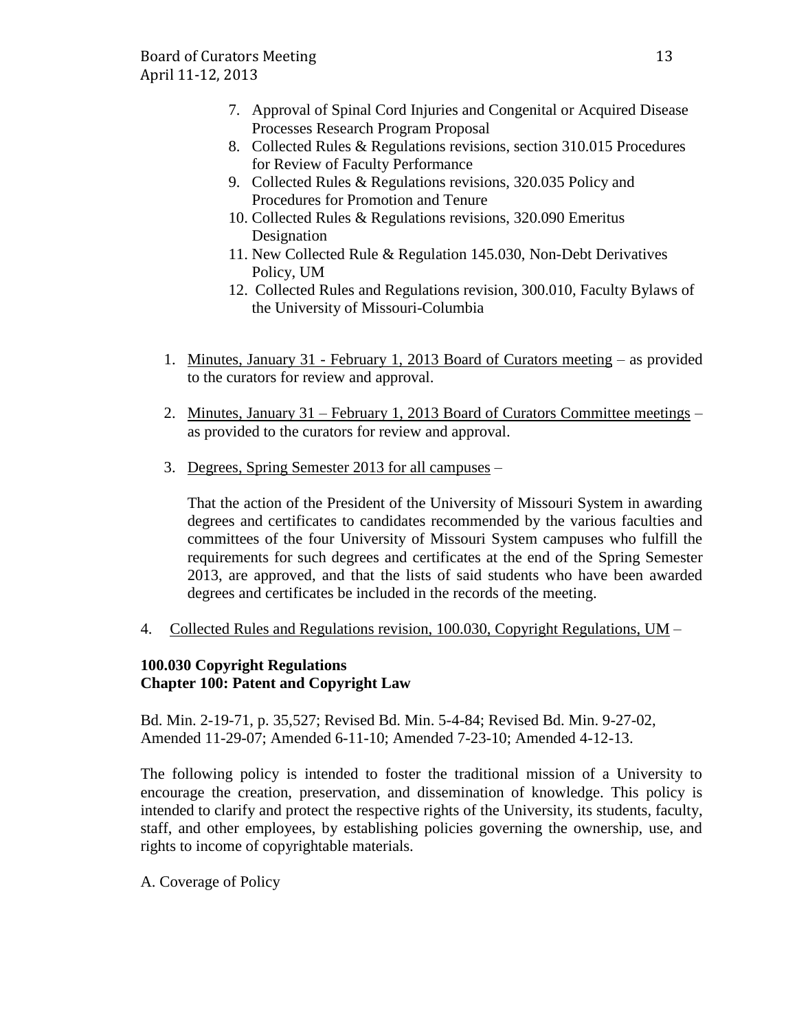7. Approval of Spinal Cord Injuries and Congenital or Acquired Disease Processes Research Program Proposal
8. Collected Rules & Regulations revisions, section 310.015 Procedures for Review of Faculty Performance
9. Collected Rules & Regulations revisions, 320.035 Policy and Procedures for Promotion and Tenure
10. Collected Rules & Regulations revisions, 320.090 Emeritus Designation
11. New Collected Rule & Regulation 145.030, Non-Debt Derivatives Policy, UM
12. Collected Rules and Regulations revision, 300.010, Faculty Bylaws of the University of Missouri-Columbia

1. Minutes, January 31 - February 1, 2013 Board of Curators meeting – as provided to the curators for review and approval.

2. Minutes, January 31 – February 1, 2013 Board of Curators Committee meetings – as provided to the curators for review and approval.

3. Degrees, Spring Semester 2013 for all campuses –

   That the action of the President of the University of Missouri System in awarding degrees and certificates to candidates recommended by the various faculties and committees of the four University of Missouri System campuses who fulfill the requirements for such degrees and certificates at the end of the Spring Semester 2013, are approved, and that the lists of said students who have been awarded degrees and certificates be included in the records of the meeting.

4. Collected Rules and Regulations revision, 100.030, Copyright Regulations, UM –

**100.030 Copyright Regulations**
**Chapter 100: Patent and Copyright Law**

Bd. Min. 2-19-71, p. 35,527; Revised Bd. Min. 5-4-84; Revised Bd. Min. 9-27-02, Amended 11-29-07; Amended 6-11-10; Amended 7-23-10; Amended 4-12-13.

The following policy is intended to foster the traditional mission of a University to encourage the creation, preservation, and dissemination of knowledge. This policy is intended to clarify and protect the respective rights of the University, its students, faculty, staff, and other employees, by establishing policies governing the ownership, use, and rights to income of copyrightable materials.

A. Coverage of Policy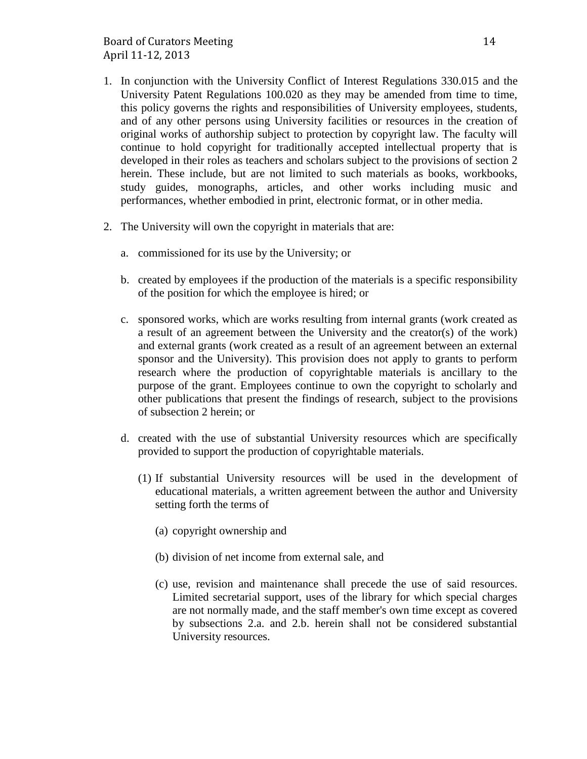1. In conjunction with the University Conflict of Interest Regulations 330.015 and the University Patent Regulations 100.020 as they may be amended from time to time, this policy governs the rights and responsibilities of University employees, students, and of any other persons using University facilities or resources in the creation of original works of authorship subject to protection by copyright law. The faculty will continue to hold copyright for traditionally accepted intellectual property that is developed in their roles as teachers and scholars subject to the provisions of section 2 herein. These include, but are not limited to such materials as books, workbooks, study guides, monographs, articles, and other works including music and performances, whether embodied in print, electronic format, or in other media.

2. The University will own the copyright in materials that are:

   a. commissioned for its use by the University; or

   b. created by employees if the production of the materials is a specific responsibility of the position for which the employee is hired; or

   c. sponsored works, which are works resulting from internal grants (work created as a result of an agreement between the University and the creator(s) of the work) and external grants (work created as a result of an agreement between an external sponsor and the University). This provision does not apply to grants to perform research where the production of copyrightable materials is ancillary to the purpose of the grant. Employees continue to own the copyright to scholarly and other publications that present the findings of research, subject to the provisions of subsection 2 herein; or

   d. created with the use of substantial University resources which are specifically provided to support the production of copyrightable materials.

      (1) If substantial University resources will be used in the development of educational materials, a written agreement between the author and University setting forth the terms of

         (a) copyright ownership and

         (b) division of net income from external sale, and

         (c) use, revision and maintenance shall precede the use of said resources. Limited secretarial support, uses of the library for which special charges are not normally made, and the staff member's own time except as covered by subsections 2.a. and 2.b. herein shall not be considered substantial University resources.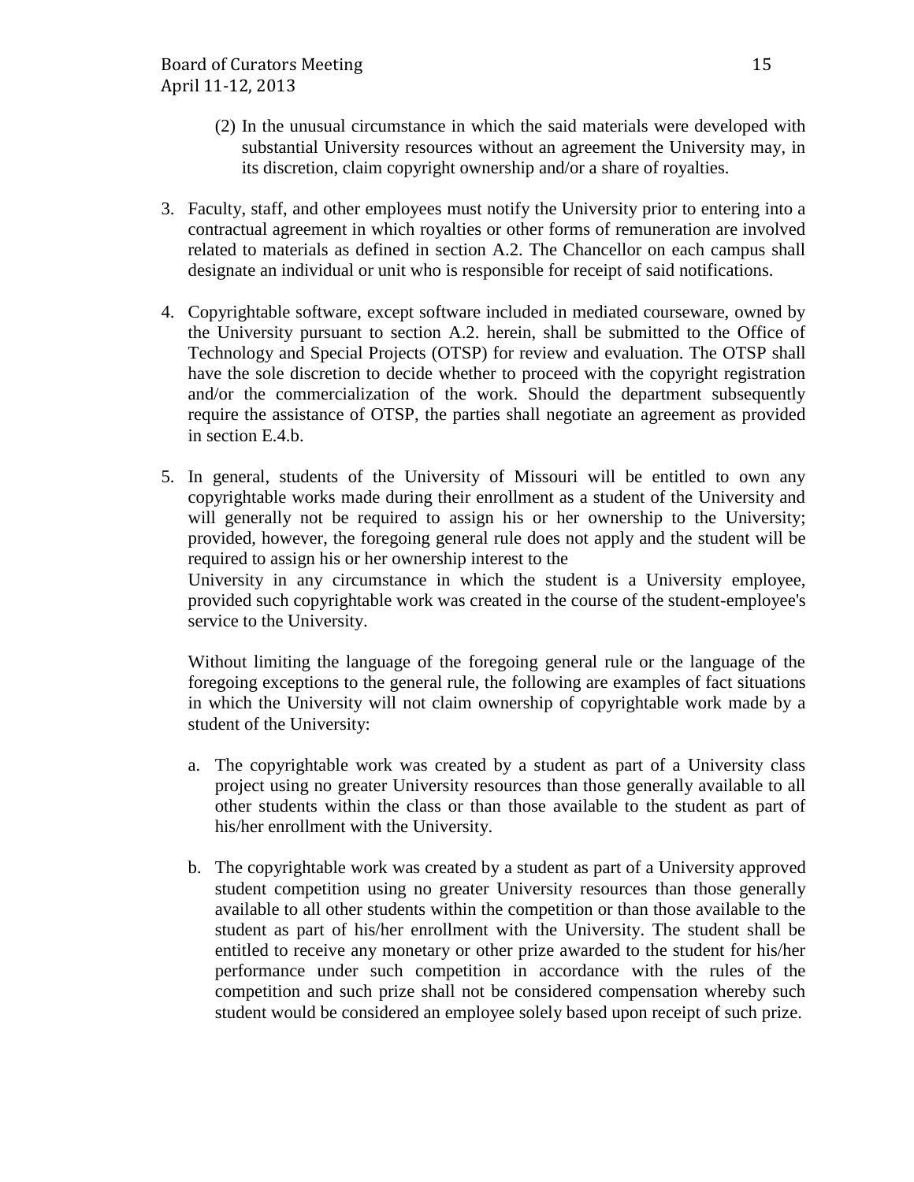(2) In the unusual circumstance in which the said materials were developed with substantial University resources without an agreement the University may, in its discretion, claim copyright ownership and/or a share of royalties.

3. Faculty, staff, and other employees must notify the University prior to entering into a contractual agreement in which royalties or other forms of remuneration are involved related to materials as defined in section A.2. The Chancellor on each campus shall designate an individual or unit who is responsible for receipt of said notifications.

4. Copyrightable software, except software included in mediated courseware, owned by the University pursuant to section A.2. herein, shall be submitted to the Office of Technology and Special Projects (OTSP) for review and evaluation. The OTSP shall have the sole discretion to decide whether to proceed with the copyright registration and/or the commercialization of the work. Should the department subsequently require the assistance of OTSP, the parties shall negotiate an agreement as provided in section E.4.b.

5. In general, students of the University of Missouri will be entitled to own any copyrightable works made during their enrollment as a student of the University and will generally not be required to assign his or her ownership to the University; provided, however, the foregoing general rule does not apply and the student will be required to assign his or her ownership interest to the University in any circumstance in which the student is a University employee, provided such copyrightable work was created in the course of the student-employee's service to the University.

   Without limiting the language of the foregoing general rule or the language of the foregoing exceptions to the general rule, the following are examples of fact situations in which the University will not claim ownership of copyrightable work made by a student of the University:

   a. The copyrightable work was created by a student as part of a University class project using no greater University resources than those generally available to all other students within the class or than those available to the student as part of his/her enrollment with the University.

   b. The copyrightable work was created by a student as part of a University approved student competition using no greater University resources than those generally available to all other students within the competition or than those available to the student as part of his/her enrollment with the University. The student shall be entitled to receive any monetary or other prize awarded to the student for his/her performance under such competition in accordance with the rules of the competition and such prize shall not be considered compensation whereby such student would be considered an employee solely based upon receipt of such prize.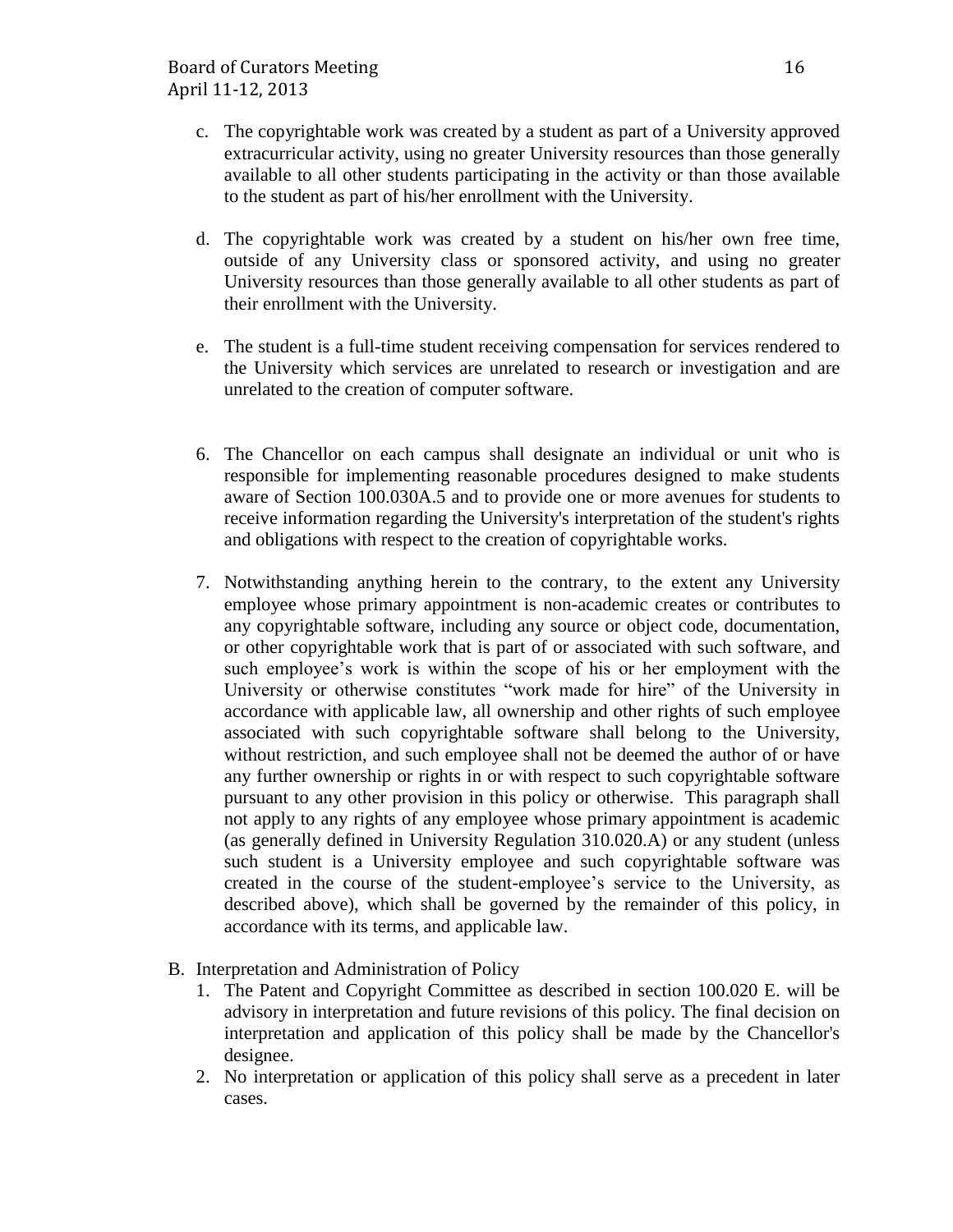c. The copyrightable work was created by a student as part of a University approved extracurricular activity, using no greater University resources than those generally available to all other students participating in the activity or than those available to the student as part of his/her enrollment with the University.

d. The copyrightable work was created by a student on his/her own free time, outside of any University class or sponsored activity, and using no greater University resources than those generally available to all other students as part of their enrollment with the University.

e. The student is a full-time student receiving compensation for services rendered to the University which services are unrelated to research or investigation and are unrelated to the creation of computer software.

6. The Chancellor on each campus shall designate an individual or unit who is responsible for implementing reasonable procedures designed to make students aware of Section 100.030A.5 and to provide one or more avenues for students to receive information regarding the University's interpretation of the student's rights and obligations with respect to the creation of copyrightable works.

7. Notwithstanding anything herein to the contrary, to the extent any University employee whose primary appointment is non-academic creates or contributes to any copyrightable software, including any source or object code, documentation, or other copyrightable work that is part of or associated with such software, and such employee's work is within the scope of his or her employment with the University or otherwise constitutes "work made for hire" of the University in accordance with applicable law, all ownership and other rights of such employee associated with such copyrightable software shall belong to the University, without restriction, and such employee shall not be deemed the author of or have any further ownership or rights in or with respect to such copyrightable software pursuant to any other provision in this policy or otherwise. This paragraph shall not apply to any rights of any employee whose primary appointment is academic (as generally defined in University Regulation 310.020.A) or any student (unless such student is a University employee and such copyrightable software was created in the course of the student-employee's service to the University, as described above), which shall be governed by the remainder of this policy, in accordance with its terms, and applicable law.

B. Interpretation and Administration of Policy
   1. The Patent and Copyright Committee as described in section 100.020 E. will be advisory in interpretation and future revisions of this policy. The final decision on interpretation and application of this policy shall be made by the Chancellor's designee.
   2. No interpretation or application of this policy shall serve as a precedent in later cases.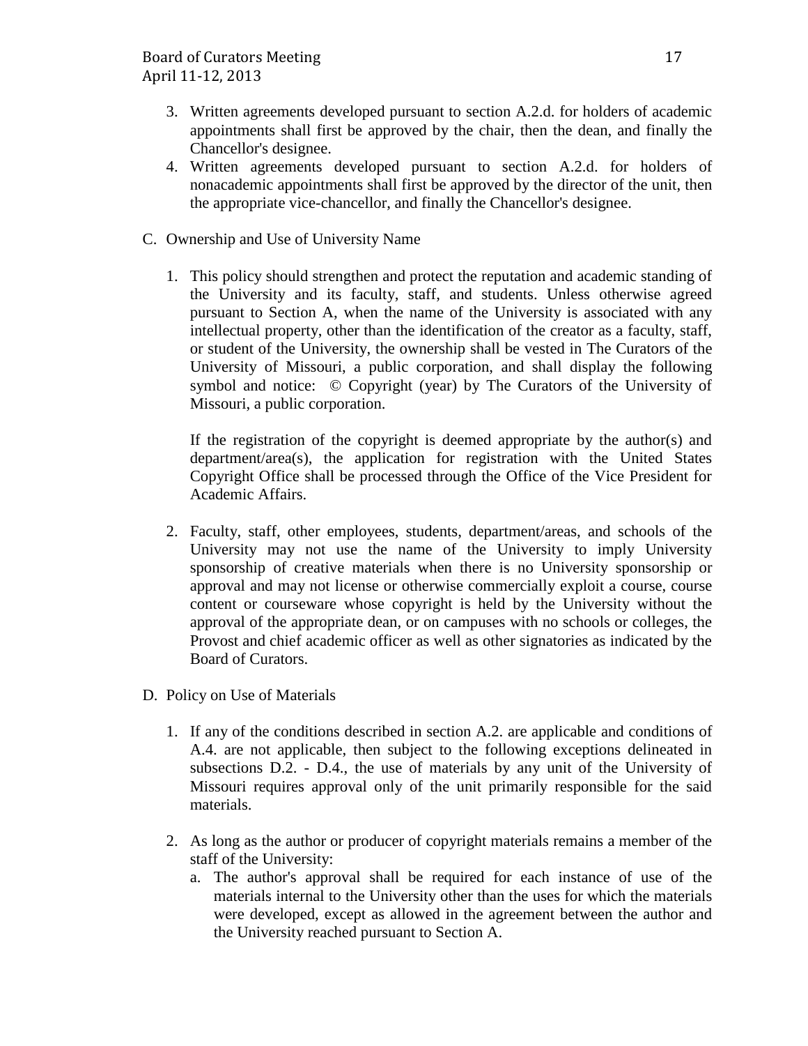3. Written agreements developed pursuant to section A.2.d. for holders of academic appointments shall first be approved by the chair, then the dean, and finally the Chancellor's designee.
4. Written agreements developed pursuant to section A.2.d. for holders of nonacademic appointments shall first be approved by the director of the unit, then the appropriate vice-chancellor, and finally the Chancellor's designee.

C. Ownership and Use of University Name

1. This policy should strengthen and protect the reputation and academic standing of the University and its faculty, staff, and students. Unless otherwise agreed pursuant to Section A, when the name of the University is associated with any intellectual property, other than the identification of the creator as a faculty, staff, or student of the University, the ownership shall be vested in The Curators of the University of Missouri, a public corporation, and shall display the following symbol and notice: © Copyright (year) by The Curators of the University of Missouri, a public corporation.

   If the registration of the copyright is deemed appropriate by the author(s) and department/area(s), the application for registration with the United States Copyright Office shall be processed through the Office of the Vice President for Academic Affairs.

2. Faculty, staff, other employees, students, department/areas, and schools of the University may not use the name of the University to imply University sponsorship of creative materials when there is no University sponsorship or approval and may not license or otherwise commercially exploit a course, course content or courseware whose copyright is held by the University without the approval of the appropriate dean, or on campuses with no schools or colleges, the Provost and chief academic officer as well as other signatories as indicated by the Board of Curators.

D. Policy on Use of Materials

1. If any of the conditions described in section A.2. are applicable and conditions of A.4. are not applicable, then subject to the following exceptions delineated in subsections D.2. - D.4., the use of materials by any unit of the University of Missouri requires approval only of the unit primarily responsible for the said materials.

2. As long as the author or producer of copyright materials remains a member of the staff of the University:
   a. The author's approval shall be required for each instance of use of the materials internal to the University other than the uses for which the materials were developed, except as allowed in the agreement between the author and the University reached pursuant to Section A.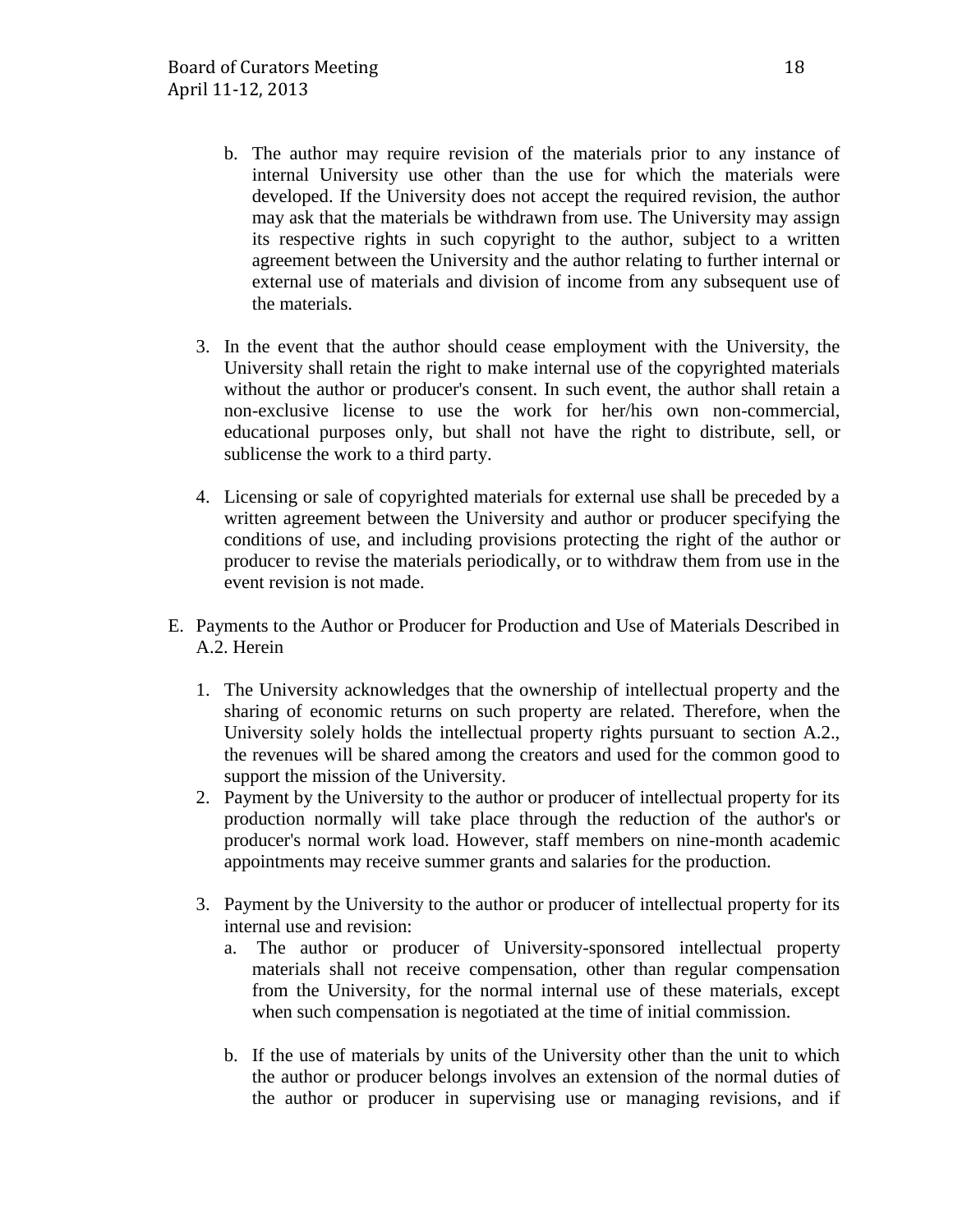b. The author may require revision of the materials prior to any instance of internal University use other than the use for which the materials were developed. If the University does not accept the required revision, the author may ask that the materials be withdrawn from use. The University may assign its respective rights in such copyright to the author, subject to a written agreement between the University and the author relating to further internal or external use of materials and division of income from any subsequent use of the materials.

3. In the event that the author should cease employment with the University, the University shall retain the right to make internal use of the copyrighted materials without the author or producer's consent. In such event, the author shall retain a non-exclusive license to use the work for her/his own non-commercial, educational purposes only, but shall not have the right to distribute, sell, or sublicense the work to a third party.

4. Licensing or sale of copyrighted materials for external use shall be preceded by a written agreement between the University and author or producer specifying the conditions of use, and including provisions protecting the right of the author or producer to revise the materials periodically, or to withdraw them from use in the event revision is not made.

E. Payments to the Author or Producer for Production and Use of Materials Described in A.2. Herein

1. The University acknowledges that the ownership of intellectual property and the sharing of economic returns on such property are related. Therefore, when the University solely holds the intellectual property rights pursuant to section A.2., the revenues will be shared among the creators and used for the common good to support the mission of the University.
2. Payment by the University to the author or producer of intellectual property for its production normally will take place through the reduction of the author's or producer's normal work load. However, staff members on nine-month academic appointments may receive summer grants and salaries for the production.

3. Payment by the University to the author or producer of intellectual property for its internal use and revision:
   a. The author or producer of University-sponsored intellectual property materials shall not receive compensation, other than regular compensation from the University, for the normal internal use of these materials, except when such compensation is negotiated at the time of initial commission.

   b. If the use of materials by units of the University other than the unit to which the author or producer belongs involves an extension of the normal duties of the author or producer in supervising use or managing revisions, and if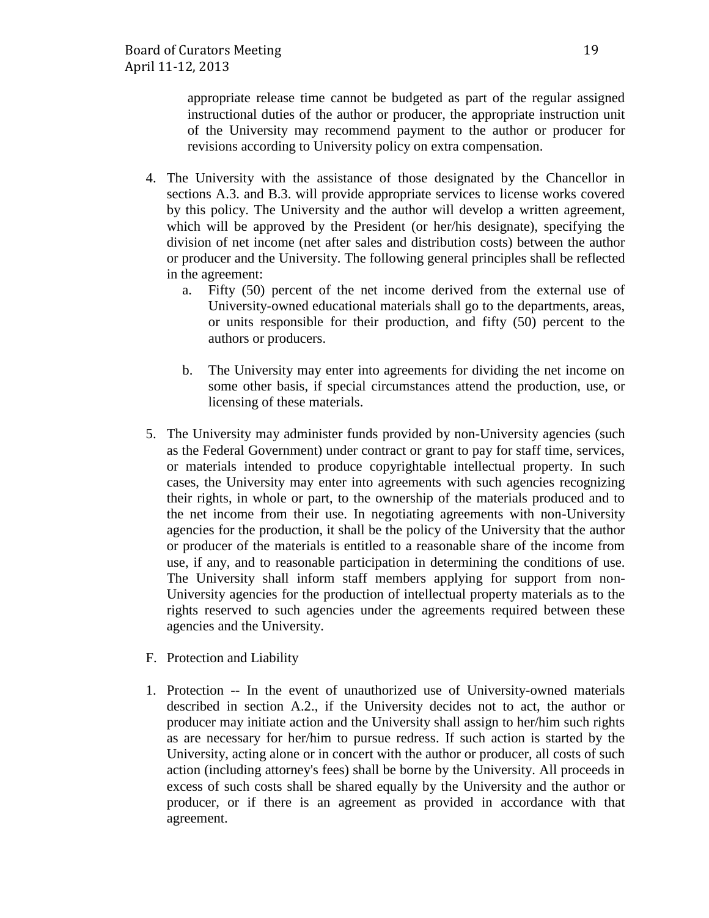appropriate release time cannot be budgeted as part of the regular assigned instructional duties of the author or producer, the appropriate instruction unit of the University may recommend payment to the author or producer for revisions according to University policy on extra compensation.

4. The University with the assistance of those designated by the Chancellor in sections A.3. and B.3. will provide appropriate services to license works covered by this policy. The University and the author will develop a written agreement, which will be approved by the President (or her/his designate), specifying the division of net income (net after sales and distribution costs) between the author or producer and the University. The following general principles shall be reflected in the agreement:
   a. Fifty (50) percent of the net income derived from the external use of University-owned educational materials shall go to the departments, areas, or units responsible for their production, and fifty (50) percent to the authors or producers.

   b. The University may enter into agreements for dividing the net income on some other basis, if special circumstances attend the production, use, or licensing of these materials.

5. The University may administer funds provided by non-University agencies (such as the Federal Government) under contract or grant to pay for staff time, services, or materials intended to produce copyrightable intellectual property. In such cases, the University may enter into agreements with such agencies recognizing their rights, in whole or part, to the ownership of the materials produced and to the net income from their use. In negotiating agreements with non-University agencies for the production, it shall be the policy of the University that the author or producer of the materials is entitled to a reasonable share of the income from use, if any, and to reasonable participation in determining the conditions of use. The University shall inform staff members applying for support from non-University agencies for the production of intellectual property materials as to the rights reserved to such agencies under the agreements required between these agencies and the University.

F. Protection and Liability

1. Protection -- In the event of unauthorized use of University-owned materials described in section A.2., if the University decides not to act, the author or producer may initiate action and the University shall assign to her/him such rights as are necessary for her/him to pursue redress. If such action is started by the University, acting alone or in concert with the author or producer, all costs of such action (including attorney's fees) shall be borne by the University. All proceeds in excess of such costs shall be shared equally by the University and the author or producer, or if there is an agreement as provided in accordance with that agreement.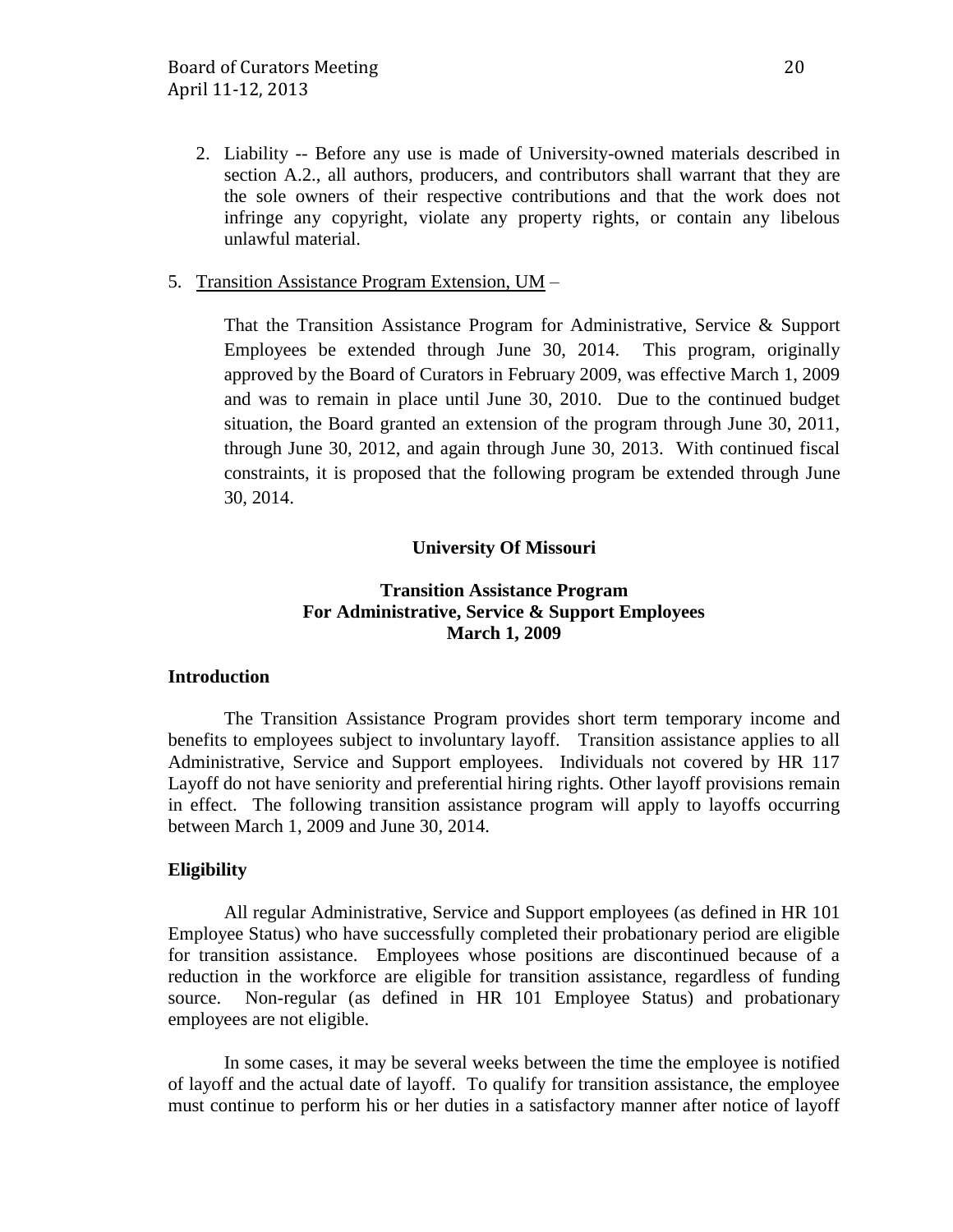2. Liability -- Before any use is made of University-owned materials described in section A.2., all authors, producers, and contributors shall warrant that they are the sole owners of their respective contributions and that the work does not infringe any copyright, violate any property rights, or contain any libelous unlawful material.

5. Transition Assistance Program Extension, UM –

   That the Transition Assistance Program for Administrative, Service & Support Employees be extended through June 30, 2014. This program, originally approved by the Board of Curators in February 2009, was effective March 1, 2009 and was to remain in place until June 30, 2010. Due to the continued budget situation, the Board granted an extension of the program through June 30, 2011, through June 30, 2012, and again through June 30, 2013. With continued fiscal constraints, it is proposed that the following program be extended through June 30, 2014.

**University Of Missouri**

**Transition Assistance Program**
**For Administrative, Service & Support Employees**
**March 1, 2009**

**Introduction**

The Transition Assistance Program provides short term temporary income and benefits to employees subject to involuntary layoff. Transition assistance applies to all Administrative, Service and Support employees. Individuals not covered by HR 117 Layoff do not have seniority and preferential hiring rights. Other layoff provisions remain in effect. The following transition assistance program will apply to layoffs occurring between March 1, 2009 and June 30, 2014.

**Eligibility**

All regular Administrative, Service and Support employees (as defined in HR 101 Employee Status) who have successfully completed their probationary period are eligible for transition assistance. Employees whose positions are discontinued because of a reduction in the workforce are eligible for transition assistance, regardless of funding source. Non-regular (as defined in HR 101 Employee Status) and probationary employees are not eligible.

In some cases, it may be several weeks between the time the employee is notified of layoff and the actual date of layoff. To qualify for transition assistance, the employee must continue to perform his or her duties in a satisfactory manner after notice of layoff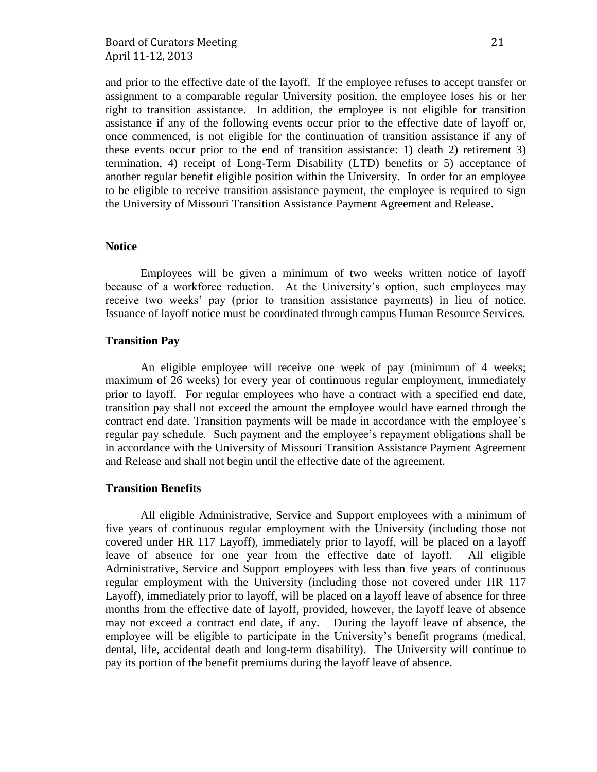and prior to the effective date of the layoff. If the employee refuses to accept transfer or assignment to a comparable regular University position, the employee loses his or her right to transition assistance. In addition, the employee is not eligible for transition assistance if any of the following events occur prior to the effective date of layoff or, once commenced, is not eligible for the continuation of transition assistance if any of these events occur prior to the end of transition assistance: 1) death 2) retirement 3) termination, 4) receipt of Long-Term Disability (LTD) benefits or 5) acceptance of another regular benefit eligible position within the University. In order for an employee to be eligible to receive transition assistance payment, the employee is required to sign the University of Missouri Transition Assistance Payment Agreement and Release.

**Notice**

Employees will be given a minimum of two weeks written notice of layoff because of a workforce reduction. At the University's option, such employees may receive two weeks' pay (prior to transition assistance payments) in lieu of notice. Issuance of layoff notice must be coordinated through campus Human Resource Services.

**Transition Pay**

An eligible employee will receive one week of pay (minimum of 4 weeks; maximum of 26 weeks) for every year of continuous regular employment, immediately prior to layoff. For regular employees who have a contract with a specified end date, transition pay shall not exceed the amount the employee would have earned through the contract end date. Transition payments will be made in accordance with the employee's regular pay schedule. Such payment and the employee's repayment obligations shall be in accordance with the University of Missouri Transition Assistance Payment Agreement and Release and shall not begin until the effective date of the agreement.

**Transition Benefits**

All eligible Administrative, Service and Support employees with a minimum of five years of continuous regular employment with the University (including those not covered under HR 117 Layoff), immediately prior to layoff, will be placed on a layoff leave of absence for one year from the effective date of layoff. All eligible Administrative, Service and Support employees with less than five years of continuous regular employment with the University (including those not covered under HR 117 Layoff), immediately prior to layoff, will be placed on a layoff leave of absence for three months from the effective date of layoff, provided, however, the layoff leave of absence may not exceed a contract end date, if any. During the layoff leave of absence, the employee will be eligible to participate in the University's benefit programs (medical, dental, life, accidental death and long-term disability). The University will continue to pay its portion of the benefit premiums during the layoff leave of absence.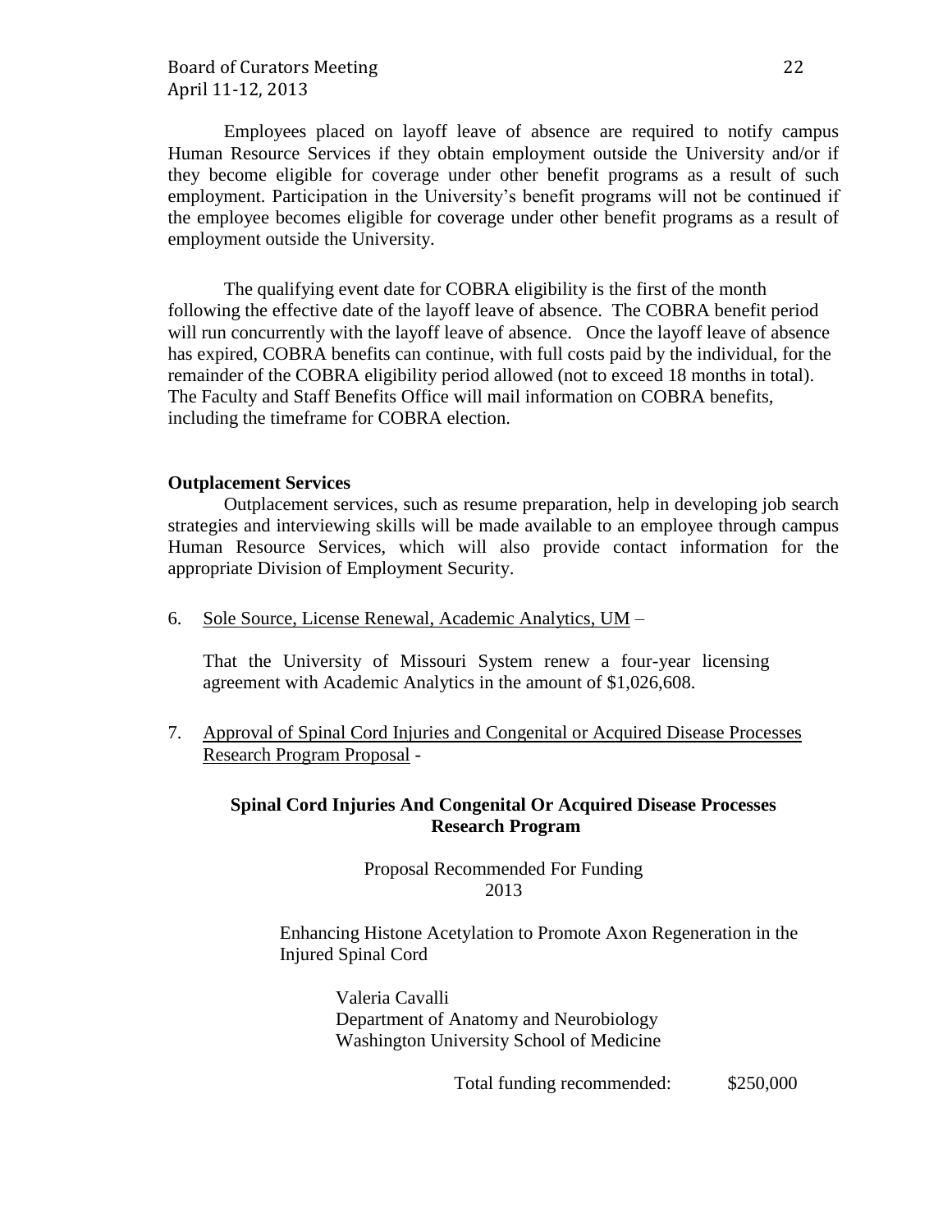Employees placed on layoff leave of absence are required to notify campus Human Resource Services if they obtain employment outside the University and/or if they become eligible for coverage under other benefit programs as a result of such employment. Participation in the University's benefit programs will not be continued if the employee becomes eligible for coverage under other benefit programs as a result of employment outside the University.

The qualifying event date for COBRA eligibility is the first of the month following the effective date of the layoff leave of absence. The COBRA benefit period will run concurrently with the layoff leave of absence. Once the layoff leave of absence has expired, COBRA benefits can continue, with full costs paid by the individual, for the remainder of the COBRA eligibility period allowed (not to exceed 18 months in total). The Faculty and Staff Benefits Office will mail information on COBRA benefits, including the timeframe for COBRA election.

**Outplacement Services**

Outplacement services, such as resume preparation, help in developing job search strategies and interviewing skills will be made available to an employee through campus Human Resource Services, which will also provide contact information for the appropriate Division of Employment Security.

6. Sole Source, License Renewal, Academic Analytics, UM –

   That the University of Missouri System renew a four-year licensing agreement with Academic Analytics in the amount of $1,026,608.

7. Approval of Spinal Cord Injuries and Congenital or Acquired Disease Processes Research Program Proposal -

**Spinal Cord Injuries And Congenital Or Acquired Disease Processes Research Program**

Proposal Recommended For Funding
2013

Enhancing Histone Acetylation to Promote Axon Regeneration in the Injured Spinal Cord

Valeria Cavalli
Department of Anatomy and Neurobiology
Washington University School of Medicine

Total funding recommended: $250,000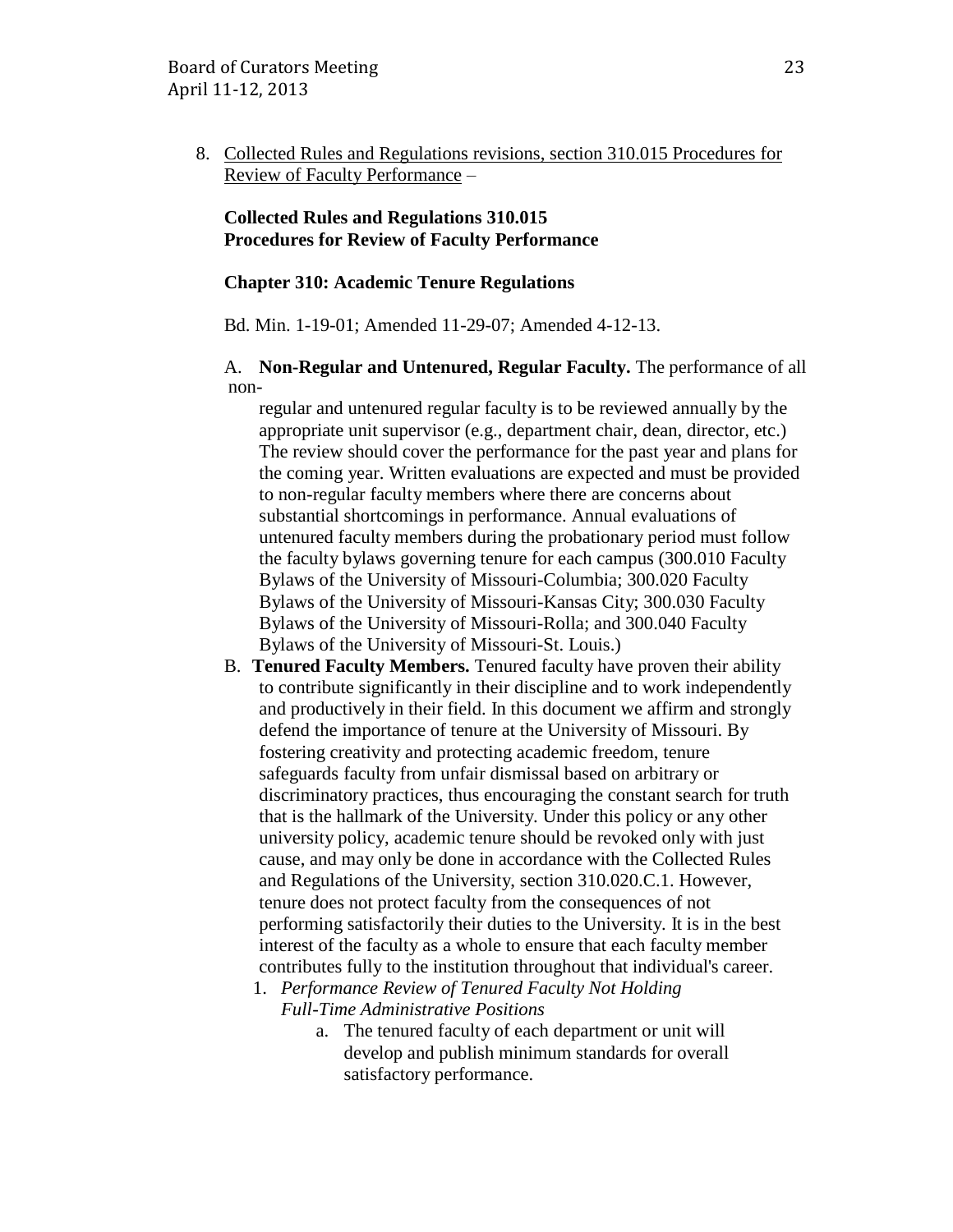8. Collected Rules and Regulations revisions, section 310.015 Procedures for Review of Faculty Performance –

**Collected Rules and Regulations 310.015**
**Procedures for Review of Faculty Performance**

**Chapter 310: Academic Tenure Regulations**

Bd. Min. 1-19-01; Amended 11-29-07; Amended 4-12-13.

A. **Non-Regular and Untenured, Regular Faculty.** The performance of all non-regular and untenured regular faculty is to be reviewed annually by the appropriate unit supervisor (e.g., department chair, dean, director, etc.) The review should cover the performance for the past year and plans for the coming year. Written evaluations are expected and must be provided to non-regular faculty members where there are concerns about substantial shortcomings in performance. Annual evaluations of untenured faculty members during the probationary period must follow the faculty bylaws governing tenure for each campus (300.010 Faculty Bylaws of the University of Missouri-Columbia; 300.020 Faculty Bylaws of the University of Missouri-Kansas City; 300.030 Faculty Bylaws of the University of Missouri-Rolla; and 300.040 Faculty Bylaws of the University of Missouri-St. Louis.)

B. **Tenured Faculty Members.** Tenured faculty have proven their ability to contribute significantly in their discipline and to work independently and productively in their field. In this document we affirm and strongly defend the importance of tenure at the University of Missouri. By fostering creativity and protecting academic freedom, tenure safeguards faculty from unfair dismissal based on arbitrary or discriminatory practices, thus encouraging the constant search for truth that is the hallmark of the University. Under this policy or any other university policy, academic tenure should be revoked only with just cause, and may only be done in accordance with the Collected Rules and Regulations of the University, section 310.020.C.1. However, tenure does not protect faculty from the consequences of not performing satisfactorily their duties to the University. It is in the best interest of the faculty as a whole to ensure that each faculty member contributes fully to the institution throughout that individual's career.

   1. *Performance Review of Tenured Faculty Not Holding Full-Time Administrative Positions*

      a. The tenured faculty of each department or unit will develop and publish minimum standards for overall satisfactory performance.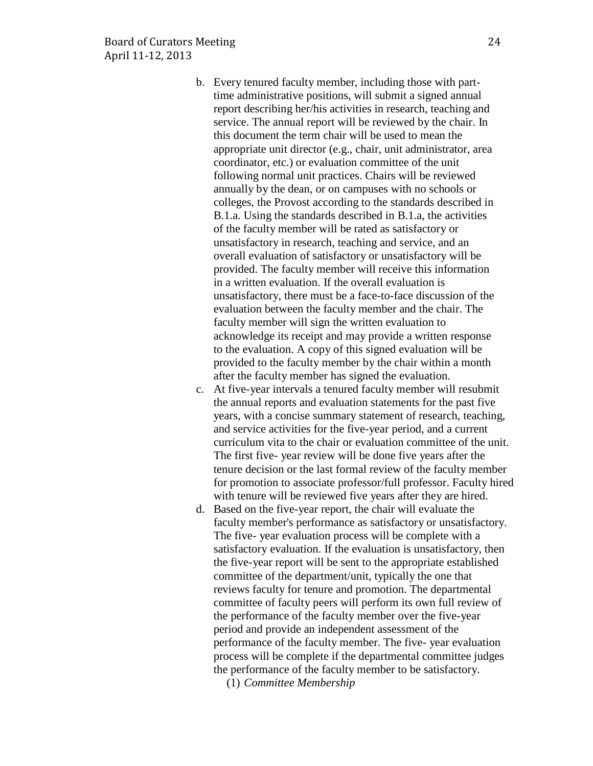b. Every tenured faculty member, including those with part-time administrative positions, will submit a signed annual report describing her/his activities in research, teaching and service. The annual report will be reviewed by the chair. In this document the term chair will be used to mean the appropriate unit director (e.g., chair, unit administrator, area coordinator, etc.) or evaluation committee of the unit following normal unit practices. Chairs will be reviewed annually by the dean, or on campuses with no schools or colleges, the Provost according to the standards described in B.1.a. Using the standards described in B.1.a, the activities of the faculty member will be rated as satisfactory or unsatisfactory in research, teaching and service, and an overall evaluation of satisfactory or unsatisfactory will be provided. The faculty member will receive this information in a written evaluation. If the overall evaluation is unsatisfactory, there must be a face-to-face discussion of the evaluation between the faculty member and the chair. The faculty member will sign the written evaluation to acknowledge its receipt and may provide a written response to the evaluation. A copy of this signed evaluation will be provided to the faculty member by the chair within a month after the faculty member has signed the evaluation.

c. At five-year intervals a tenured faculty member will resubmit the annual reports and evaluation statements for the past five years, with a concise summary statement of research, teaching, and service activities for the five-year period, and a current curriculum vita to the chair or evaluation committee of the unit. The first five- year review will be done five years after the tenure decision or the last formal review of the faculty member for promotion to associate professor/full professor. Faculty hired with tenure will be reviewed five years after they are hired.

d. Based on the five-year report, the chair will evaluate the faculty member's performance as satisfactory or unsatisfactory. The five- year evaluation process will be complete with a satisfactory evaluation. If the evaluation is unsatisfactory, then the five-year report will be sent to the appropriate established committee of the department/unit, typically the one that reviews faculty for tenure and promotion. The departmental committee of faculty peers will perform its own full review of the performance of the faculty member over the five-year period and provide an independent assessment of the performance of the faculty member. The five- year evaluation process will be complete if the departmental committee judges the performance of the faculty member to be satisfactory.

(1) *Committee Membership*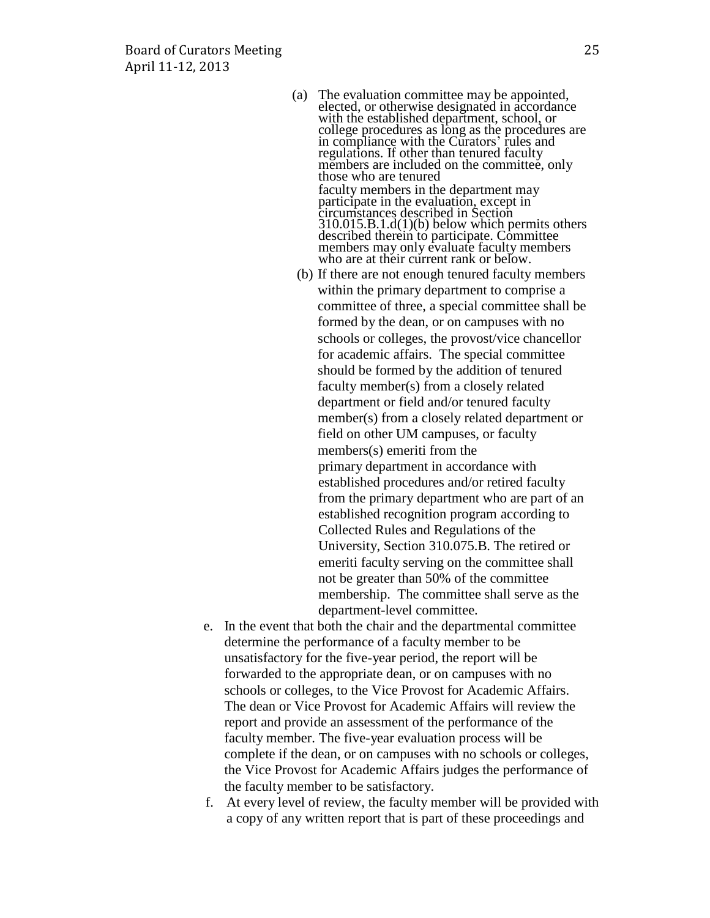(a) The evaluation committee may be appointed, elected, or otherwise designated in accordance with the established department, school, or college procedures as long as the procedures are in compliance with the Curators' rules and regulations. If other than tenured faculty members are included on the committee, only those who are tenured faculty members in the department may participate in the evaluation, except in circumstances described in Section 310.015.B.1.d(1)(b) below which permits others described therein to participate. Committee members may only evaluate faculty members who are at their current rank or below.

(b) If there are not enough tenured faculty members within the primary department to comprise a committee of three, a special committee shall be formed by the dean, or on campuses with no schools or colleges, the provost/vice chancellor for academic affairs. The special committee should be formed by the addition of tenured faculty member(s) from a closely related department or field and/or tenured faculty member(s) from a closely related department or field on other UM campuses, or faculty members(s) emeriti from the primary department in accordance with established procedures and/or retired faculty from the primary department who are part of an established recognition program according to Collected Rules and Regulations of the University, Section 310.075.B. The retired or emeriti faculty serving on the committee shall not be greater than 50% of the committee membership. The committee shall serve as the department-level committee.

e. In the event that both the chair and the departmental committee determine the performance of a faculty member to be unsatisfactory for the five-year period, the report will be forwarded to the appropriate dean, or on campuses with no schools or colleges, to the Vice Provost for Academic Affairs. The dean or Vice Provost for Academic Affairs will review the report and provide an assessment of the performance of the faculty member. The five-year evaluation process will be complete if the dean, or on campuses with no schools or colleges, the Vice Provost for Academic Affairs judges the performance of the faculty member to be satisfactory.

f. At every level of review, the faculty member will be provided with a copy of any written report that is part of these proceedings and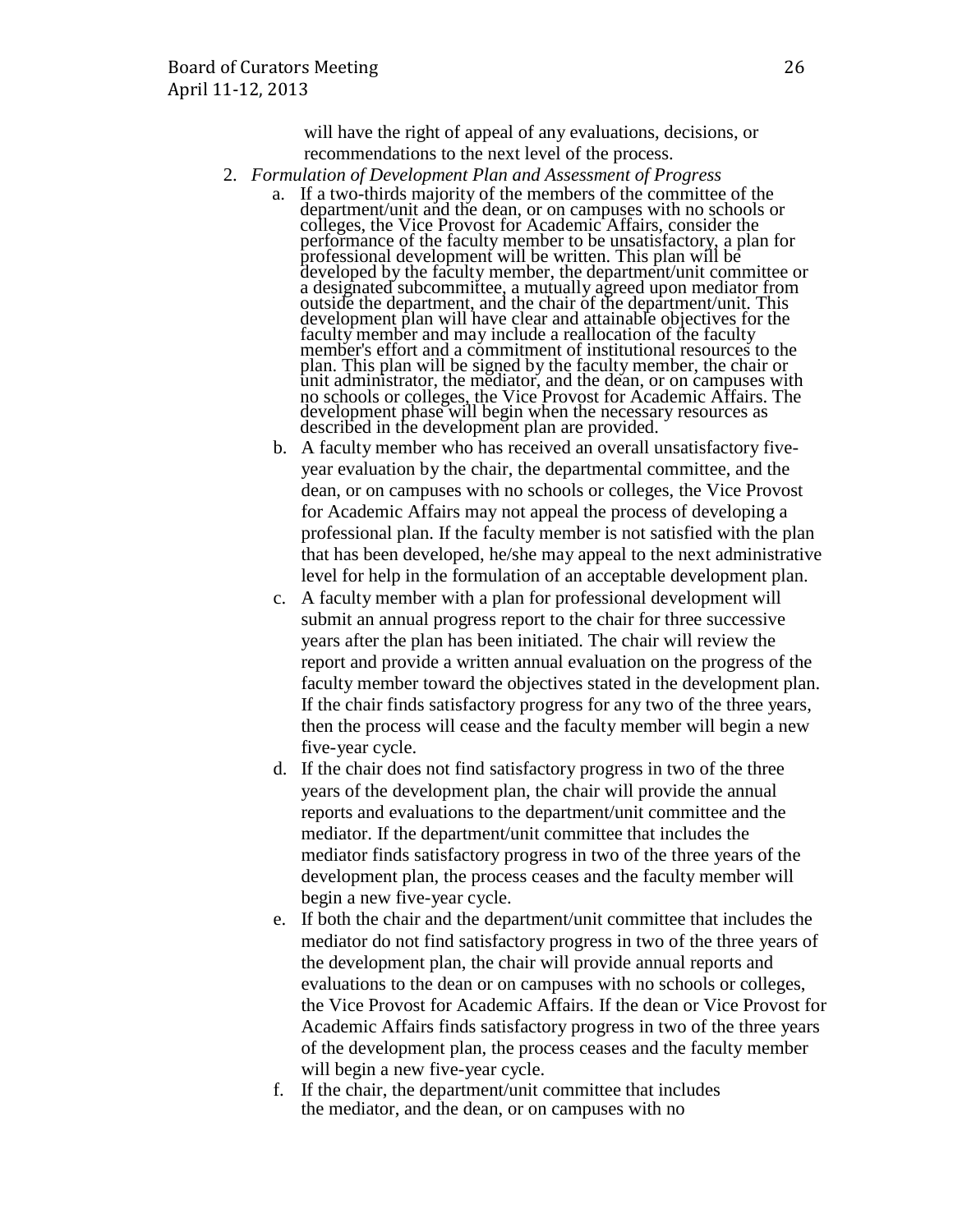will have the right of appeal of any evaluations, decisions, or recommendations to the next level of the process.

2. *Formulation of Development Plan and Assessment of Progress*
   a. If a two-thirds majority of the members of the committee of the department/unit and the dean, or on campuses with no schools or colleges, the Vice Provost for Academic Affairs, consider the performance of the faculty member to be unsatisfactory, a plan for professional development will be written. This plan will be developed by the faculty member, the department/unit committee or a designated subcommittee, a mutually agreed upon mediator from outside the department, and the chair of the department/unit. This development plan will have clear and attainable objectives for the faculty member and may include a reallocation of the faculty member's effort and a commitment of institutional resources to the plan. This plan will be signed by the faculty member, the chair or unit administrator, the mediator, and the dean, or on campuses with no schools or colleges, the Vice Provost for Academic Affairs. The development phase will begin when the necessary resources as described in the development plan are provided.
   b. A faculty member who has received an overall unsatisfactory five-year evaluation by the chair, the departmental committee, and the dean, or on campuses with no schools or colleges, the Vice Provost for Academic Affairs may not appeal the process of developing a professional plan. If the faculty member is not satisfied with the plan that has been developed, he/she may appeal to the next administrative level for help in the formulation of an acceptable development plan.
   c. A faculty member with a plan for professional development will submit an annual progress report to the chair for three successive years after the plan has been initiated. The chair will review the report and provide a written annual evaluation on the progress of the faculty member toward the objectives stated in the development plan. If the chair finds satisfactory progress for any two of the three years, then the process will cease and the faculty member will begin a new five-year cycle.
   d. If the chair does not find satisfactory progress in two of the three years of the development plan, the chair will provide the annual reports and evaluations to the department/unit committee and the mediator. If the department/unit committee that includes the mediator finds satisfactory progress in two of the three years of the development plan, the process ceases and the faculty member will begin a new five-year cycle.
   e. If both the chair and the department/unit committee that includes the mediator do not find satisfactory progress in two of the three years of the development plan, the chair will provide annual reports and evaluations to the dean or on campuses with no schools or colleges, the Vice Provost for Academic Affairs. If the dean or Vice Provost for Academic Affairs finds satisfactory progress in two of the three years of the development plan, the process ceases and the faculty member will begin a new five-year cycle.
   f. If the chair, the department/unit committee that includes the mediator, and the dean, or on campuses with no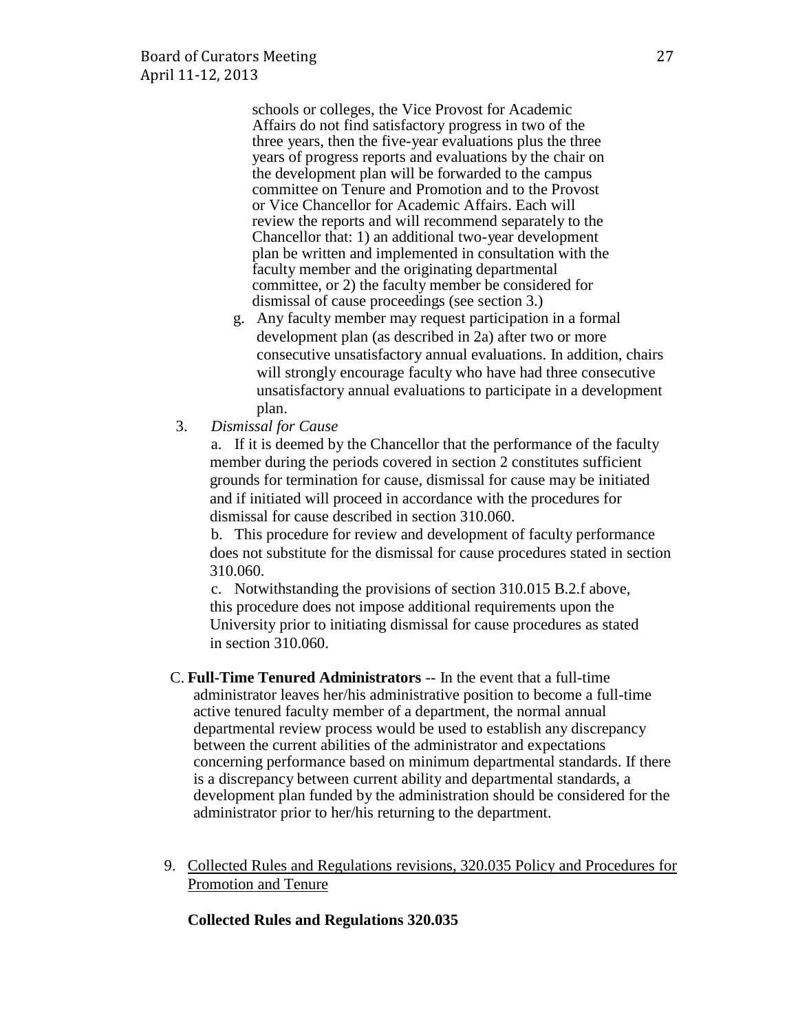schools or colleges, the Vice Provost for Academic Affairs do not find satisfactory progress in two of the three years, then the five-year evaluations plus the three years of progress reports and evaluations by the chair on the development plan will be forwarded to the campus committee on Tenure and Promotion and to the Provost or Vice Chancellor for Academic Affairs. Each will review the reports and will recommend separately to the Chancellor that: 1) an additional two-year development plan be written and implemented in consultation with the faculty member and the originating departmental committee, or 2) the faculty member be considered for dismissal of cause proceedings (see section 3.)

g. Any faculty member may request participation in a formal development plan (as described in 2a) after two or more consecutive unsatisfactory annual evaluations. In addition, chairs will strongly encourage faculty who have had three consecutive unsatisfactory annual evaluations to participate in a development plan.

3. *Dismissal for Cause*

a. If it is deemed by the Chancellor that the performance of the faculty member during the periods covered in section 2 constitutes sufficient grounds for termination for cause, dismissal for cause may be initiated and if initiated will proceed in accordance with the procedures for dismissal for cause described in section 310.060.

b. This procedure for review and development of faculty performance does not substitute for the dismissal for cause procedures stated in section 310.060.

c. Notwithstanding the provisions of section 310.015 B.2.f above, this procedure does not impose additional requirements upon the University prior to initiating dismissal for cause procedures as stated in section 310.060.

C. **Full-Time Tenured Administrators** -- In the event that a full-time administrator leaves her/his administrative position to become a full-time active tenured faculty member of a department, the normal annual departmental review process would be used to establish any discrepancy between the current abilities of the administrator and expectations concerning performance based on minimum departmental standards. If there is a discrepancy between current ability and departmental standards, a development plan funded by the administration should be considered for the administrator prior to her/his returning to the department.

9. Collected Rules and Regulations revisions, 320.035 Policy and Procedures for Promotion and Tenure

**Collected Rules and Regulations 320.035**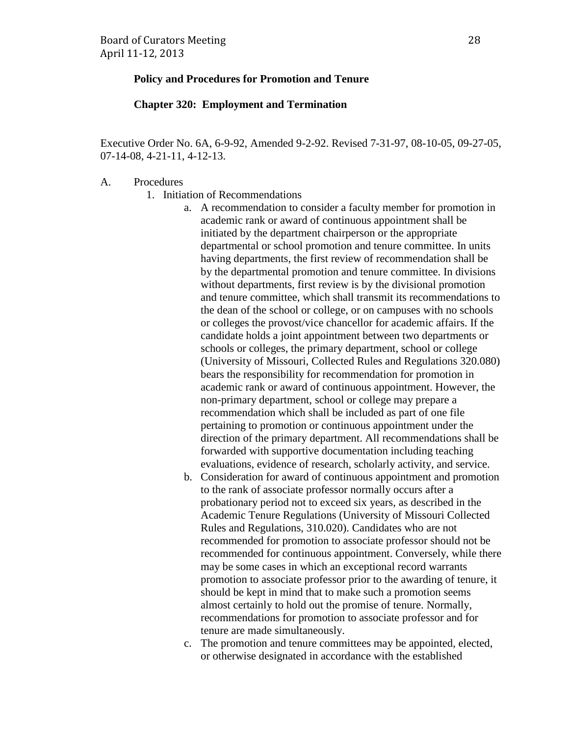**Policy and Procedures for Promotion and Tenure**

**Chapter 320: Employment and Termination**

Executive Order No. 6A, 6-9-92, Amended 9-2-92. Revised 7-31-97, 08-10-05, 09-27-05, 07-14-08, 4-21-11, 4-12-13.

A. Procedures
  1. Initiation of Recommendations
     a. A recommendation to consider a faculty member for promotion in academic rank or award of continuous appointment shall be initiated by the department chairperson or the appropriate departmental or school promotion and tenure committee. In units having departments, the first review of recommendation shall be by the departmental promotion and tenure committee. In divisions without departments, first review is by the divisional promotion and tenure committee, which shall transmit its recommendations to the dean of the school or college, or on campuses with no schools or colleges the provost/vice chancellor for academic affairs. If the candidate holds a joint appointment between two departments or schools or colleges, the primary department, school or college (University of Missouri, Collected Rules and Regulations 320.080) bears the responsibility for recommendation for promotion in academic rank or award of continuous appointment. However, the non-primary department, school or college may prepare a recommendation which shall be included as part of one file pertaining to promotion or continuous appointment under the direction of the primary department. All recommendations shall be forwarded with supportive documentation including teaching evaluations, evidence of research, scholarly activity, and service.
     b. Consideration for award of continuous appointment and promotion to the rank of associate professor normally occurs after a probationary period not to exceed six years, as described in the Academic Tenure Regulations (University of Missouri Collected Rules and Regulations, 310.020). Candidates who are not recommended for promotion to associate professor should not be recommended for continuous appointment. Conversely, while there may be some cases in which an exceptional record warrants promotion to associate professor prior to the awarding of tenure, it should be kept in mind that to make such a promotion seems almost certainly to hold out the promise of tenure. Normally, recommendations for promotion to associate professor and for tenure are made simultaneously.
     c. The promotion and tenure committees may be appointed, elected, or otherwise designated in accordance with the established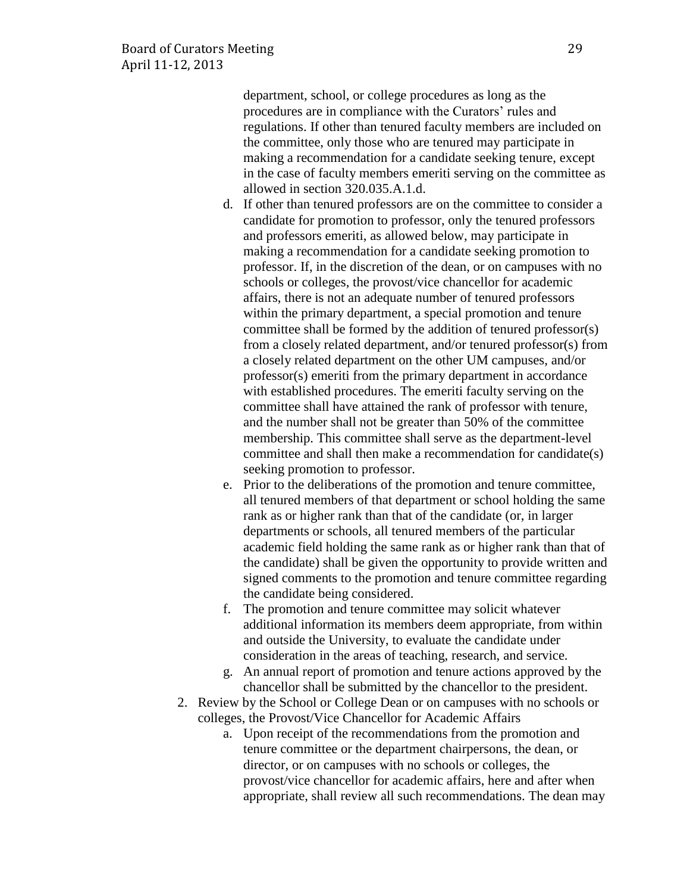department, school, or college procedures as long as the procedures are in compliance with the Curators' rules and regulations. If other than tenured faculty members are included on the committee, only those who are tenured may participate in making a recommendation for a candidate seeking tenure, except in the case of faculty members emeriti serving on the committee as allowed in section 320.035.A.1.d.

   d. If other than tenured professors are on the committee to consider a candidate for promotion to professor, only the tenured professors and professors emeriti, as allowed below, may participate in making a recommendation for a candidate seeking promotion to professor. If, in the discretion of the dean, or on campuses with no schools or colleges, the provost/vice chancellor for academic affairs, there is not an adequate number of tenured professors within the primary department, a special promotion and tenure committee shall be formed by the addition of tenured professor(s) from a closely related department, and/or tenured professor(s) from a closely related department on the other UM campuses, and/or professor(s) emeriti from the primary department in accordance with established procedures. The emeriti faculty serving on the committee shall have attained the rank of professor with tenure, and the number shall not be greater than 50% of the committee membership. This committee shall serve as the department-level committee and shall then make a recommendation for candidate(s) seeking promotion to professor.
   e. Prior to the deliberations of the promotion and tenure committee, all tenured members of that department or school holding the same rank as or higher rank than that of the candidate (or, in larger departments or schools, all tenured members of the particular academic field holding the same rank as or higher rank than that of the candidate) shall be given the opportunity to provide written and signed comments to the promotion and tenure committee regarding the candidate being considered.
   f. The promotion and tenure committee may solicit whatever additional information its members deem appropriate, from within and outside the University, to evaluate the candidate under consideration in the areas of teaching, research, and service.
   g. An annual report of promotion and tenure actions approved by the chancellor shall be submitted by the chancellor to the president.

2. Review by the School or College Dean or on campuses with no schools or colleges, the Provost/Vice Chancellor for Academic Affairs
   a. Upon receipt of the recommendations from the promotion and tenure committee or the department chairpersons, the dean, or director, or on campuses with no schools or colleges, the provost/vice chancellor for academic affairs, here and after when appropriate, shall review all such recommendations. The dean may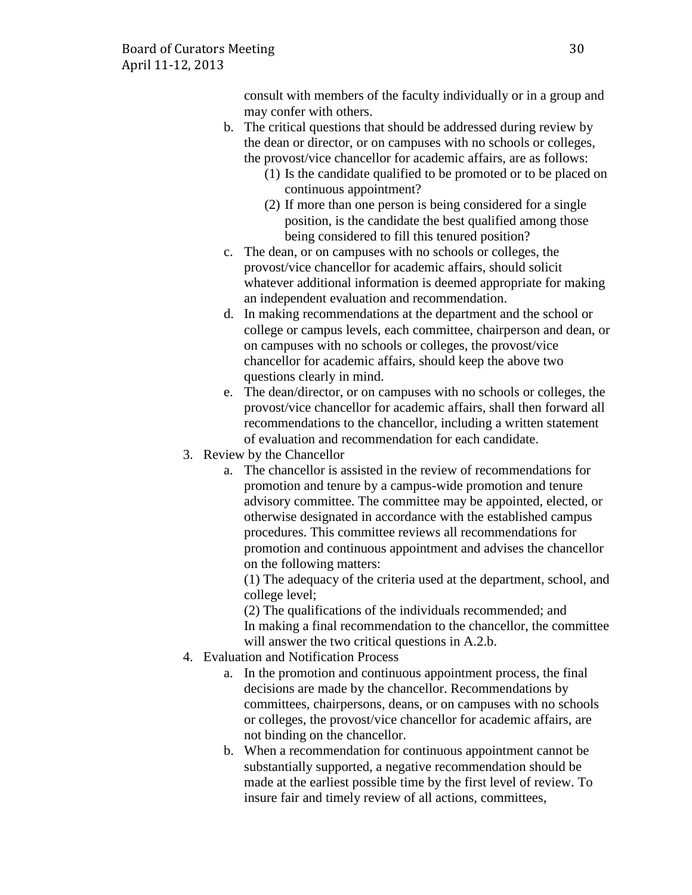consult with members of the faculty individually or in a group and may confer with others.

b. The critical questions that should be addressed during review by the dean or director, or on campuses with no schools or colleges, the provost/vice chancellor for academic affairs, are as follows:
    (1) Is the candidate qualified to be promoted or to be placed on continuous appointment?
    (2) If more than one person is being considered for a single position, is the candidate the best qualified among those being considered to fill this tenured position?

c. The dean, or on campuses with no schools or colleges, the provost/vice chancellor for academic affairs, should solicit whatever additional information is deemed appropriate for making an independent evaluation and recommendation.

d. In making recommendations at the department and the school or college or campus levels, each committee, chairperson and dean, or on campuses with no schools or colleges, the provost/vice chancellor for academic affairs, should keep the above two questions clearly in mind.

e. The dean/director, or on campuses with no schools or colleges, the provost/vice chancellor for academic affairs, shall then forward all recommendations to the chancellor, including a written statement of evaluation and recommendation for each candidate.

3. Review by the Chancellor
    a. The chancellor is assisted in the review of recommendations for promotion and tenure by a campus-wide promotion and tenure advisory committee. The committee may be appointed, elected, or otherwise designated in accordance with the established campus procedures. This committee reviews all recommendations for promotion and continuous appointment and advises the chancellor on the following matters:
    (1) The adequacy of the criteria used at the department, school, and college level;
    (2) The qualifications of the individuals recommended; and
    In making a final recommendation to the chancellor, the committee will answer the two critical questions in A.2.b.

4. Evaluation and Notification Process
    a. In the promotion and continuous appointment process, the final decisions are made by the chancellor. Recommendations by committees, chairpersons, deans, or on campuses with no schools or colleges, the provost/vice chancellor for academic affairs, are not binding on the chancellor.
    b. When a recommendation for continuous appointment cannot be substantially supported, a negative recommendation should be made at the earliest possible time by the first level of review. To insure fair and timely review of all actions, committees,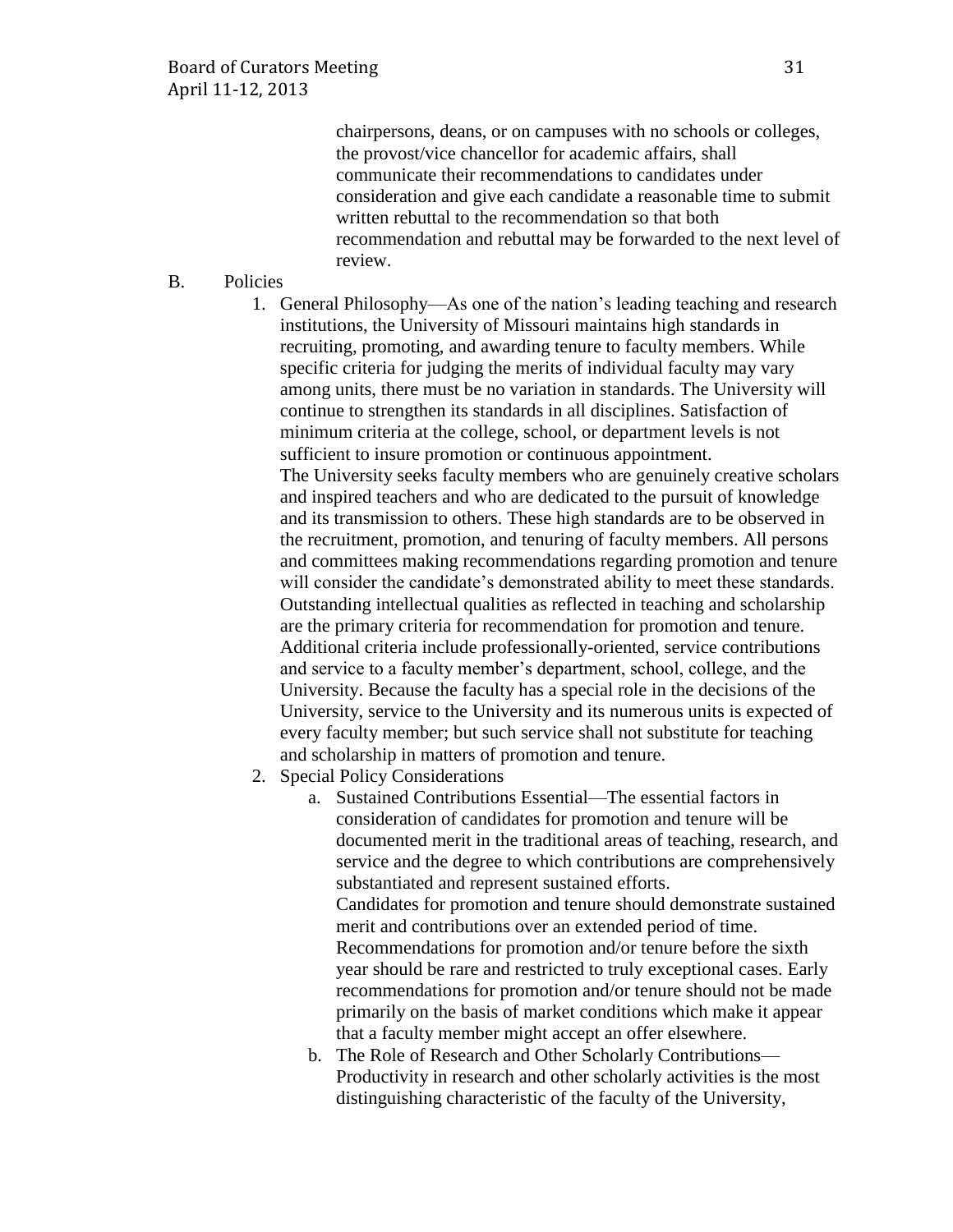chairpersons, deans, or on campuses with no schools or colleges, the provost/vice chancellor for academic affairs, shall communicate their recommendations to candidates under consideration and give each candidate a reasonable time to submit written rebuttal to the recommendation so that both recommendation and rebuttal may be forwarded to the next level of review.

B. Policies

1. General Philosophy—As one of the nation's leading teaching and research institutions, the University of Missouri maintains high standards in recruiting, promoting, and awarding tenure to faculty members. While specific criteria for judging the merits of individual faculty may vary among units, there must be no variation in standards. The University will continue to strengthen its standards in all disciplines. Satisfaction of minimum criteria at the college, school, or department levels is not sufficient to insure promotion or continuous appointment.
   The University seeks faculty members who are genuinely creative scholars and inspired teachers and who are dedicated to the pursuit of knowledge and its transmission to others. These high standards are to be observed in the recruitment, promotion, and tenuring of faculty members. All persons and committees making recommendations regarding promotion and tenure will consider the candidate's demonstrated ability to meet these standards. Outstanding intellectual qualities as reflected in teaching and scholarship are the primary criteria for recommendation for promotion and tenure. Additional criteria include professionally-oriented, service contributions and service to a faculty member's department, school, college, and the University. Because the faculty has a special role in the decisions of the University, service to the University and its numerous units is expected of every faculty member; but such service shall not substitute for teaching and scholarship in matters of promotion and tenure.
2. Special Policy Considerations
   a. Sustained Contributions Essential—The essential factors in consideration of candidates for promotion and tenure will be documented merit in the traditional areas of teaching, research, and service and the degree to which contributions are comprehensively substantiated and represent sustained efforts.
      Candidates for promotion and tenure should demonstrate sustained merit and contributions over an extended period of time. Recommendations for promotion and/or tenure before the sixth year should be rare and restricted to truly exceptional cases. Early recommendations for promotion and/or tenure should not be made primarily on the basis of market conditions which make it appear that a faculty member might accept an offer elsewhere.
   b. The Role of Research and Other Scholarly Contributions—Productivity in research and other scholarly activities is the most distinguishing characteristic of the faculty of the University,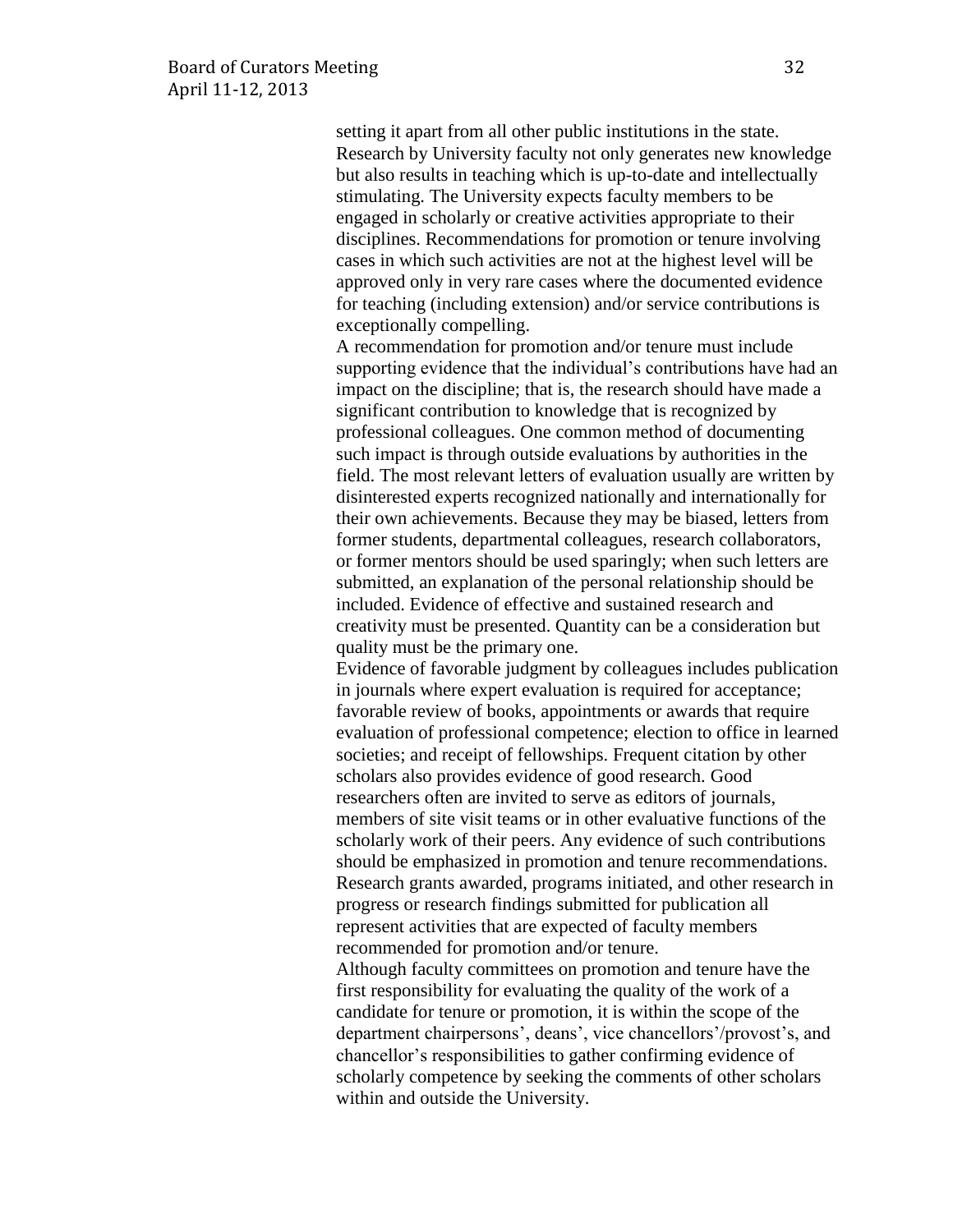setting it apart from all other public institutions in the state. Research by University faculty not only generates new knowledge but also results in teaching which is up-to-date and intellectually stimulating. The University expects faculty members to be engaged in scholarly or creative activities appropriate to their disciplines. Recommendations for promotion or tenure involving cases in which such activities are not at the highest level will be approved only in very rare cases where the documented evidence for teaching (including extension) and/or service contributions is exceptionally compelling.

A recommendation for promotion and/or tenure must include supporting evidence that the individual's contributions have had an impact on the discipline; that is, the research should have made a significant contribution to knowledge that is recognized by professional colleagues. One common method of documenting such impact is through outside evaluations by authorities in the field. The most relevant letters of evaluation usually are written by disinterested experts recognized nationally and internationally for their own achievements. Because they may be biased, letters from former students, departmental colleagues, research collaborators, or former mentors should be used sparingly; when such letters are submitted, an explanation of the personal relationship should be included. Evidence of effective and sustained research and creativity must be presented. Quantity can be a consideration but quality must be the primary one.

Evidence of favorable judgment by colleagues includes publication in journals where expert evaluation is required for acceptance; favorable review of books, appointments or awards that require evaluation of professional competence; election to office in learned societies; and receipt of fellowships. Frequent citation by other scholars also provides evidence of good research. Good researchers often are invited to serve as editors of journals, members of site visit teams or in other evaluative functions of the scholarly work of their peers. Any evidence of such contributions should be emphasized in promotion and tenure recommendations. Research grants awarded, programs initiated, and other research in progress or research findings submitted for publication all represent activities that are expected of faculty members recommended for promotion and/or tenure.

Although faculty committees on promotion and tenure have the first responsibility for evaluating the quality of the work of a candidate for tenure or promotion, it is within the scope of the department chairpersons', deans', vice chancellors'/provost's, and chancellor's responsibilities to gather confirming evidence of scholarly competence by seeking the comments of other scholars within and outside the University.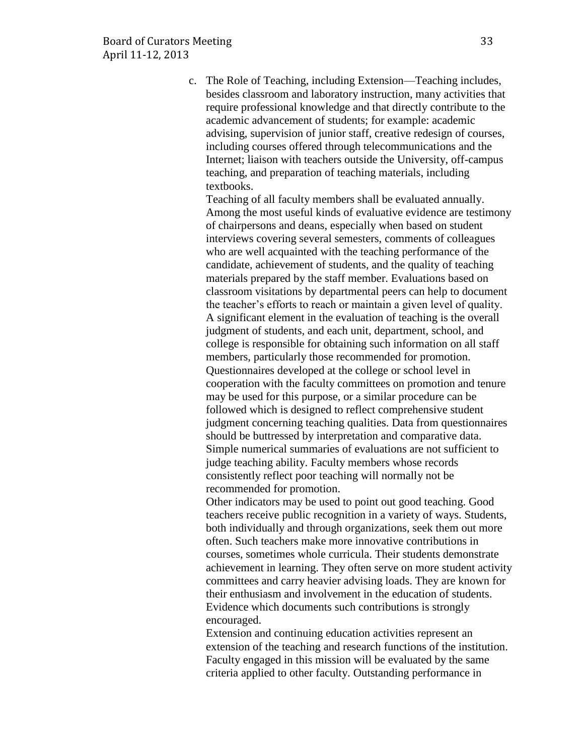c. The Role of Teaching, including Extension—Teaching includes, besides classroom and laboratory instruction, many activities that require professional knowledge and that directly contribute to the academic advancement of students; for example: academic advising, supervision of junior staff, creative redesign of courses, including courses offered through telecommunications and the Internet; liaison with teachers outside the University, off-campus teaching, and preparation of teaching materials, including textbooks.

   Teaching of all faculty members shall be evaluated annually. Among the most useful kinds of evaluative evidence are testimony of chairpersons and deans, especially when based on student interviews covering several semesters, comments of colleagues who are well acquainted with the teaching performance of the candidate, achievement of students, and the quality of teaching materials prepared by the staff member. Evaluations based on classroom visitations by departmental peers can help to document the teacher's efforts to reach or maintain a given level of quality. A significant element in the evaluation of teaching is the overall judgment of students, and each unit, department, school, and college is responsible for obtaining such information on all staff members, particularly those recommended for promotion. Questionnaires developed at the college or school level in cooperation with the faculty committees on promotion and tenure may be used for this purpose, or a similar procedure can be followed which is designed to reflect comprehensive student judgment concerning teaching qualities. Data from questionnaires should be buttressed by interpretation and comparative data. Simple numerical summaries of evaluations are not sufficient to judge teaching ability. Faculty members whose records consistently reflect poor teaching will normally not be recommended for promotion.

   Other indicators may be used to point out good teaching. Good teachers receive public recognition in a variety of ways. Students, both individually and through organizations, seek them out more often. Such teachers make more innovative contributions in courses, sometimes whole curricula. Their students demonstrate achievement in learning. They often serve on more student activity committees and carry heavier advising loads. They are known for their enthusiasm and involvement in the education of students. Evidence which documents such contributions is strongly encouraged.

   Extension and continuing education activities represent an extension of the teaching and research functions of the institution. Faculty engaged in this mission will be evaluated by the same criteria applied to other faculty. Outstanding performance in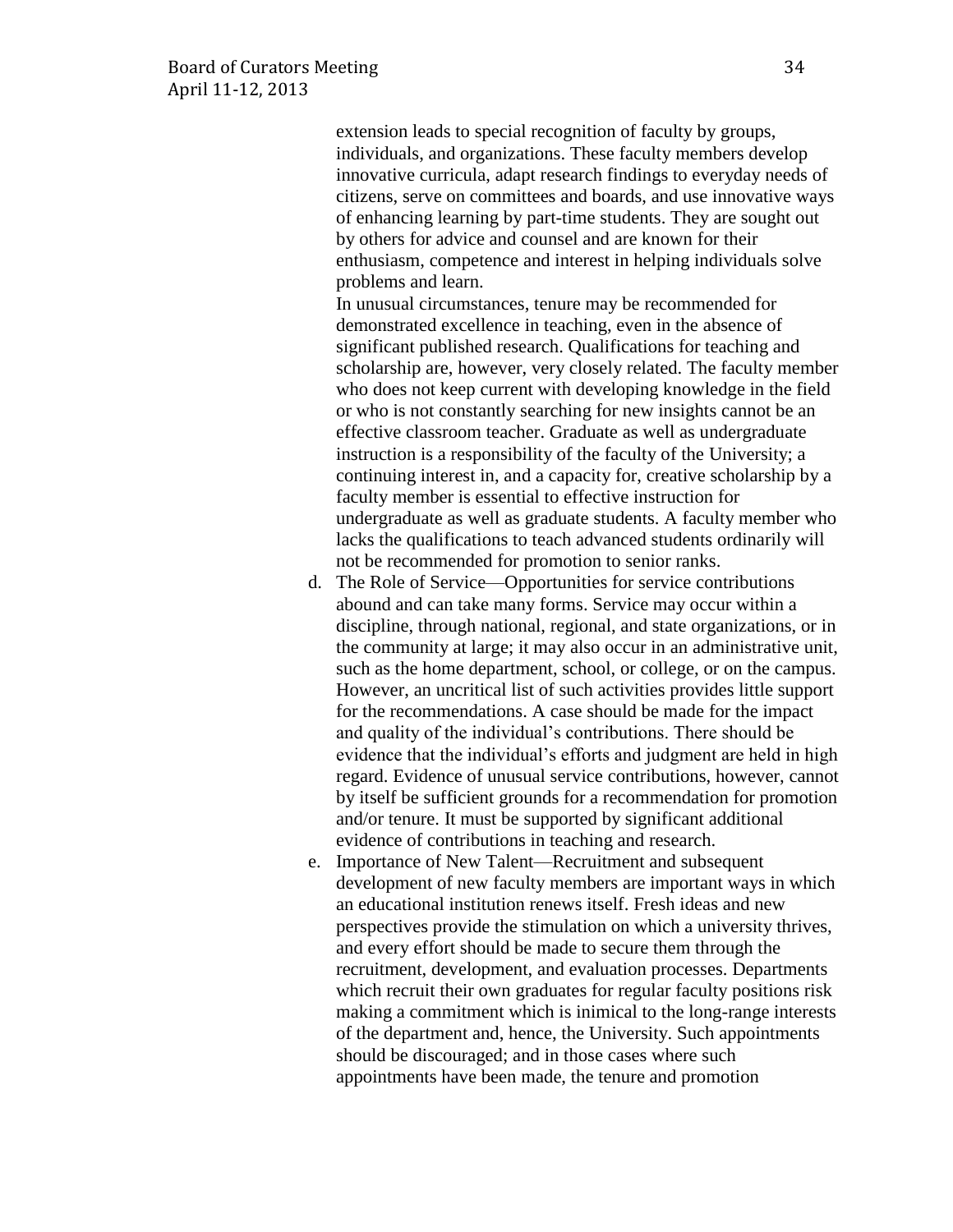extension leads to special recognition of faculty by groups, individuals, and organizations. These faculty members develop innovative curricula, adapt research findings to everyday needs of citizens, serve on committees and boards, and use innovative ways of enhancing learning by part-time students. They are sought out by others for advice and counsel and are known for their enthusiasm, competence and interest in helping individuals solve problems and learn.

In unusual circumstances, tenure may be recommended for demonstrated excellence in teaching, even in the absence of significant published research. Qualifications for teaching and scholarship are, however, very closely related. The faculty member who does not keep current with developing knowledge in the field or who is not constantly searching for new insights cannot be an effective classroom teacher. Graduate as well as undergraduate instruction is a responsibility of the faculty of the University; a continuing interest in, and a capacity for, creative scholarship by a faculty member is essential to effective instruction for undergraduate as well as graduate students. A faculty member who lacks the qualifications to teach advanced students ordinarily will not be recommended for promotion to senior ranks.

d. The Role of Service—Opportunities for service contributions abound and can take many forms. Service may occur within a discipline, through national, regional, and state organizations, or in the community at large; it may also occur in an administrative unit, such as the home department, school, or college, or on the campus. However, an uncritical list of such activities provides little support for the recommendations. A case should be made for the impact and quality of the individual's contributions. There should be evidence that the individual's efforts and judgment are held in high regard. Evidence of unusual service contributions, however, cannot by itself be sufficient grounds for a recommendation for promotion and/or tenure. It must be supported by significant additional evidence of contributions in teaching and research.

e. Importance of New Talent—Recruitment and subsequent development of new faculty members are important ways in which an educational institution renews itself. Fresh ideas and new perspectives provide the stimulation on which a university thrives, and every effort should be made to secure them through the recruitment, development, and evaluation processes. Departments which recruit their own graduates for regular faculty positions risk making a commitment which is inimical to the long-range interests of the department and, hence, the University. Such appointments should be discouraged; and in those cases where such appointments have been made, the tenure and promotion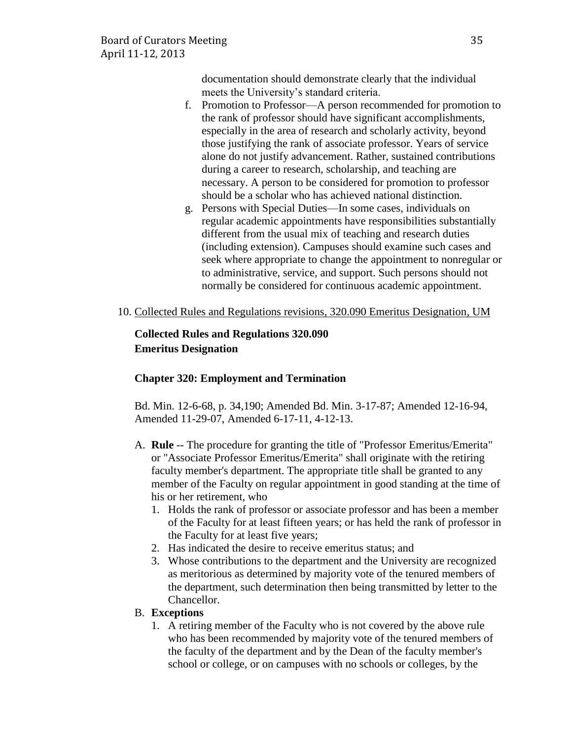documentation should demonstrate clearly that the individual meets the University's standard criteria.

f. Promotion to Professor—A person recommended for promotion to the rank of professor should have significant accomplishments, especially in the area of research and scholarly activity, beyond those justifying the rank of associate professor. Years of service alone do not justify advancement. Rather, sustained contributions during a career to research, scholarship, and teaching are necessary. A person to be considered for promotion to professor should be a scholar who has achieved national distinction.

g. Persons with Special Duties—In some cases, individuals on regular academic appointments have responsibilities substantially different from the usual mix of teaching and research duties (including extension). Campuses should examine such cases and seek where appropriate to change the appointment to nonregular or to administrative, service, and support. Such persons should not normally be considered for continuous academic appointment.

10. Collected Rules and Regulations revisions, 320.090 Emeritus Designation, UM

**Collected Rules and Regulations 320.090**
**Emeritus Designation**

**Chapter 320: Employment and Termination**

Bd. Min. 12-6-68, p. 34,190; Amended Bd. Min. 3-17-87; Amended 12-16-94, Amended 11-29-07, Amended 6-17-11, 4-12-13.

A. **Rule** -- The procedure for granting the title of "Professor Emeritus/Emerita" or "Associate Professor Emeritus/Emerita" shall originate with the retiring faculty member's department. The appropriate title shall be granted to any member of the Faculty on regular appointment in good standing at the time of his or her retirement, who
   1. Holds the rank of professor or associate professor and has been a member of the Faculty for at least fifteen years; or has held the rank of professor in the Faculty for at least five years;
   2. Has indicated the desire to receive emeritus status; and
   3. Whose contributions to the department and the University are recognized as meritorious as determined by majority vote of the tenured members of the department, such determination then being transmitted by letter to the Chancellor.

B. **Exceptions**
   1. A retiring member of the Faculty who is not covered by the above rule who has been recommended by majority vote of the tenured members of the faculty of the department and by the Dean of the faculty member's school or college, or on campuses with no schools or colleges, by the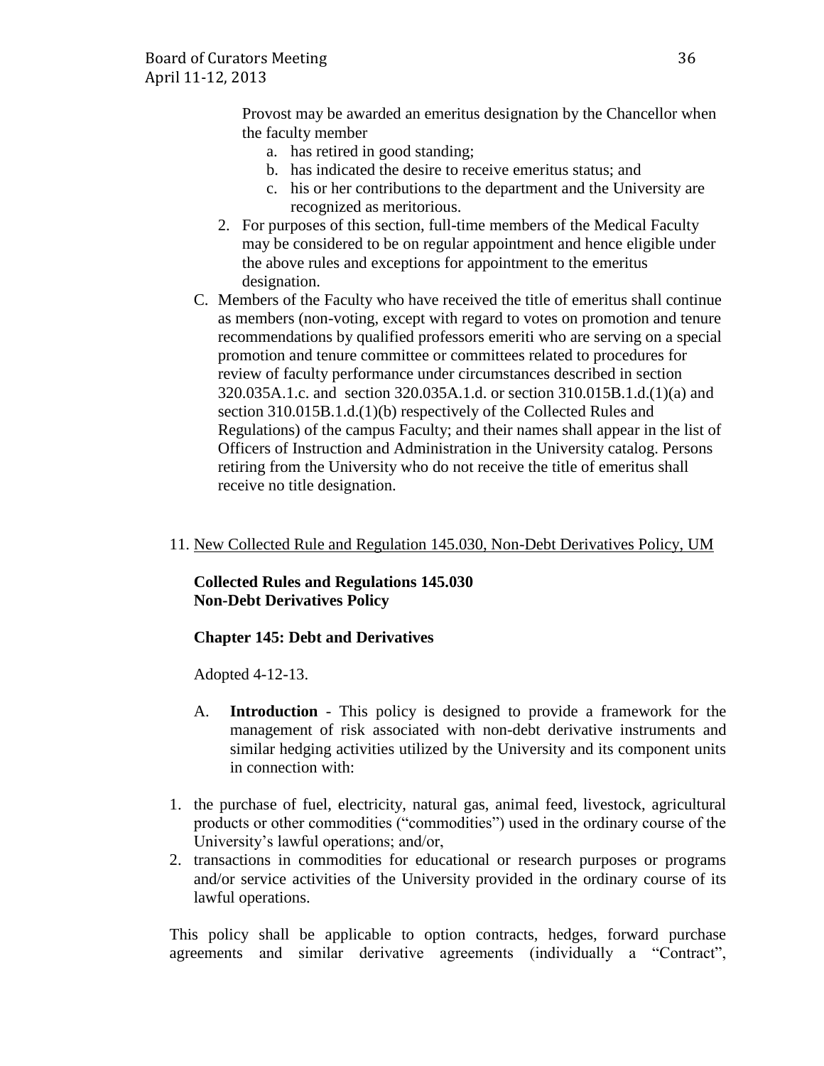Provost may be awarded an emeritus designation by the Chancellor when the faculty member

   a. has retired in good standing;
   b. has indicated the desire to receive emeritus status; and
   c. his or her contributions to the department and the University are recognized as meritorious.

2. For purposes of this section, full-time members of the Medical Faculty may be considered to be on regular appointment and hence eligible under the above rules and exceptions for appointment to the emeritus designation.

C. Members of the Faculty who have received the title of emeritus shall continue as members (non-voting, except with regard to votes on promotion and tenure recommendations by qualified professors emeriti who are serving on a special promotion and tenure committee or committees related to procedures for review of faculty performance under circumstances described in section 320.035A.1.c. and section 320.035A.1.d. or section 310.015B.1.d.(1)(a) and section 310.015B.1.d.(1)(b) respectively of the Collected Rules and Regulations) of the campus Faculty; and their names shall appear in the list of Officers of Instruction and Administration in the University catalog. Persons retiring from the University who do not receive the title of emeritus shall receive no title designation.

11. <u>New Collected Rule and Regulation 145.030, Non-Debt Derivatives Policy, UM</u>

**Collected Rules and Regulations 145.030**
**Non-Debt Derivatives Policy**

**Chapter 145: Debt and Derivatives**

Adopted 4-12-13.

A. **Introduction** - This policy is designed to provide a framework for the management of risk associated with non-debt derivative instruments and similar hedging activities utilized by the University and its component units in connection with:

1. the purchase of fuel, electricity, natural gas, animal feed, livestock, agricultural products or other commodities ("commodities") used in the ordinary course of the University's lawful operations; and/or,
2. transactions in commodities for educational or research purposes or programs and/or service activities of the University provided in the ordinary course of its lawful operations.

This policy shall be applicable to option contracts, hedges, forward purchase agreements and similar derivative agreements (individually a "Contract",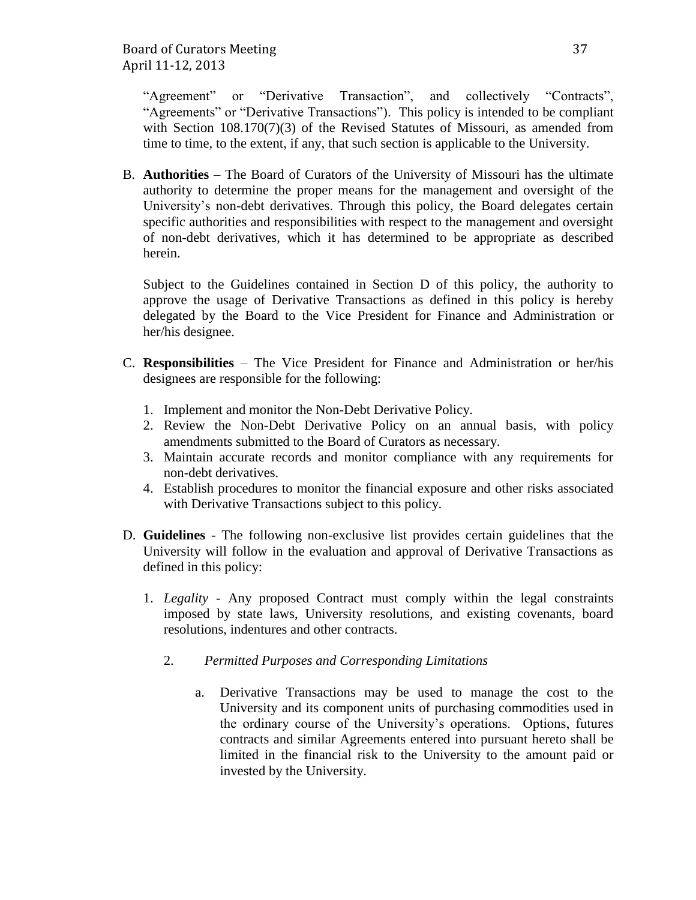"Agreement" or "Derivative Transaction", and collectively "Contracts", "Agreements" or "Derivative Transactions"). This policy is intended to be compliant with Section 108.170(7)(3) of the Revised Statutes of Missouri, as amended from time to time, to the extent, if any, that such section is applicable to the University.

B. **Authorities** – The Board of Curators of the University of Missouri has the ultimate authority to determine the proper means for the management and oversight of the University's non-debt derivatives. Through this policy, the Board delegates certain specific authorities and responsibilities with respect to the management and oversight of non-debt derivatives, which it has determined to be appropriate as described herein.

   Subject to the Guidelines contained in Section D of this policy, the authority to approve the usage of Derivative Transactions as defined in this policy is hereby delegated by the Board to the Vice President for Finance and Administration or her/his designee.

C. **Responsibilities** – The Vice President for Finance and Administration or her/his designees are responsible for the following:

   1. Implement and monitor the Non-Debt Derivative Policy.
   2. Review the Non-Debt Derivative Policy on an annual basis, with policy amendments submitted to the Board of Curators as necessary.
   3. Maintain accurate records and monitor compliance with any requirements for non-debt derivatives.
   4. Establish procedures to monitor the financial exposure and other risks associated with Derivative Transactions subject to this policy.

D. **Guidelines** - The following non-exclusive list provides certain guidelines that the University will follow in the evaluation and approval of Derivative Transactions as defined in this policy:

   1. *Legality* - Any proposed Contract must comply within the legal constraints imposed by state laws, University resolutions, and existing covenants, board resolutions, indentures and other contracts.

   2. *Permitted Purposes and Corresponding Limitations*

      a. Derivative Transactions may be used to manage the cost to the University and its component units of purchasing commodities used in the ordinary course of the University's operations. Options, futures contracts and similar Agreements entered into pursuant hereto shall be limited in the financial risk to the University to the amount paid or invested by the University.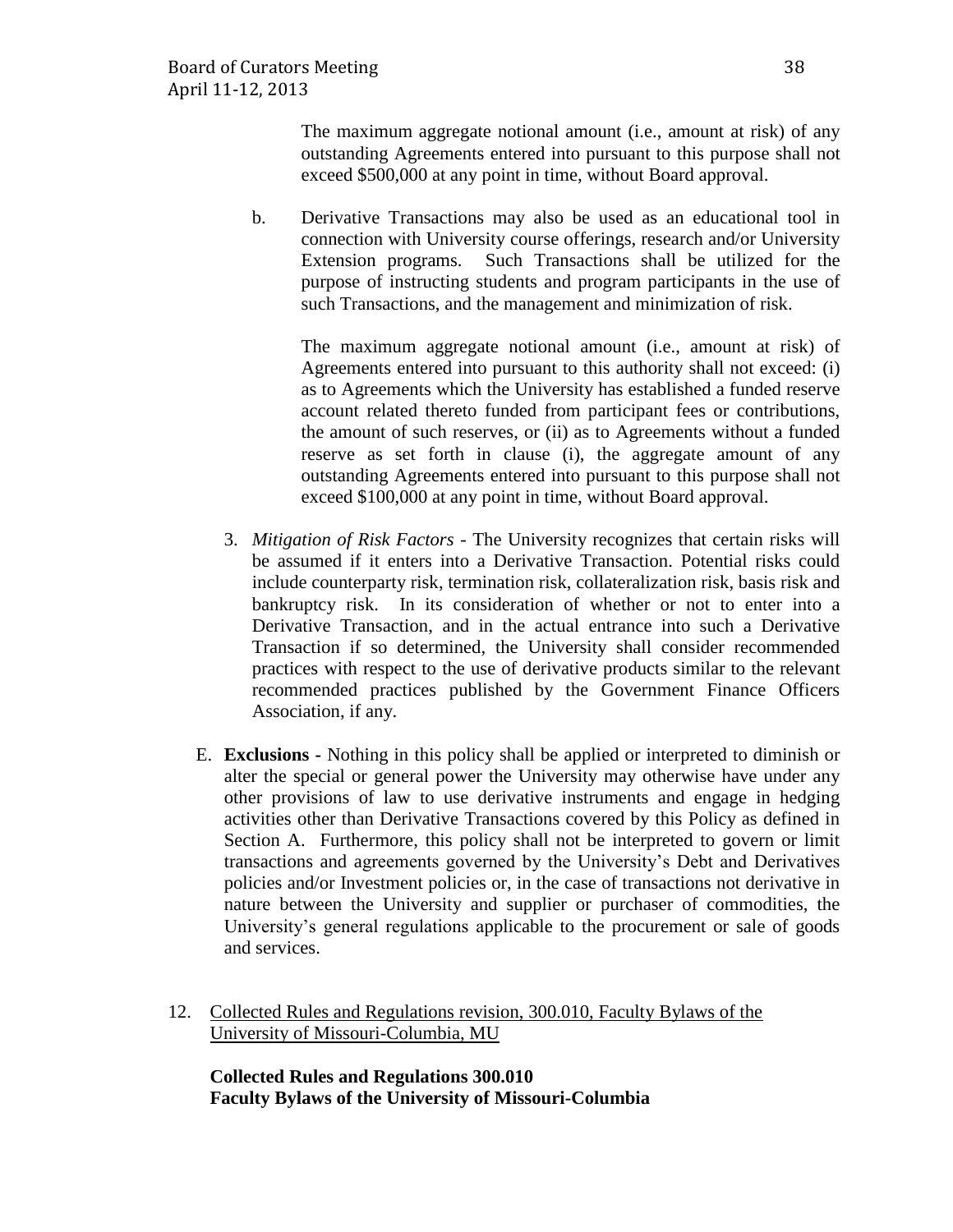The maximum aggregate notional amount (i.e., amount at risk) of any outstanding Agreements entered into pursuant to this purpose shall not exceed $500,000 at any point in time, without Board approval.

b. Derivative Transactions may also be used as an educational tool in connection with University course offerings, research and/or University Extension programs. Such Transactions shall be utilized for the purpose of instructing students and program participants in the use of such Transactions, and the management and minimization of risk.

   The maximum aggregate notional amount (i.e., amount at risk) of Agreements entered into pursuant to this authority shall not exceed: (i) as to Agreements which the University has established a funded reserve account related thereto funded from participant fees or contributions, the amount of such reserves, or (ii) as to Agreements without a funded reserve as set forth in clause (i), the aggregate amount of any outstanding Agreements entered into pursuant to this purpose shall not exceed $100,000 at any point in time, without Board approval.

3. *Mitigation of Risk Factors* - The University recognizes that certain risks will be assumed if it enters into a Derivative Transaction. Potential risks could include counterparty risk, termination risk, collateralization risk, basis risk and bankruptcy risk. In its consideration of whether or not to enter into a Derivative Transaction, and in the actual entrance into such a Derivative Transaction if so determined, the University shall consider recommended practices with respect to the use of derivative products similar to the relevant recommended practices published by the Government Finance Officers Association, if any.

E. **Exclusions -** Nothing in this policy shall be applied or interpreted to diminish or alter the special or general power the University may otherwise have under any other provisions of law to use derivative instruments and engage in hedging activities other than Derivative Transactions covered by this Policy as defined in Section A. Furthermore, this policy shall not be interpreted to govern or limit transactions and agreements governed by the University's Debt and Derivatives policies and/or Investment policies or, in the case of transactions not derivative in nature between the University and supplier or purchaser of commodities, the University's general regulations applicable to the procurement or sale of goods and services.

12. <u>Collected Rules and Regulations revision, 300.010, Faculty Bylaws of the University of Missouri-Columbia, MU</u>

**Collected Rules and Regulations 300.010**
**Faculty Bylaws of the University of Missouri-Columbia**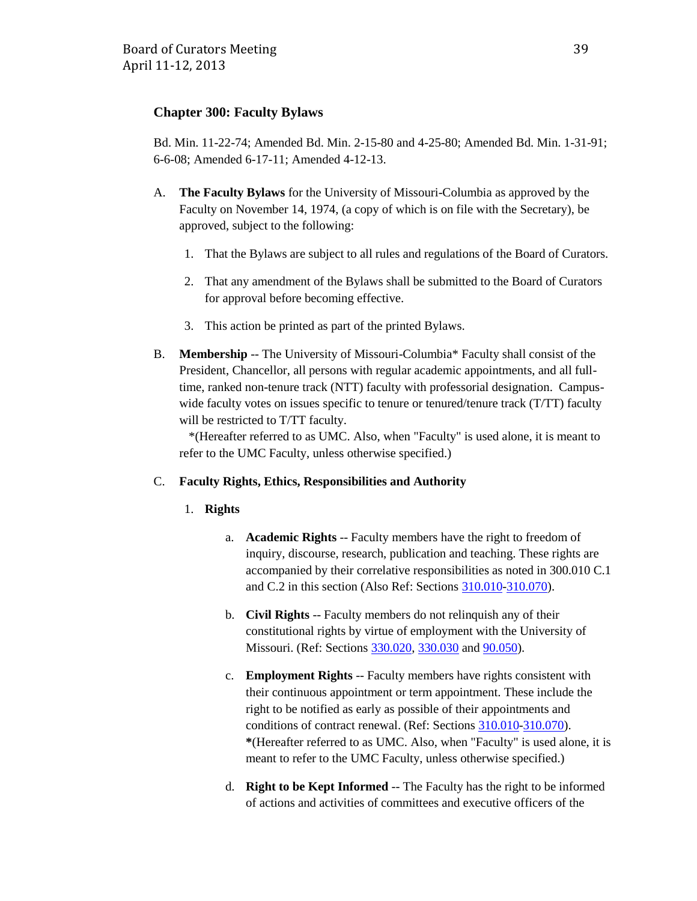## Chapter 300: Faculty Bylaws

Bd. Min. 11-22-74; Amended Bd. Min. 2-15-80 and 4-25-80; Amended Bd. Min. 1-31-91; 6-6-08; Amended 6-17-11; Amended 4-12-13.

A. **The Faculty Bylaws** for the University of Missouri-Columbia as approved by the Faculty on November 14, 1974, (a copy of which is on file with the Secretary), be approved, subject to the following:

   1. That the Bylaws are subject to all rules and regulations of the Board of Curators.

   2. That any amendment of the Bylaws shall be submitted to the Board of Curators for approval before becoming effective.

   3. This action be printed as part of the printed Bylaws.

B. **Membership** -- The University of Missouri-Columbia* Faculty shall consist of the President, Chancellor, all persons with regular academic appointments, and all full-time, ranked non-tenure track (NTT) faculty with professorial designation. Campus-wide faculty votes on issues specific to tenure or tenured/tenure track (T/TT) faculty will be restricted to T/TT faculty.
   *(Hereafter referred to as UMC. Also, when "Faculty" is used alone, it is meant to refer to the UMC Faculty, unless otherwise specified.)

C. **Faculty Rights, Ethics, Responsibilities and Authority**

   1. **Rights**

      a. **Academic Rights** -- Faculty members have the right to freedom of inquiry, discourse, research, publication and teaching. These rights are accompanied by their correlative responsibilities as noted in 300.010 C.1 and C.2 in this section (Also Ref: Sections 310.010-310.070).

      b. **Civil Rights** -- Faculty members do not relinquish any of their constitutional rights by virtue of employment with the University of Missouri. (Ref: Sections 330.020, 330.030 and 90.050).

      c. **Employment Rights** -- Faculty members have rights consistent with their continuous appointment or term appointment. These include the right to be notified as early as possible of their appointments and conditions of contract renewal. (Ref: Sections 310.010-310.070).
      *(Hereafter referred to as UMC. Also, when "Faculty" is used alone, it is meant to refer to the UMC Faculty, unless otherwise specified.)

      d. **Right to be Kept Informed** -- The Faculty has the right to be informed of actions and activities of committees and executive officers of the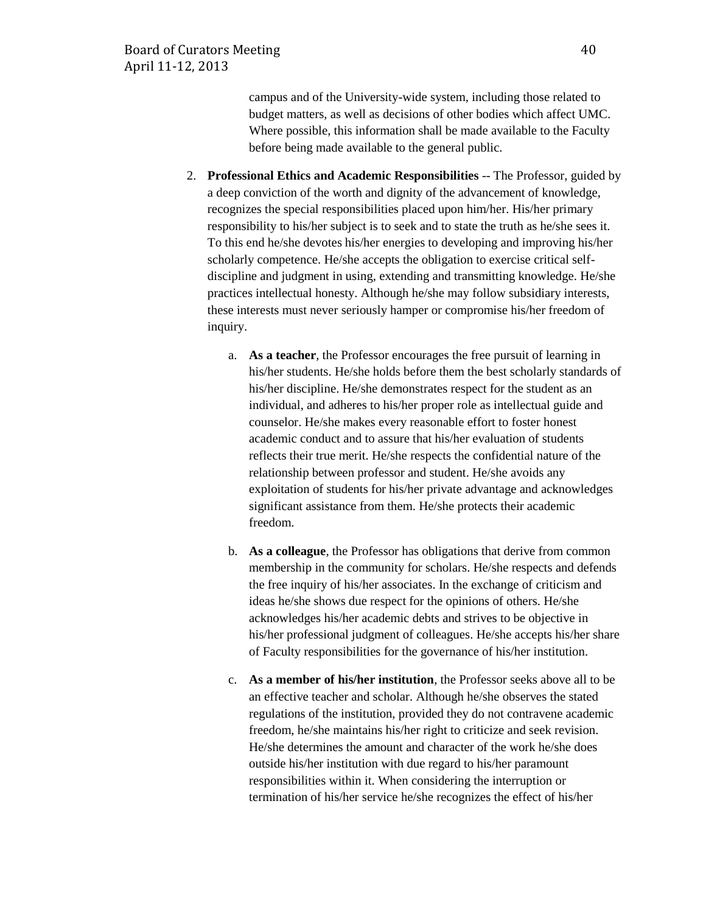campus and of the University-wide system, including those related to budget matters, as well as decisions of other bodies which affect UMC. Where possible, this information shall be made available to the Faculty before being made available to the general public.

2. **Professional Ethics and Academic Responsibilities** -- The Professor, guided by a deep conviction of the worth and dignity of the advancement of knowledge, recognizes the special responsibilities placed upon him/her. His/her primary responsibility to his/her subject is to seek and to state the truth as he/she sees it. To this end he/she devotes his/her energies to developing and improving his/her scholarly competence. He/she accepts the obligation to exercise critical self-discipline and judgment in using, extending and transmitting knowledge. He/she practices intellectual honesty. Although he/she may follow subsidiary interests, these interests must never seriously hamper or compromise his/her freedom of inquiry.

    a. **As a teacher**, the Professor encourages the free pursuit of learning in his/her students. He/she holds before them the best scholarly standards of his/her discipline. He/she demonstrates respect for the student as an individual, and adheres to his/her proper role as intellectual guide and counselor. He/she makes every reasonable effort to foster honest academic conduct and to assure that his/her evaluation of students reflects their true merit. He/she respects the confidential nature of the relationship between professor and student. He/she avoids any exploitation of students for his/her private advantage and acknowledges significant assistance from them. He/she protects their academic freedom.

    b. **As a colleague**, the Professor has obligations that derive from common membership in the community for scholars. He/she respects and defends the free inquiry of his/her associates. In the exchange of criticism and ideas he/she shows due respect for the opinions of others. He/she acknowledges his/her academic debts and strives to be objective in his/her professional judgment of colleagues. He/she accepts his/her share of Faculty responsibilities for the governance of his/her institution.

    c. **As a member of his/her institution**, the Professor seeks above all to be an effective teacher and scholar. Although he/she observes the stated regulations of the institution, provided they do not contravene academic freedom, he/she maintains his/her right to criticize and seek revision. He/she determines the amount and character of the work he/she does outside his/her institution with due regard to his/her paramount responsibilities within it. When considering the interruption or termination of his/her service he/she recognizes the effect of his/her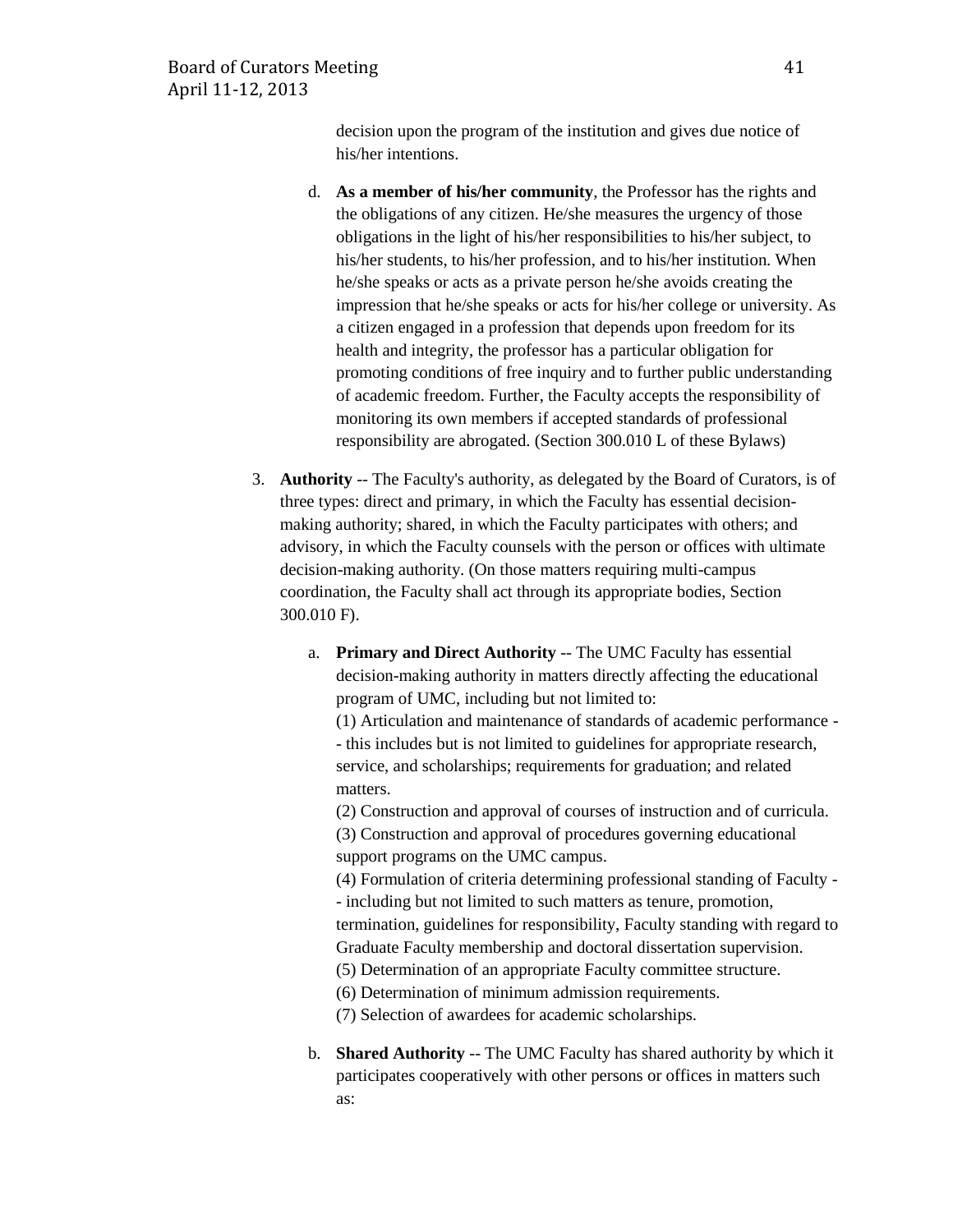decision upon the program of the institution and gives due notice of his/her intentions.

d. **As a member of his/her community**, the Professor has the rights and the obligations of any citizen. He/she measures the urgency of those obligations in the light of his/her responsibilities to his/her subject, to his/her students, to his/her profession, and to his/her institution. When he/she speaks or acts as a private person he/she avoids creating the impression that he/she speaks or acts for his/her college or university. As a citizen engaged in a profession that depends upon freedom for its health and integrity, the professor has a particular obligation for promoting conditions of free inquiry and to further public understanding of academic freedom. Further, the Faculty accepts the responsibility of monitoring its own members if accepted standards of professional responsibility are abrogated. (Section 300.010 L of these Bylaws)

3. **Authority** -- The Faculty's authority, as delegated by the Board of Curators, is of three types: direct and primary, in which the Faculty has essential decision-making authority; shared, in which the Faculty participates with others; and advisory, in which the Faculty counsels with the person or offices with ultimate decision-making authority. (On those matters requiring multi-campus coordination, the Faculty shall act through its appropriate bodies, Section 300.010 F).

   a. **Primary and Direct Authority** -- The UMC Faculty has essential decision-making authority in matters directly affecting the educational program of UMC, including but not limited to:
   (1) Articulation and maintenance of standards of academic performance -- this includes but is not limited to guidelines for appropriate research, service, and scholarships; requirements for graduation; and related matters.
   (2) Construction and approval of courses of instruction and of curricula.
   (3) Construction and approval of procedures governing educational support programs on the UMC campus.
   (4) Formulation of criteria determining professional standing of Faculty -- including but not limited to such matters as tenure, promotion, termination, guidelines for responsibility, Faculty standing with regard to Graduate Faculty membership and doctoral dissertation supervision.
   (5) Determination of an appropriate Faculty committee structure.
   (6) Determination of minimum admission requirements.
   (7) Selection of awardees for academic scholarships.

   b. **Shared Authority** -- The UMC Faculty has shared authority by which it participates cooperatively with other persons or offices in matters such as: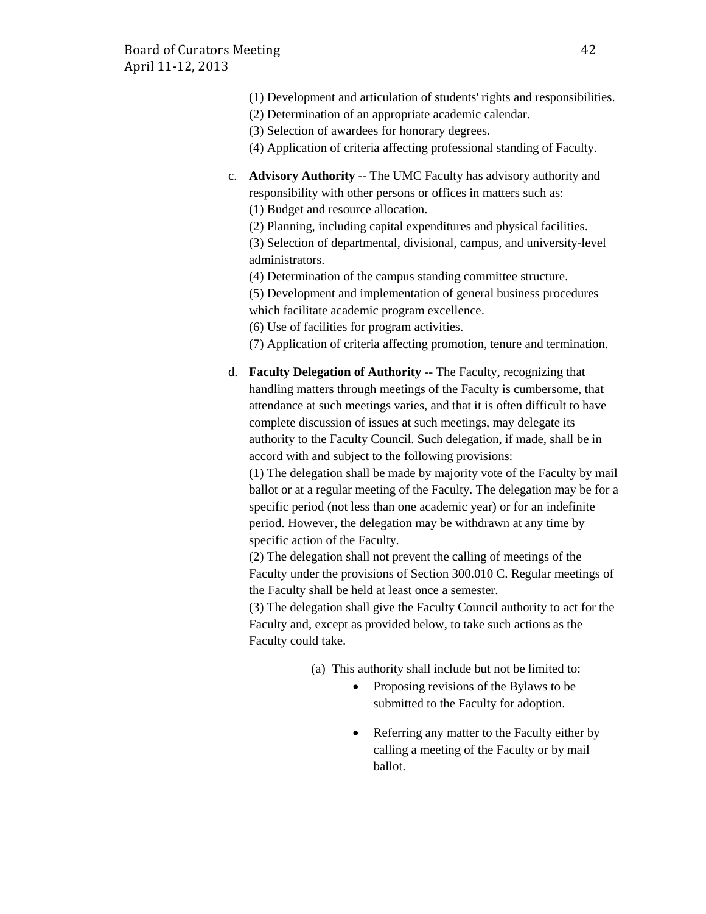(1) Development and articulation of students' rights and responsibilities.
(2) Determination of an appropriate academic calendar.
(3) Selection of awardees for honorary degrees.
(4) Application of criteria affecting professional standing of Faculty.

c. **Advisory Authority** -- The UMC Faculty has advisory authority and responsibility with other persons or offices in matters such as:
(1) Budget and resource allocation.
(2) Planning, including capital expenditures and physical facilities.
(3) Selection of departmental, divisional, campus, and university-level administrators.
(4) Determination of the campus standing committee structure.
(5) Development and implementation of general business procedures which facilitate academic program excellence.
(6) Use of facilities for program activities.
(7) Application of criteria affecting promotion, tenure and termination.

d. **Faculty Delegation of Authority** -- The Faculty, recognizing that handling matters through meetings of the Faculty is cumbersome, that attendance at such meetings varies, and that it is often difficult to have complete discussion of issues at such meetings, may delegate its authority to the Faculty Council. Such delegation, if made, shall be in accord with and subject to the following provisions:
(1) The delegation shall be made by majority vote of the Faculty by mail ballot or at a regular meeting of the Faculty. The delegation may be for a specific period (not less than one academic year) or for an indefinite period. However, the delegation may be withdrawn at any time by specific action of the Faculty.
(2) The delegation shall not prevent the calling of meetings of the Faculty under the provisions of Section 300.010 C. Regular meetings of the Faculty shall be held at least once a semester.
(3) The delegation shall give the Faculty Council authority to act for the Faculty and, except as provided below, to take such actions as the Faculty could take.

(a) This authority shall include but not be limited to:

- Proposing revisions of the Bylaws to be submitted to the Faculty for adoption.
- Referring any matter to the Faculty either by calling a meeting of the Faculty or by mail ballot.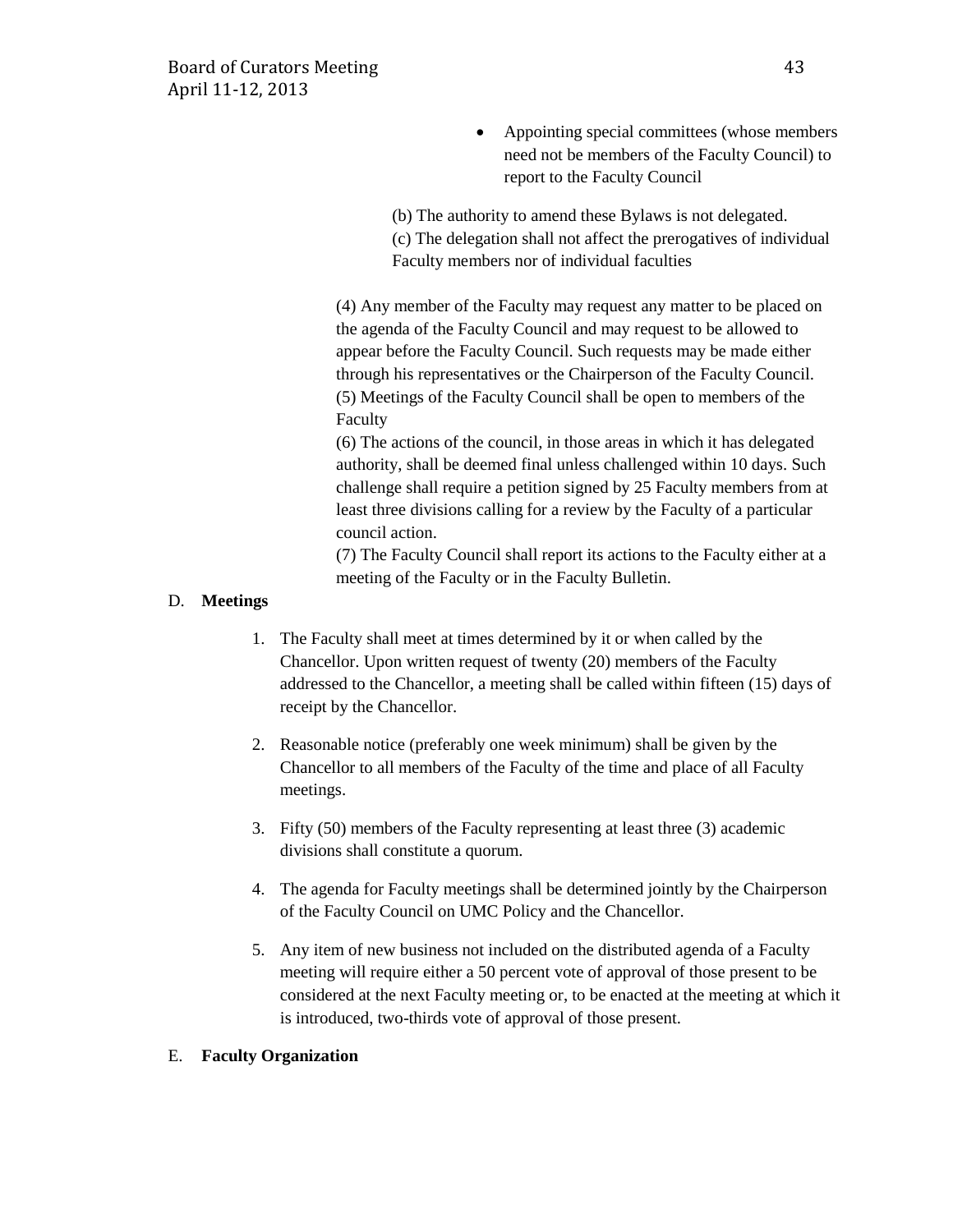- Appointing special committees (whose members need not be members of the Faculty Council) to report to the Faculty Council

(b) The authority to amend these Bylaws is not delegated.
(c) The delegation shall not affect the prerogatives of individual Faculty members nor of individual faculties

(4) Any member of the Faculty may request any matter to be placed on the agenda of the Faculty Council and may request to be allowed to appear before the Faculty Council. Such requests may be made either through his representatives or the Chairperson of the Faculty Council.
(5) Meetings of the Faculty Council shall be open to members of the Faculty
(6) The actions of the council, in those areas in which it has delegated authority, shall be deemed final unless challenged within 10 days. Such challenge shall require a petition signed by 25 Faculty members from at least three divisions calling for a review by the Faculty of a particular council action.
(7) The Faculty Council shall report its actions to the Faculty either at a meeting of the Faculty or in the Faculty Bulletin.

D. **Meetings**

1. The Faculty shall meet at times determined by it or when called by the Chancellor. Upon written request of twenty (20) members of the Faculty addressed to the Chancellor, a meeting shall be called within fifteen (15) days of receipt by the Chancellor.

2. Reasonable notice (preferably one week minimum) shall be given by the Chancellor to all members of the Faculty of the time and place of all Faculty meetings.

3. Fifty (50) members of the Faculty representing at least three (3) academic divisions shall constitute a quorum.

4. The agenda for Faculty meetings shall be determined jointly by the Chairperson of the Faculty Council on UMC Policy and the Chancellor.

5. Any item of new business not included on the distributed agenda of a Faculty meeting will require either a 50 percent vote of approval of those present to be considered at the next Faculty meeting or, to be enacted at the meeting at which it is introduced, two-thirds vote of approval of those present.

E. **Faculty Organization**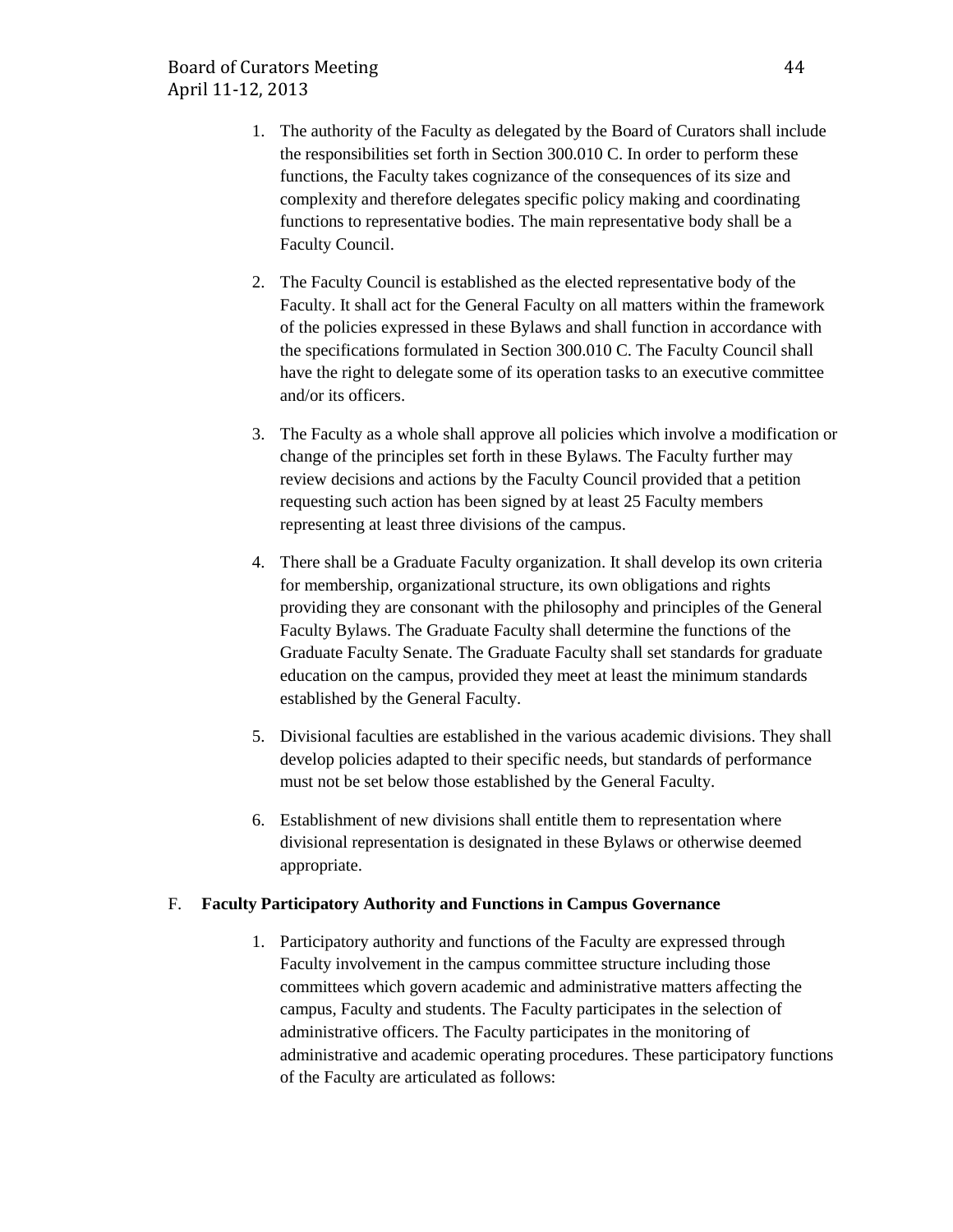1. The authority of the Faculty as delegated by the Board of Curators shall include the responsibilities set forth in Section 300.010 C. In order to perform these functions, the Faculty takes cognizance of the consequences of its size and complexity and therefore delegates specific policy making and coordinating functions to representative bodies. The main representative body shall be a Faculty Council.

2. The Faculty Council is established as the elected representative body of the Faculty. It shall act for the General Faculty on all matters within the framework of the policies expressed in these Bylaws and shall function in accordance with the specifications formulated in Section 300.010 C. The Faculty Council shall have the right to delegate some of its operation tasks to an executive committee and/or its officers.

3. The Faculty as a whole shall approve all policies which involve a modification or change of the principles set forth in these Bylaws. The Faculty further may review decisions and actions by the Faculty Council provided that a petition requesting such action has been signed by at least 25 Faculty members representing at least three divisions of the campus.

4. There shall be a Graduate Faculty organization. It shall develop its own criteria for membership, organizational structure, its own obligations and rights providing they are consonant with the philosophy and principles of the General Faculty Bylaws. The Graduate Faculty shall determine the functions of the Graduate Faculty Senate. The Graduate Faculty shall set standards for graduate education on the campus, provided they meet at least the minimum standards established by the General Faculty.

5. Divisional faculties are established in the various academic divisions. They shall develop policies adapted to their specific needs, but standards of performance must not be set below those established by the General Faculty.

6. Establishment of new divisions shall entitle them to representation where divisional representation is designated in these Bylaws or otherwise deemed appropriate.

F. **Faculty Participatory Authority and Functions in Campus Governance**

1. Participatory authority and functions of the Faculty are expressed through Faculty involvement in the campus committee structure including those committees which govern academic and administrative matters affecting the campus, Faculty and students. The Faculty participates in the selection of administrative officers. The Faculty participates in the monitoring of administrative and academic operating procedures. These participatory functions of the Faculty are articulated as follows: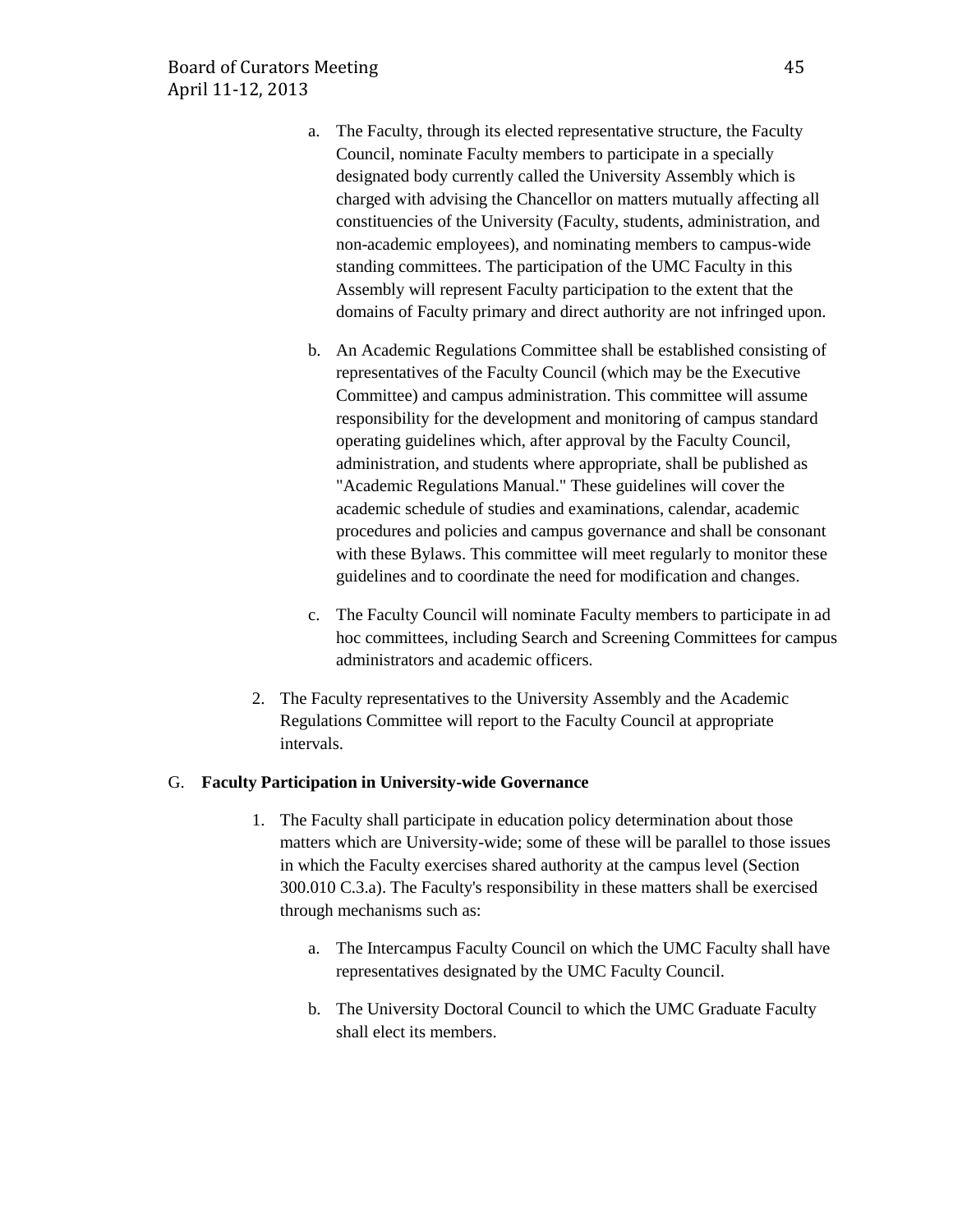a. The Faculty, through its elected representative structure, the Faculty Council, nominate Faculty members to participate in a specially designated body currently called the University Assembly which is charged with advising the Chancellor on matters mutually affecting all constituencies of the University (Faculty, students, administration, and non-academic employees), and nominating members to campus-wide standing committees. The participation of the UMC Faculty in this Assembly will represent Faculty participation to the extent that the domains of Faculty primary and direct authority are not infringed upon.

b. An Academic Regulations Committee shall be established consisting of representatives of the Faculty Council (which may be the Executive Committee) and campus administration. This committee will assume responsibility for the development and monitoring of campus standard operating guidelines which, after approval by the Faculty Council, administration, and students where appropriate, shall be published as "Academic Regulations Manual." These guidelines will cover the academic schedule of studies and examinations, calendar, academic procedures and policies and campus governance and shall be consonant with these Bylaws. This committee will meet regularly to monitor these guidelines and to coordinate the need for modification and changes.

c. The Faculty Council will nominate Faculty members to participate in ad hoc committees, including Search and Screening Committees for campus administrators and academic officers.

2. The Faculty representatives to the University Assembly and the Academic Regulations Committee will report to the Faculty Council at appropriate intervals.

G. **Faculty Participation in University-wide Governance**

1. The Faculty shall participate in education policy determination about those matters which are University-wide; some of these will be parallel to those issues in which the Faculty exercises shared authority at the campus level (Section 300.010 C.3.a). The Faculty's responsibility in these matters shall be exercised through mechanisms such as:

    a. The Intercampus Faculty Council on which the UMC Faculty shall have representatives designated by the UMC Faculty Council.

    b. The University Doctoral Council to which the UMC Graduate Faculty shall elect its members.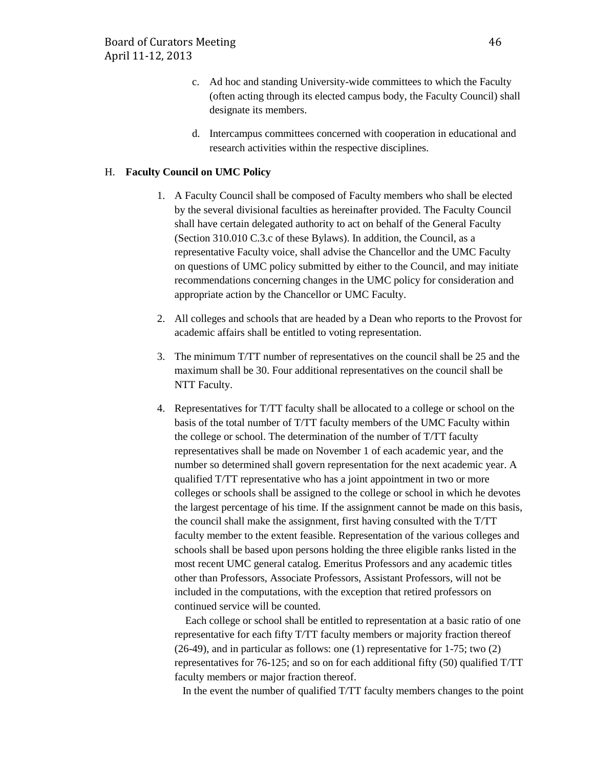c. Ad hoc and standing University-wide committees to which the Faculty (often acting through its elected campus body, the Faculty Council) shall designate its members.

d. Intercampus committees concerned with cooperation in educational and research activities within the respective disciplines.

H. **Faculty Council on UMC Policy**

1. A Faculty Council shall be composed of Faculty members who shall be elected by the several divisional faculties as hereinafter provided. The Faculty Council shall have certain delegated authority to act on behalf of the General Faculty (Section 310.010 C.3.c of these Bylaws). In addition, the Council, as a representative Faculty voice, shall advise the Chancellor and the UMC Faculty on questions of UMC policy submitted by either to the Council, and may initiate recommendations concerning changes in the UMC policy for consideration and appropriate action by the Chancellor or UMC Faculty.

2. All colleges and schools that are headed by a Dean who reports to the Provost for academic affairs shall be entitled to voting representation.

3. The minimum T/TT number of representatives on the council shall be 25 and the maximum shall be 30. Four additional representatives on the council shall be NTT Faculty.

4. Representatives for T/TT faculty shall be allocated to a college or school on the basis of the total number of T/TT faculty members of the UMC Faculty within the college or school. The determination of the number of T/TT faculty representatives shall be made on November 1 of each academic year, and the number so determined shall govern representation for the next academic year. A qualified T/TT representative who has a joint appointment in two or more colleges or schools shall be assigned to the college or school in which he devotes the largest percentage of his time. If the assignment cannot be made on this basis, the council shall make the assignment, first having consulted with the T/TT faculty member to the extent feasible. Representation of the various colleges and schools shall be based upon persons holding the three eligible ranks listed in the most recent UMC general catalog. Emeritus Professors and any academic titles other than Professors, Associate Professors, Assistant Professors, will not be included in the computations, with the exception that retired professors on continued service will be counted.

   Each college or school shall be entitled to representation at a basic ratio of one representative for each fifty T/TT faculty members or majority fraction thereof (26-49), and in particular as follows: one (1) representative for 1-75; two (2) representatives for 76-125; and so on for each additional fifty (50) qualified T/TT faculty members or major fraction thereof.

   In the event the number of qualified T/TT faculty members changes to the point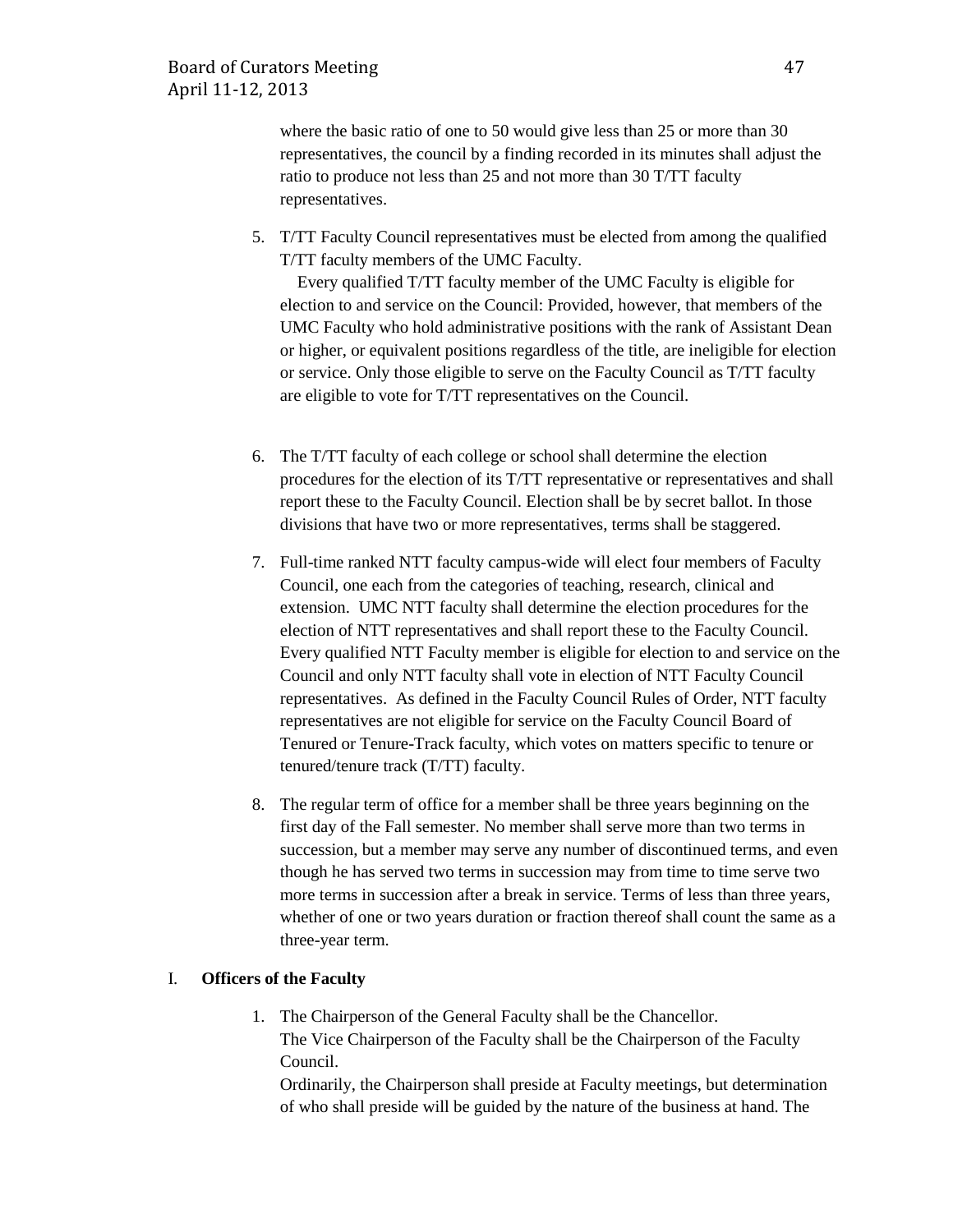where the basic ratio of one to 50 would give less than 25 or more than 30 representatives, the council by a finding recorded in its minutes shall adjust the ratio to produce not less than 25 and not more than 30 T/TT faculty representatives.

5. T/TT Faculty Council representatives must be elected from among the qualified T/TT faculty members of the UMC Faculty.

   Every qualified T/TT faculty member of the UMC Faculty is eligible for election to and service on the Council: Provided, however, that members of the UMC Faculty who hold administrative positions with the rank of Assistant Dean or higher, or equivalent positions regardless of the title, are ineligible for election or service. Only those eligible to serve on the Faculty Council as T/TT faculty are eligible to vote for T/TT representatives on the Council.

6. The T/TT faculty of each college or school shall determine the election procedures for the election of its T/TT representative or representatives and shall report these to the Faculty Council. Election shall be by secret ballot. In those divisions that have two or more representatives, terms shall be staggered.

7. Full-time ranked NTT faculty campus-wide will elect four members of Faculty Council, one each from the categories of teaching, research, clinical and extension. UMC NTT faculty shall determine the election procedures for the election of NTT representatives and shall report these to the Faculty Council. Every qualified NTT Faculty member is eligible for election to and service on the Council and only NTT faculty shall vote in election of NTT Faculty Council representatives. As defined in the Faculty Council Rules of Order, NTT faculty representatives are not eligible for service on the Faculty Council Board of Tenured or Tenure-Track faculty, which votes on matters specific to tenure or tenured/tenure track (T/TT) faculty.

8. The regular term of office for a member shall be three years beginning on the first day of the Fall semester. No member shall serve more than two terms in succession, but a member may serve any number of discontinued terms, and even though he has served two terms in succession may from time to time serve two more terms in succession after a break in service. Terms of less than three years, whether of one or two years duration or fraction thereof shall count the same as a three-year term.

## I. **Officers of the Faculty**

1. The Chairperson of the General Faculty shall be the Chancellor.
   The Vice Chairperson of the Faculty shall be the Chairperson of the Faculty Council.
   Ordinarily, the Chairperson shall preside at Faculty meetings, but determination of who shall preside will be guided by the nature of the business at hand. The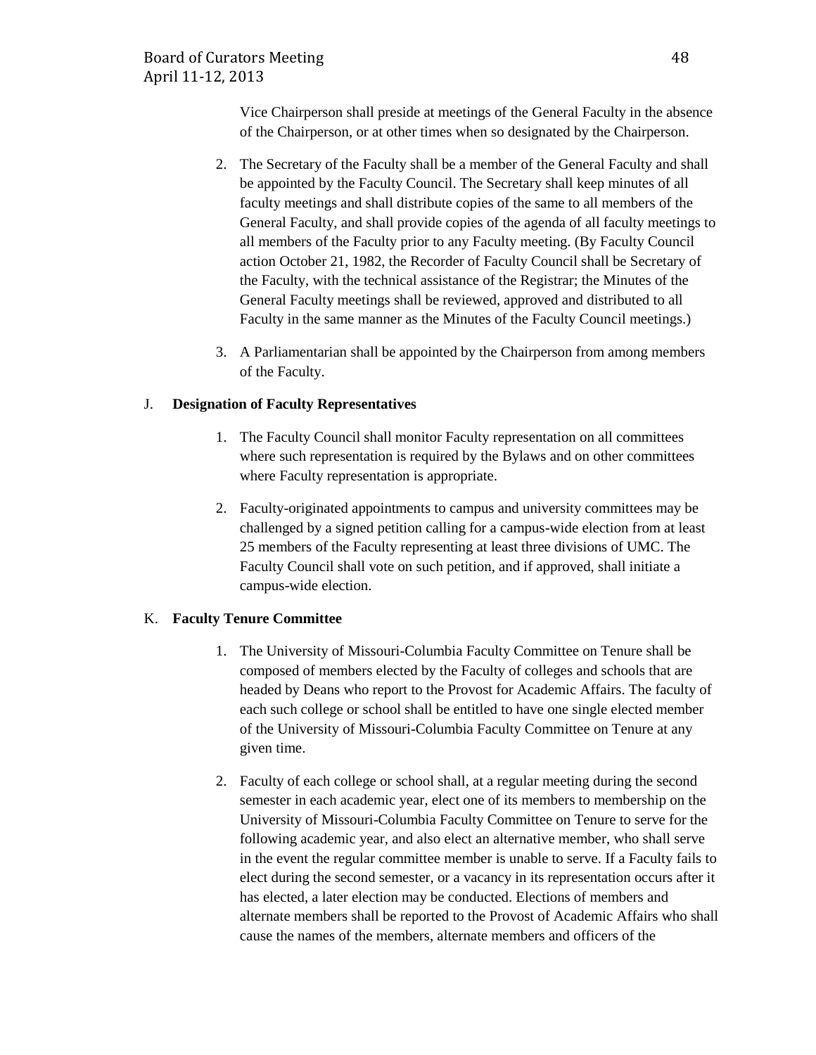Vice Chairperson shall preside at meetings of the General Faculty in the absence of the Chairperson, or at other times when so designated by the Chairperson.

2. The Secretary of the Faculty shall be a member of the General Faculty and shall be appointed by the Faculty Council. The Secretary shall keep minutes of all faculty meetings and shall distribute copies of the same to all members of the General Faculty, and shall provide copies of the agenda of all faculty meetings to all members of the Faculty prior to any Faculty meeting. (By Faculty Council action October 21, 1982, the Recorder of Faculty Council shall be Secretary of the Faculty, with the technical assistance of the Registrar; the Minutes of the General Faculty meetings shall be reviewed, approved and distributed to all Faculty in the same manner as the Minutes of the Faculty Council meetings.)

3. A Parliamentarian shall be appointed by the Chairperson from among members of the Faculty.

J. **Designation of Faculty Representatives**

1. The Faculty Council shall monitor Faculty representation on all committees where such representation is required by the Bylaws and on other committees where Faculty representation is appropriate.

2. Faculty-originated appointments to campus and university committees may be challenged by a signed petition calling for a campus-wide election from at least 25 members of the Faculty representing at least three divisions of UMC. The Faculty Council shall vote on such petition, and if approved, shall initiate a campus-wide election.

K. **Faculty Tenure Committee**

1. The University of Missouri-Columbia Faculty Committee on Tenure shall be composed of members elected by the Faculty of colleges and schools that are headed by Deans who report to the Provost for Academic Affairs. The faculty of each such college or school shall be entitled to have one single elected member of the University of Missouri-Columbia Faculty Committee on Tenure at any given time.

2. Faculty of each college or school shall, at a regular meeting during the second semester in each academic year, elect one of its members to membership on the University of Missouri-Columbia Faculty Committee on Tenure to serve for the following academic year, and also elect an alternative member, who shall serve in the event the regular committee member is unable to serve. If a Faculty fails to elect during the second semester, or a vacancy in its representation occurs after it has elected, a later election may be conducted. Elections of members and alternate members shall be reported to the Provost of Academic Affairs who shall cause the names of the members, alternate members and officers of the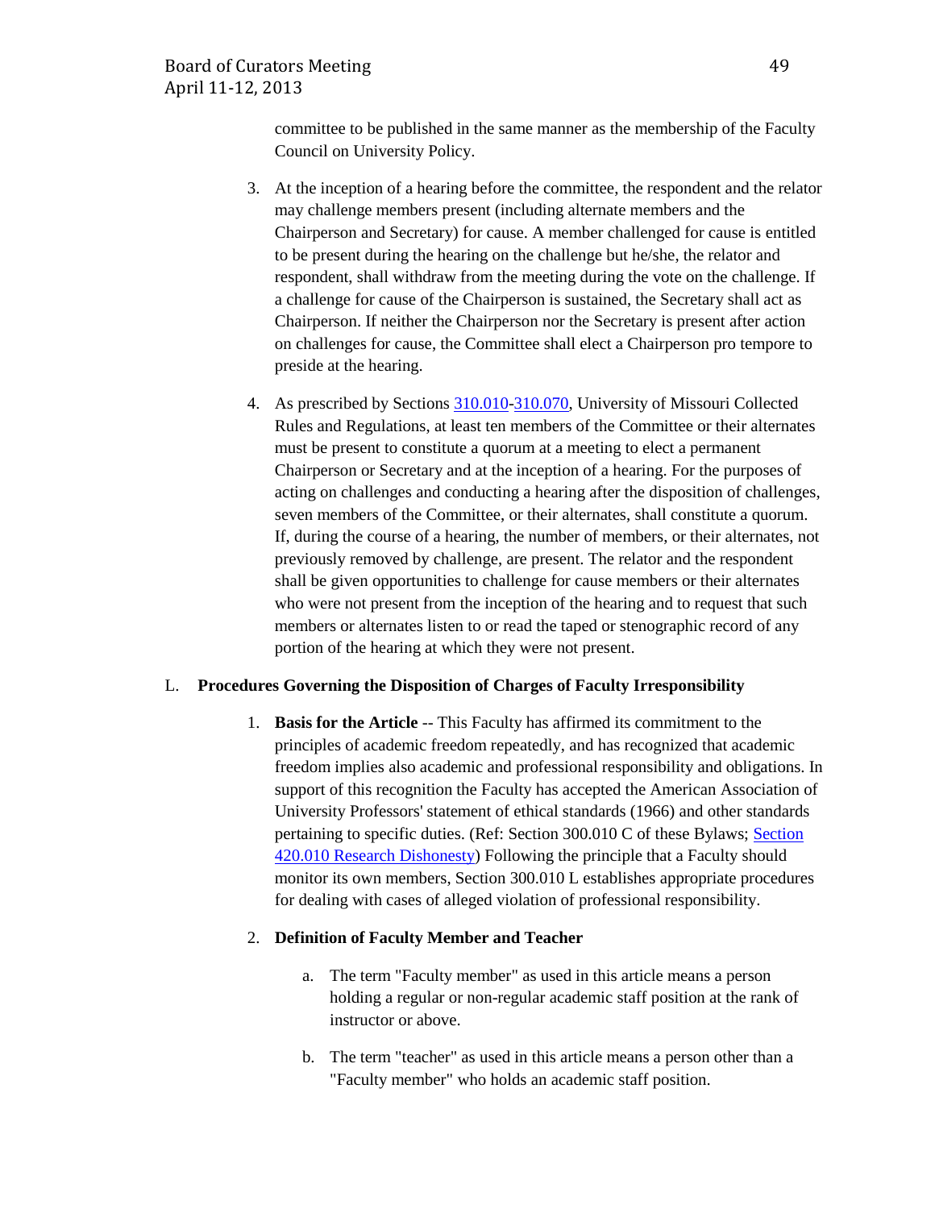committee to be published in the same manner as the membership of the Faculty Council on University Policy.

3. At the inception of a hearing before the committee, the respondent and the relator may challenge members present (including alternate members and the Chairperson and Secretary) for cause. A member challenged for cause is entitled to be present during the hearing on the challenge but he/she, the relator and respondent, shall withdraw from the meeting during the vote on the challenge. If a challenge for cause of the Chairperson is sustained, the Secretary shall act as Chairperson. If neither the Chairperson nor the Secretary is present after action on challenges for cause, the Committee shall elect a Chairperson pro tempore to preside at the hearing.

4. As prescribed by Sections 310.010-310.070, University of Missouri Collected Rules and Regulations, at least ten members of the Committee or their alternates must be present to constitute a quorum at a meeting to elect a permanent Chairperson or Secretary and at the inception of a hearing. For the purposes of acting on challenges and conducting a hearing after the disposition of challenges, seven members of the Committee, or their alternates, shall constitute a quorum. If, during the course of a hearing, the number of members, or their alternates, not previously removed by challenge, are present. The relator and the respondent shall be given opportunities to challenge for cause members or their alternates who were not present from the inception of the hearing and to request that such members or alternates listen to or read the taped or stenographic record of any portion of the hearing at which they were not present.

L. **Procedures Governing the Disposition of Charges of Faculty Irresponsibility**

1. **Basis for the Article** -- This Faculty has affirmed its commitment to the principles of academic freedom repeatedly, and has recognized that academic freedom implies also academic and professional responsibility and obligations. In support of this recognition the Faculty has accepted the American Association of University Professors' statement of ethical standards (1966) and other standards pertaining to specific duties. (Ref: Section 300.010 C of these Bylaws; Section 420.010 Research Dishonesty) Following the principle that a Faculty should monitor its own members, Section 300.010 L establishes appropriate procedures for dealing with cases of alleged violation of professional responsibility.

2. **Definition of Faculty Member and Teacher**

   a. The term "Faculty member" as used in this article means a person holding a regular or non-regular academic staff position at the rank of instructor or above.

   b. The term "teacher" as used in this article means a person other than a "Faculty member" who holds an academic staff position.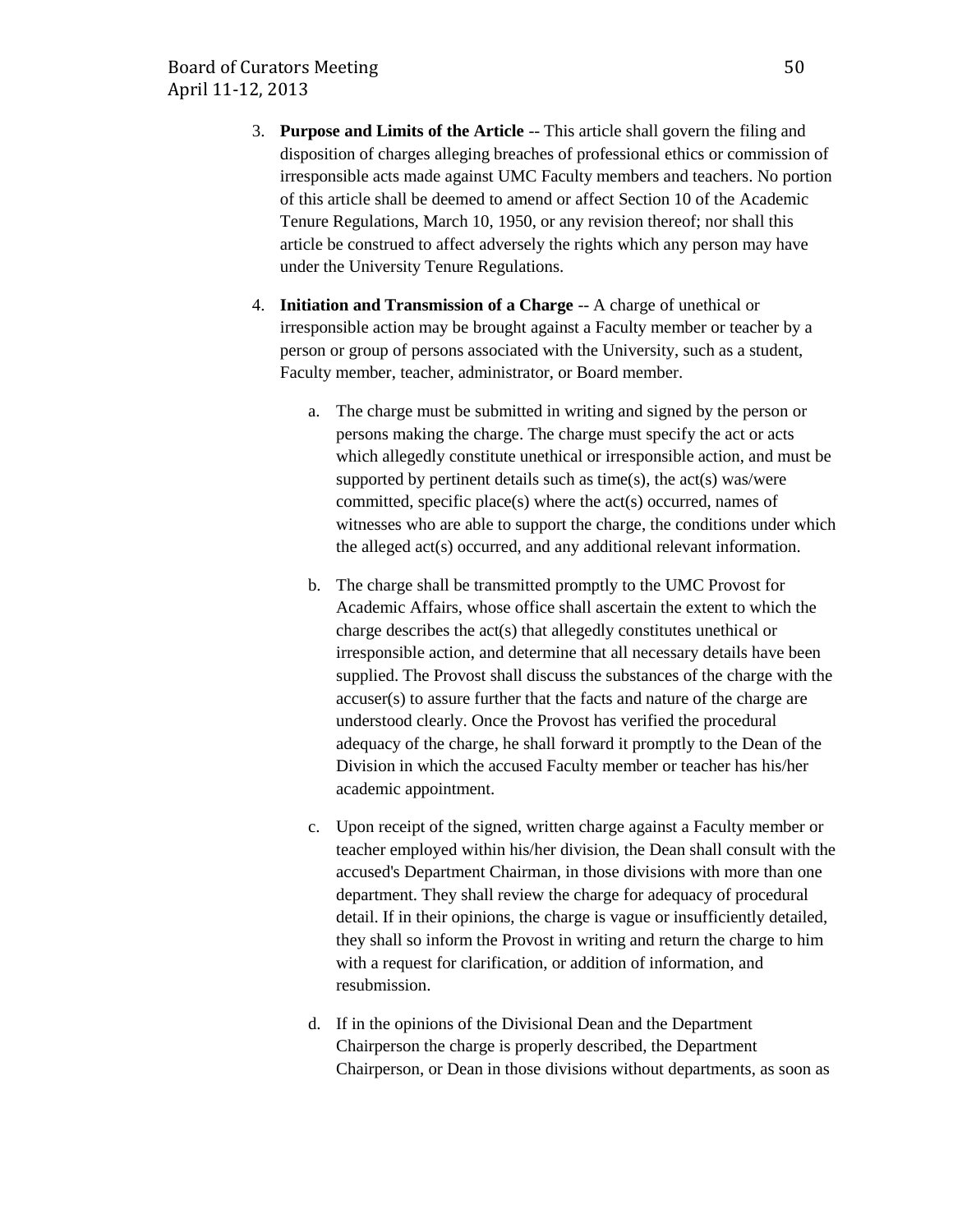3. **Purpose and Limits of the Article** -- This article shall govern the filing and disposition of charges alleging breaches of professional ethics or commission of irresponsible acts made against UMC Faculty members and teachers. No portion of this article shall be deemed to amend or affect Section 10 of the Academic Tenure Regulations, March 10, 1950, or any revision thereof; nor shall this article be construed to affect adversely the rights which any person may have under the University Tenure Regulations.

4. **Initiation and Transmission of a Charge** -- A charge of unethical or irresponsible action may be brought against a Faculty member or teacher by a person or group of persons associated with the University, such as a student, Faculty member, teacher, administrator, or Board member.

   a. The charge must be submitted in writing and signed by the person or persons making the charge. The charge must specify the act or acts which allegedly constitute unethical or irresponsible action, and must be supported by pertinent details such as time(s), the act(s) was/were committed, specific place(s) where the act(s) occurred, names of witnesses who are able to support the charge, the conditions under which the alleged act(s) occurred, and any additional relevant information.

   b. The charge shall be transmitted promptly to the UMC Provost for Academic Affairs, whose office shall ascertain the extent to which the charge describes the act(s) that allegedly constitutes unethical or irresponsible action, and determine that all necessary details have been supplied. The Provost shall discuss the substances of the charge with the accuser(s) to assure further that the facts and nature of the charge are understood clearly. Once the Provost has verified the procedural adequacy of the charge, he shall forward it promptly to the Dean of the Division in which the accused Faculty member or teacher has his/her academic appointment.

   c. Upon receipt of the signed, written charge against a Faculty member or teacher employed within his/her division, the Dean shall consult with the accused's Department Chairman, in those divisions with more than one department. They shall review the charge for adequacy of procedural detail. If in their opinions, the charge is vague or insufficiently detailed, they shall so inform the Provost in writing and return the charge to him with a request for clarification, or addition of information, and resubmission.

   d. If in the opinions of the Divisional Dean and the Department Chairperson the charge is properly described, the Department Chairperson, or Dean in those divisions without departments, as soon as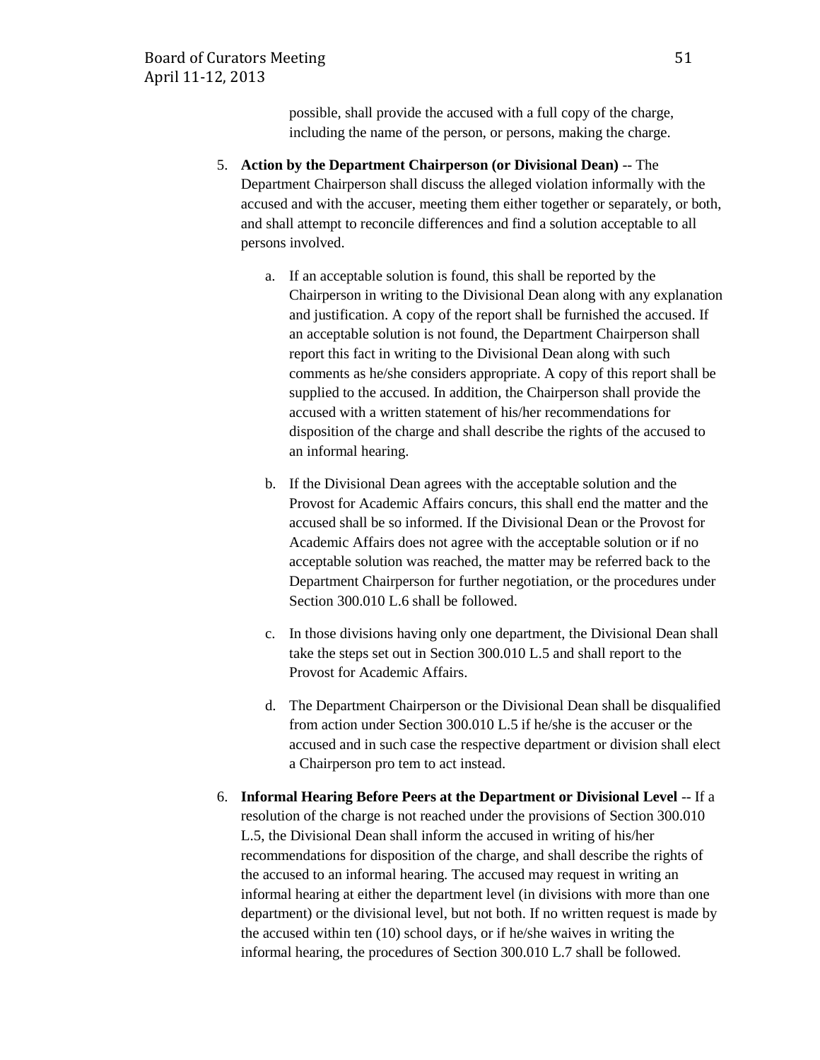possible, shall provide the accused with a full copy of the charge, including the name of the person, or persons, making the charge.

5. **Action by the Department Chairperson (or Divisional Dean)** -- The Department Chairperson shall discuss the alleged violation informally with the accused and with the accuser, meeting them either together or separately, or both, and shall attempt to reconcile differences and find a solution acceptable to all persons involved.

   a. If an acceptable solution is found, this shall be reported by the Chairperson in writing to the Divisional Dean along with any explanation and justification. A copy of the report shall be furnished the accused. If an acceptable solution is not found, the Department Chairperson shall report this fact in writing to the Divisional Dean along with such comments as he/she considers appropriate. A copy of this report shall be supplied to the accused. In addition, the Chairperson shall provide the accused with a written statement of his/her recommendations for disposition of the charge and shall describe the rights of the accused to an informal hearing.

   b. If the Divisional Dean agrees with the acceptable solution and the Provost for Academic Affairs concurs, this shall end the matter and the accused shall be so informed. If the Divisional Dean or the Provost for Academic Affairs does not agree with the acceptable solution or if no acceptable solution was reached, the matter may be referred back to the Department Chairperson for further negotiation, or the procedures under Section 300.010 L.6 shall be followed.

   c. In those divisions having only one department, the Divisional Dean shall take the steps set out in Section 300.010 L.5 and shall report to the Provost for Academic Affairs.

   d. The Department Chairperson or the Divisional Dean shall be disqualified from action under Section 300.010 L.5 if he/she is the accuser or the accused and in such case the respective department or division shall elect a Chairperson pro tem to act instead.

6. **Informal Hearing Before Peers at the Department or Divisional Level** -- If a resolution of the charge is not reached under the provisions of Section 300.010 L.5, the Divisional Dean shall inform the accused in writing of his/her recommendations for disposition of the charge, and shall describe the rights of the accused to an informal hearing. The accused may request in writing an informal hearing at either the department level (in divisions with more than one department) or the divisional level, but not both. If no written request is made by the accused within ten (10) school days, or if he/she waives in writing the informal hearing, the procedures of Section 300.010 L.7 shall be followed.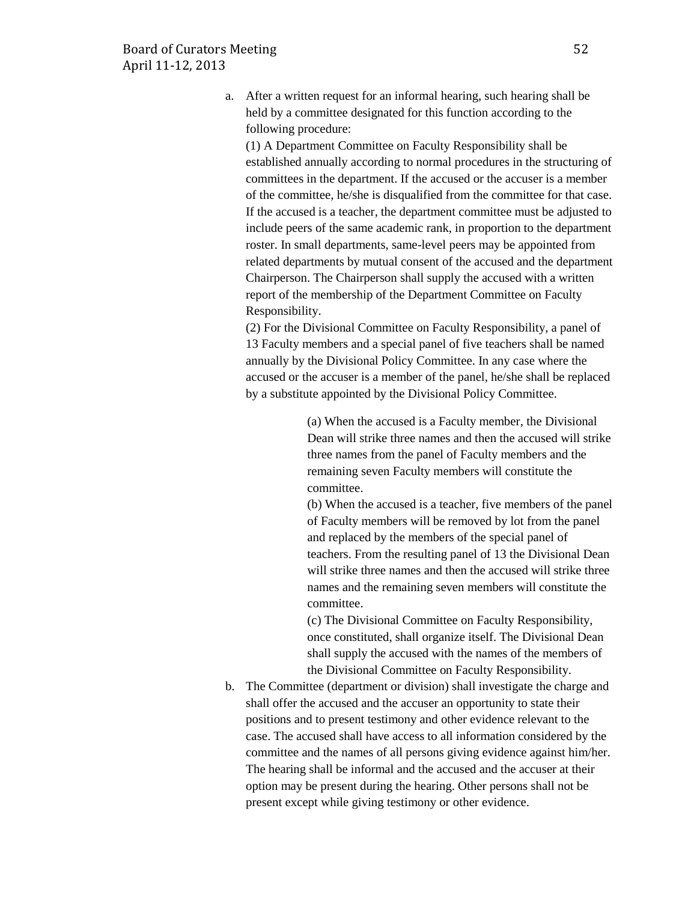a. After a written request for an informal hearing, such hearing shall be held by a committee designated for this function according to the following procedure:

   (1) A Department Committee on Faculty Responsibility shall be established annually according to normal procedures in the structuring of committees in the department. If the accused or the accuser is a member of the committee, he/she is disqualified from the committee for that case. If the accused is a teacher, the department committee must be adjusted to include peers of the same academic rank, in proportion to the department roster. In small departments, same-level peers may be appointed from related departments by mutual consent of the accused and the department Chairperson. The Chairperson shall supply the accused with a written report of the membership of the Department Committee on Faculty Responsibility.

   (2) For the Divisional Committee on Faculty Responsibility, a panel of 13 Faculty members and a special panel of five teachers shall be named annually by the Divisional Policy Committee. In any case where the accused or the accuser is a member of the panel, he/she shall be replaced by a substitute appointed by the Divisional Policy Committee.

      (a) When the accused is a Faculty member, the Divisional Dean will strike three names and then the accused will strike three names from the panel of Faculty members and the remaining seven Faculty members will constitute the committee.

      (b) When the accused is a teacher, five members of the panel of Faculty members will be removed by lot from the panel and replaced by the members of the special panel of teachers. From the resulting panel of 13 the Divisional Dean will strike three names and then the accused will strike three names and the remaining seven members will constitute the committee.

      (c) The Divisional Committee on Faculty Responsibility, once constituted, shall organize itself. The Divisional Dean shall supply the accused with the names of the members of the Divisional Committee on Faculty Responsibility.

b. The Committee (department or division) shall investigate the charge and shall offer the accused and the accuser an opportunity to state their positions and to present testimony and other evidence relevant to the case. The accused shall have access to all information considered by the committee and the names of all persons giving evidence against him/her. The hearing shall be informal and the accused and the accuser at their option may be present during the hearing. Other persons shall not be present except while giving testimony or other evidence.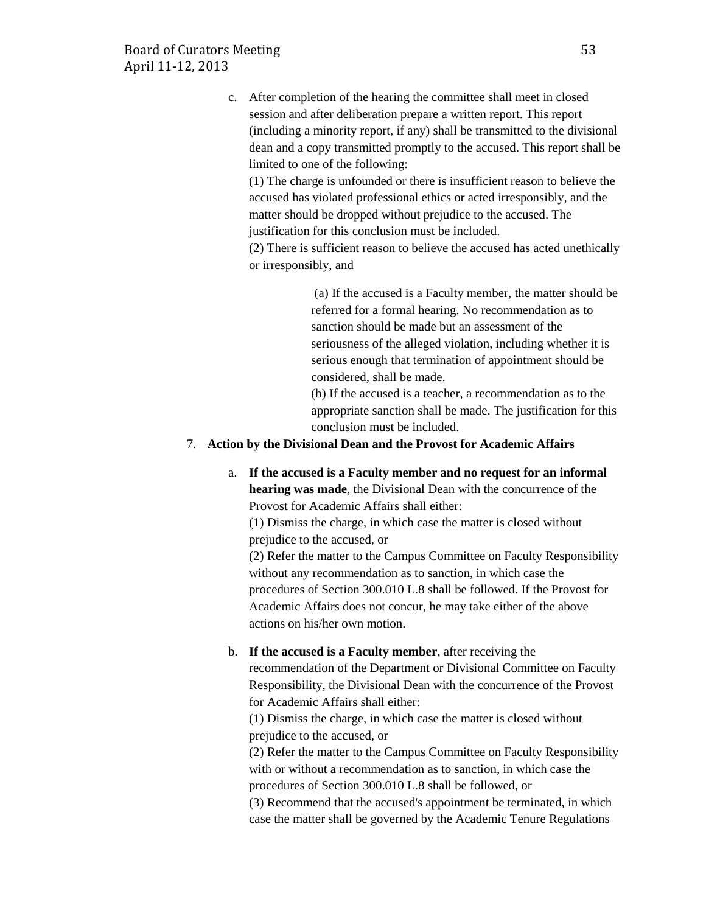c. After completion of the hearing the committee shall meet in closed session and after deliberation prepare a written report. This report (including a minority report, if any) shall be transmitted to the divisional dean and a copy transmitted promptly to the accused. This report shall be limited to one of the following:

   (1) The charge is unfounded or there is insufficient reason to believe the accused has violated professional ethics or acted irresponsibly, and the matter should be dropped without prejudice to the accused. The justification for this conclusion must be included.

   (2) There is sufficient reason to believe the accused has acted unethically or irresponsibly, and

      (a) If the accused is a Faculty member, the matter should be referred for a formal hearing. No recommendation as to sanction should be made but an assessment of the seriousness of the alleged violation, including whether it is serious enough that termination of appointment should be considered, shall be made.

      (b) If the accused is a teacher, a recommendation as to the appropriate sanction shall be made. The justification for this conclusion must be included.

7. **Action by the Divisional Dean and the Provost for Academic Affairs**

   a. **If the accused is a Faculty member and no request for an informal hearing was made**, the Divisional Dean with the concurrence of the Provost for Academic Affairs shall either:

      (1) Dismiss the charge, in which case the matter is closed without prejudice to the accused, or

      (2) Refer the matter to the Campus Committee on Faculty Responsibility without any recommendation as to sanction, in which case the procedures of Section 300.010 L.8 shall be followed. If the Provost for Academic Affairs does not concur, he may take either of the above actions on his/her own motion.

   b. **If the accused is a Faculty member**, after receiving the recommendation of the Department or Divisional Committee on Faculty Responsibility, the Divisional Dean with the concurrence of the Provost for Academic Affairs shall either:

      (1) Dismiss the charge, in which case the matter is closed without prejudice to the accused, or

      (2) Refer the matter to the Campus Committee on Faculty Responsibility with or without a recommendation as to sanction, in which case the procedures of Section 300.010 L.8 shall be followed, or

      (3) Recommend that the accused's appointment be terminated, in which case the matter shall be governed by the Academic Tenure Regulations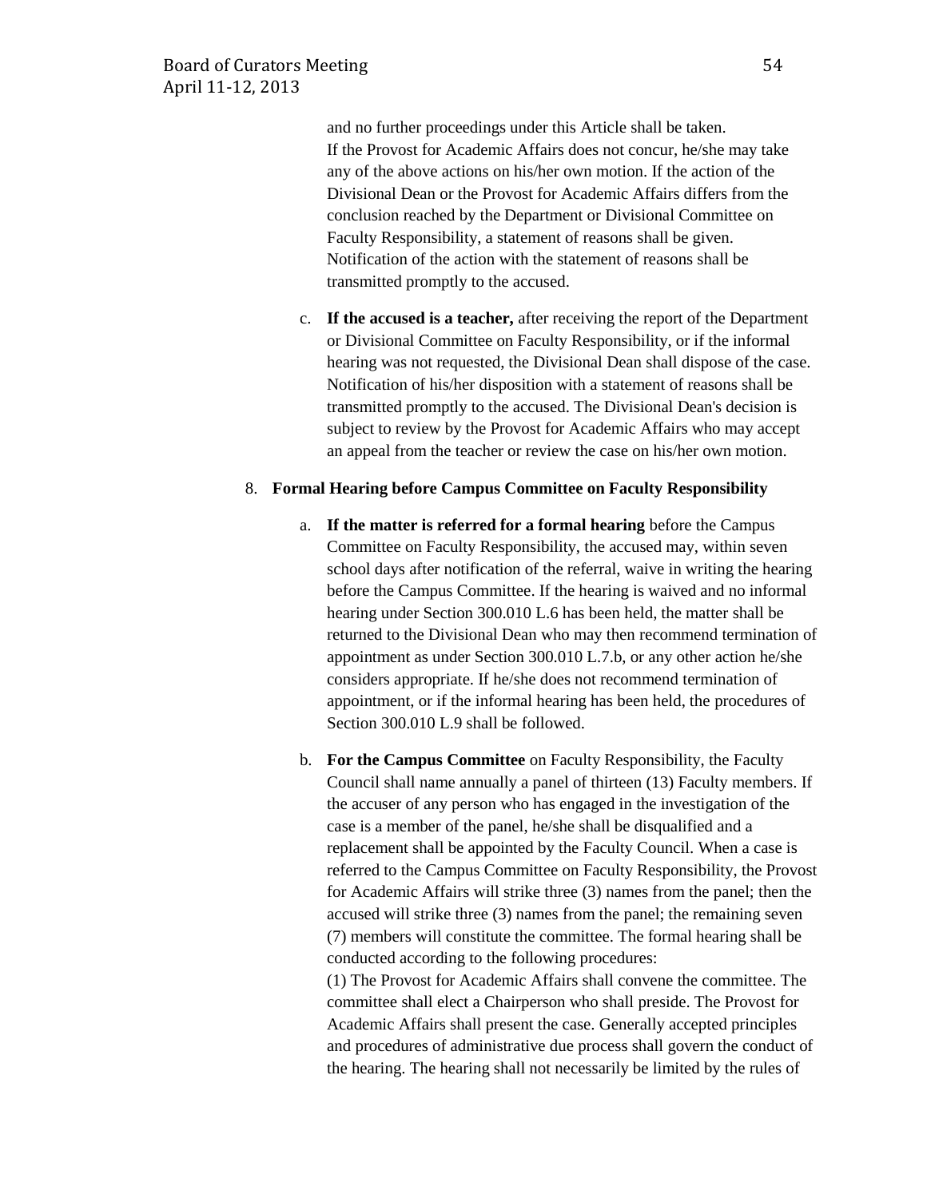and no further proceedings under this Article shall be taken. If the Provost for Academic Affairs does not concur, he/she may take any of the above actions on his/her own motion. If the action of the Divisional Dean or the Provost for Academic Affairs differs from the conclusion reached by the Department or Divisional Committee on Faculty Responsibility, a statement of reasons shall be given. Notification of the action with the statement of reasons shall be transmitted promptly to the accused.

c. **If the accused is a teacher,** after receiving the report of the Department or Divisional Committee on Faculty Responsibility, or if the informal hearing was not requested, the Divisional Dean shall dispose of the case. Notification of his/her disposition with a statement of reasons shall be transmitted promptly to the accused. The Divisional Dean's decision is subject to review by the Provost for Academic Affairs who may accept an appeal from the teacher or review the case on his/her own motion.

8. **Formal Hearing before Campus Committee on Faculty Responsibility**

a. **If the matter is referred for a formal hearing** before the Campus Committee on Faculty Responsibility, the accused may, within seven school days after notification of the referral, waive in writing the hearing before the Campus Committee. If the hearing is waived and no informal hearing under Section 300.010 L.6 has been held, the matter shall be returned to the Divisional Dean who may then recommend termination of appointment as under Section 300.010 L.7.b, or any other action he/she considers appropriate. If he/she does not recommend termination of appointment, or if the informal hearing has been held, the procedures of Section 300.010 L.9 shall be followed.

b. **For the Campus Committee** on Faculty Responsibility, the Faculty Council shall name annually a panel of thirteen (13) Faculty members. If the accuser of any person who has engaged in the investigation of the case is a member of the panel, he/she shall be disqualified and a replacement shall be appointed by the Faculty Council. When a case is referred to the Campus Committee on Faculty Responsibility, the Provost for Academic Affairs will strike three (3) names from the panel; then the accused will strike three (3) names from the panel; the remaining seven (7) members will constitute the committee. The formal hearing shall be conducted according to the following procedures:
(1) The Provost for Academic Affairs shall convene the committee. The committee shall elect a Chairperson who shall preside. The Provost for Academic Affairs shall present the case. Generally accepted principles and procedures of administrative due process shall govern the conduct of the hearing. The hearing shall not necessarily be limited by the rules of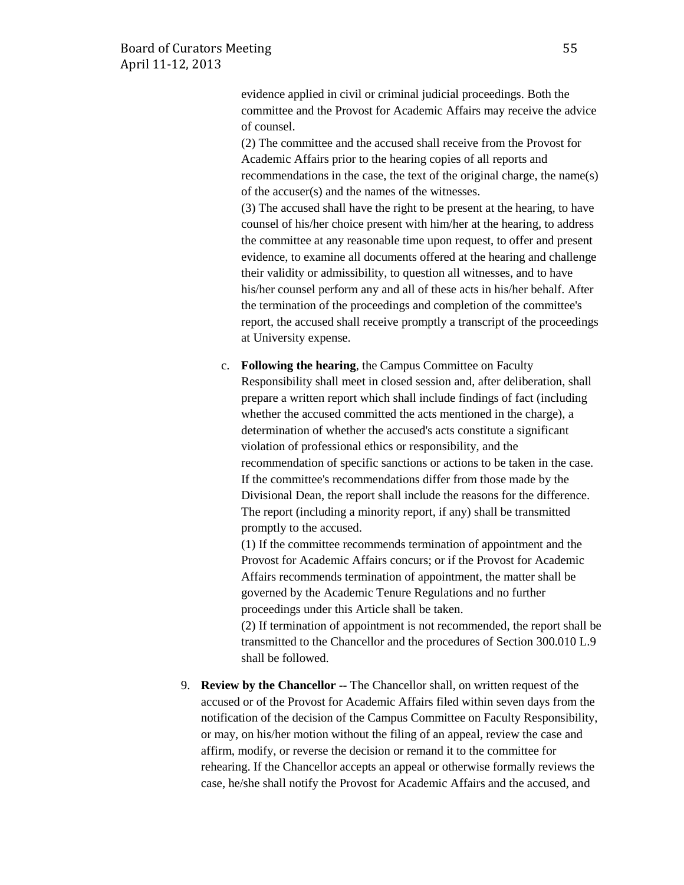evidence applied in civil or criminal judicial proceedings. Both the committee and the Provost for Academic Affairs may receive the advice of counsel.

(2) The committee and the accused shall receive from the Provost for Academic Affairs prior to the hearing copies of all reports and recommendations in the case, the text of the original charge, the name(s) of the accuser(s) and the names of the witnesses.

(3) The accused shall have the right to be present at the hearing, to have counsel of his/her choice present with him/her at the hearing, to address the committee at any reasonable time upon request, to offer and present evidence, to examine all documents offered at the hearing and challenge their validity or admissibility, to question all witnesses, and to have his/her counsel perform any and all of these acts in his/her behalf. After the termination of the proceedings and completion of the committee's report, the accused shall receive promptly a transcript of the proceedings at University expense.

c. **Following the hearing**, the Campus Committee on Faculty Responsibility shall meet in closed session and, after deliberation, shall prepare a written report which shall include findings of fact (including whether the accused committed the acts mentioned in the charge), a determination of whether the accused's acts constitute a significant violation of professional ethics or responsibility, and the recommendation of specific sanctions or actions to be taken in the case. If the committee's recommendations differ from those made by the Divisional Dean, the report shall include the reasons for the difference. The report (including a minority report, if any) shall be transmitted promptly to the accused.

(1) If the committee recommends termination of appointment and the Provost for Academic Affairs concurs; or if the Provost for Academic Affairs recommends termination of appointment, the matter shall be governed by the Academic Tenure Regulations and no further proceedings under this Article shall be taken.

(2) If termination of appointment is not recommended, the report shall be transmitted to the Chancellor and the procedures of Section 300.010 L.9 shall be followed.

9. **Review by the Chancellor** -- The Chancellor shall, on written request of the accused or of the Provost for Academic Affairs filed within seven days from the notification of the decision of the Campus Committee on Faculty Responsibility, or may, on his/her motion without the filing of an appeal, review the case and affirm, modify, or reverse the decision or remand it to the committee for rehearing. If the Chancellor accepts an appeal or otherwise formally reviews the case, he/she shall notify the Provost for Academic Affairs and the accused, and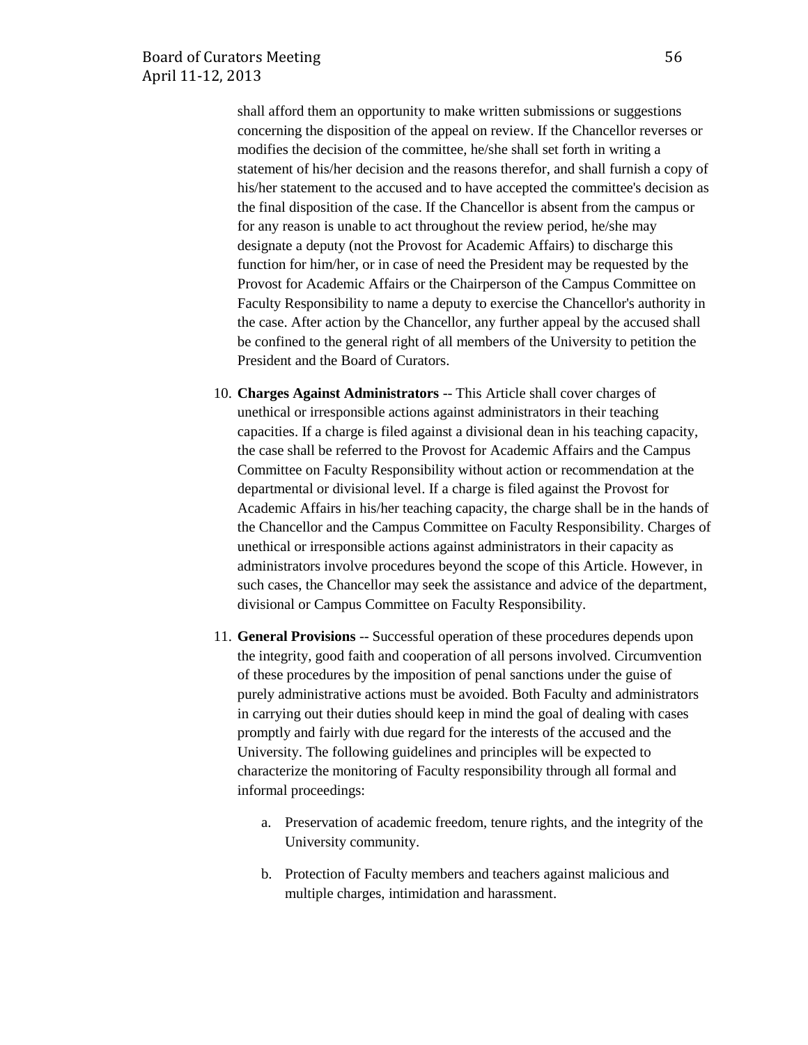shall afford them an opportunity to make written submissions or suggestions concerning the disposition of the appeal on review. If the Chancellor reverses or modifies the decision of the committee, he/she shall set forth in writing a statement of his/her decision and the reasons therefor, and shall furnish a copy of his/her statement to the accused and to have accepted the committee's decision as the final disposition of the case. If the Chancellor is absent from the campus or for any reason is unable to act throughout the review period, he/she may designate a deputy (not the Provost for Academic Affairs) to discharge this function for him/her, or in case of need the President may be requested by the Provost for Academic Affairs or the Chairperson of the Campus Committee on Faculty Responsibility to name a deputy to exercise the Chancellor's authority in the case. After action by the Chancellor, any further appeal by the accused shall be confined to the general right of all members of the University to petition the President and the Board of Curators.

10. **Charges Against Administrators** -- This Article shall cover charges of unethical or irresponsible actions against administrators in their teaching capacities. If a charge is filed against a divisional dean in his teaching capacity, the case shall be referred to the Provost for Academic Affairs and the Campus Committee on Faculty Responsibility without action or recommendation at the departmental or divisional level. If a charge is filed against the Provost for Academic Affairs in his/her teaching capacity, the charge shall be in the hands of the Chancellor and the Campus Committee on Faculty Responsibility. Charges of unethical or irresponsible actions against administrators in their capacity as administrators involve procedures beyond the scope of this Article. However, in such cases, the Chancellor may seek the assistance and advice of the department, divisional or Campus Committee on Faculty Responsibility.

11. **General Provisions** -- Successful operation of these procedures depends upon the integrity, good faith and cooperation of all persons involved. Circumvention of these procedures by the imposition of penal sanctions under the guise of purely administrative actions must be avoided. Both Faculty and administrators in carrying out their duties should keep in mind the goal of dealing with cases promptly and fairly with due regard for the interests of the accused and the University. The following guidelines and principles will be expected to characterize the monitoring of Faculty responsibility through all formal and informal proceedings:

    a. Preservation of academic freedom, tenure rights, and the integrity of the University community.

    b. Protection of Faculty members and teachers against malicious and multiple charges, intimidation and harassment.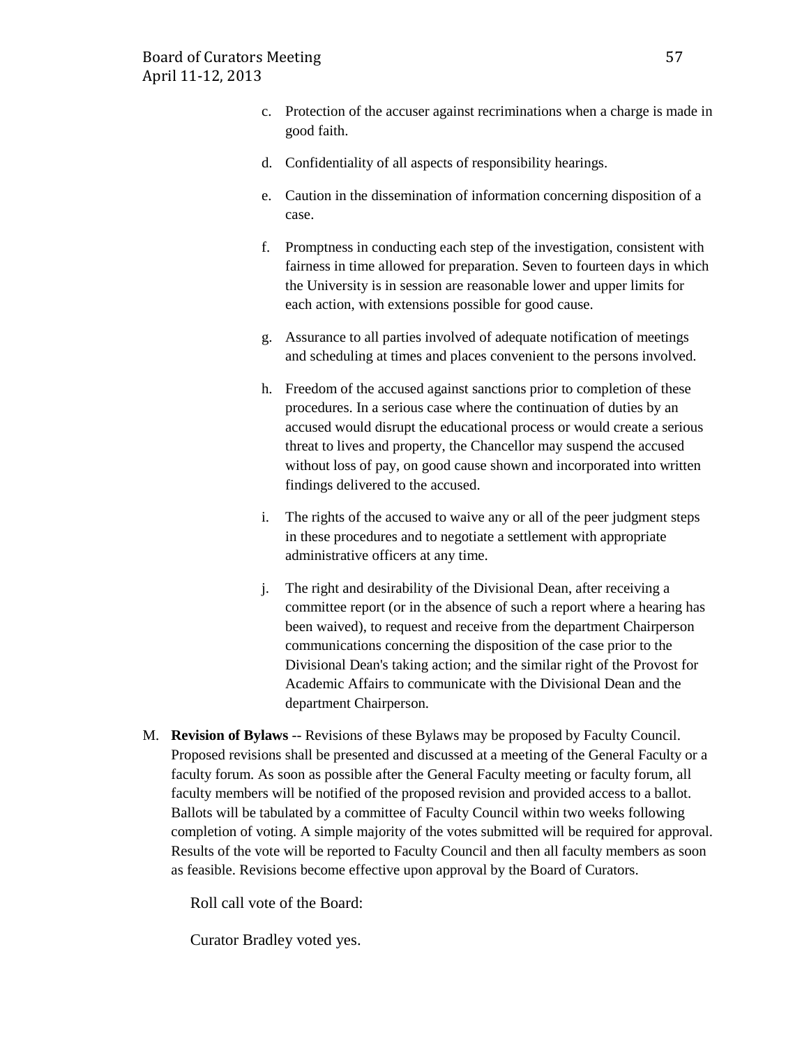c. Protection of the accuser against recriminations when a charge is made in good faith.

d. Confidentiality of all aspects of responsibility hearings.

e. Caution in the dissemination of information concerning disposition of a case.

f. Promptness in conducting each step of the investigation, consistent with fairness in time allowed for preparation. Seven to fourteen days in which the University is in session are reasonable lower and upper limits for each action, with extensions possible for good cause.

g. Assurance to all parties involved of adequate notification of meetings and scheduling at times and places convenient to the persons involved.

h. Freedom of the accused against sanctions prior to completion of these procedures. In a serious case where the continuation of duties by an accused would disrupt the educational process or would create a serious threat to lives and property, the Chancellor may suspend the accused without loss of pay, on good cause shown and incorporated into written findings delivered to the accused.

i. The rights of the accused to waive any or all of the peer judgment steps in these procedures and to negotiate a settlement with appropriate administrative officers at any time.

j. The right and desirability of the Divisional Dean, after receiving a committee report (or in the absence of such a report where a hearing has been waived), to request and receive from the department Chairperson communications concerning the disposition of the case prior to the Divisional Dean's taking action; and the similar right of the Provost for Academic Affairs to communicate with the Divisional Dean and the department Chairperson.

M. **Revision of Bylaws** -- Revisions of these Bylaws may be proposed by Faculty Council. Proposed revisions shall be presented and discussed at a meeting of the General Faculty or a faculty forum. As soon as possible after the General Faculty meeting or faculty forum, all faculty members will be notified of the proposed revision and provided access to a ballot. Ballots will be tabulated by a committee of Faculty Council within two weeks following completion of voting. A simple majority of the votes submitted will be required for approval. Results of the vote will be reported to Faculty Council and then all faculty members as soon as feasible. Revisions become effective upon approval by the Board of Curators.

Roll call vote of the Board:

Curator Bradley voted yes.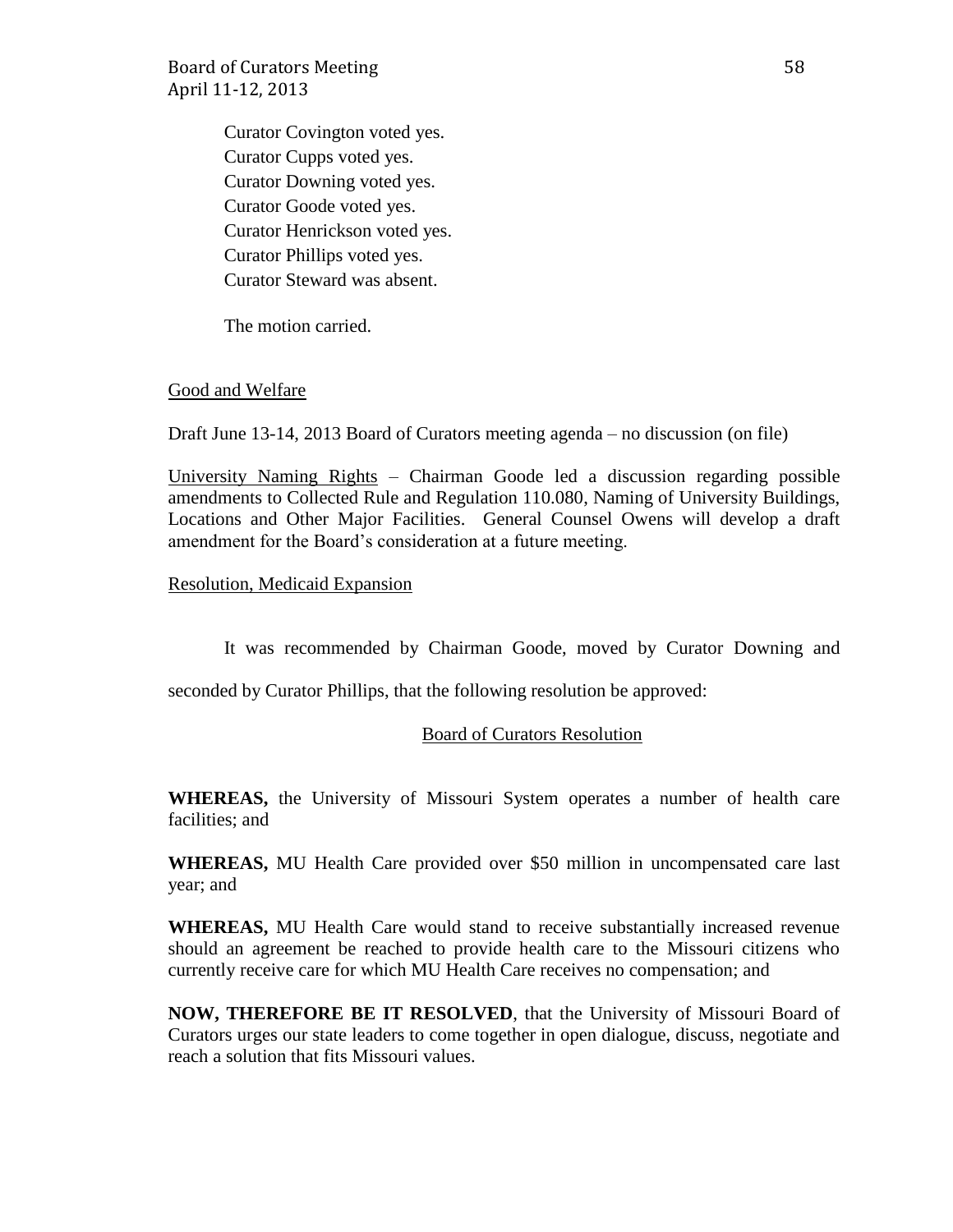Curator Covington voted yes.
Curator Cupps voted yes.
Curator Downing voted yes.
Curator Goode voted yes.
Curator Henrickson voted yes.
Curator Phillips voted yes.
Curator Steward was absent.

The motion carried.

Good and Welfare

Draft June 13-14, 2013 Board of Curators meeting agenda – no discussion (on file)

University Naming Rights – Chairman Goode led a discussion regarding possible amendments to Collected Rule and Regulation 110.080, Naming of University Buildings, Locations and Other Major Facilities. General Counsel Owens will develop a draft amendment for the Board's consideration at a future meeting.

Resolution, Medicaid Expansion

It was recommended by Chairman Goode, moved by Curator Downing and seconded by Curator Phillips, that the following resolution be approved:

Board of Curators Resolution

**WHEREAS,** the University of Missouri System operates a number of health care facilities; and

**WHEREAS,** MU Health Care provided over $50 million in uncompensated care last year; and

**WHEREAS,** MU Health Care would stand to receive substantially increased revenue should an agreement be reached to provide health care to the Missouri citizens who currently receive care for which MU Health Care receives no compensation; and

**NOW, THEREFORE BE IT RESOLVED**, that the University of Missouri Board of Curators urges our state leaders to come together in open dialogue, discuss, negotiate and reach a solution that fits Missouri values.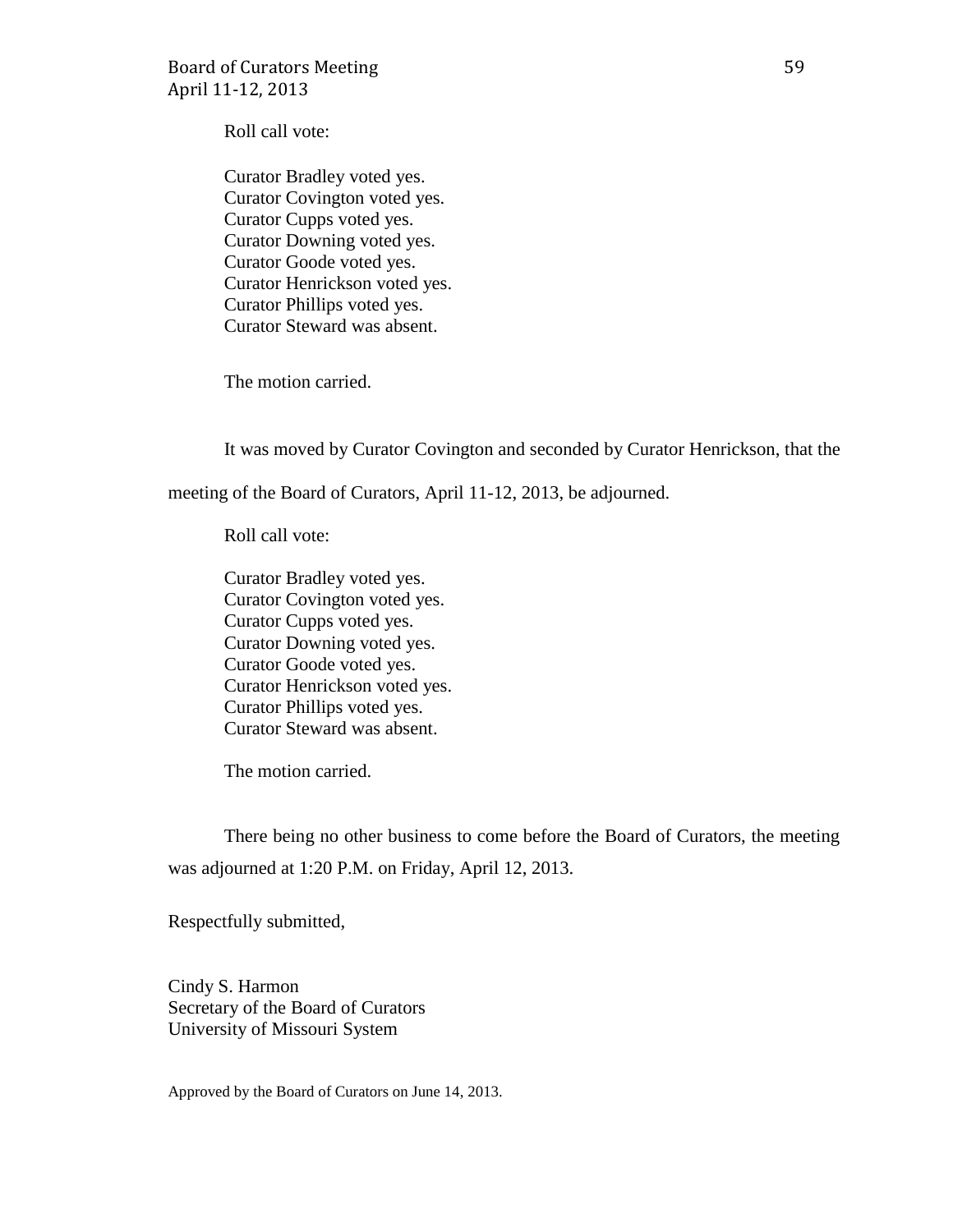Roll call vote:

Curator Bradley voted yes.
Curator Covington voted yes.
Curator Cupps voted yes.
Curator Downing voted yes.
Curator Goode voted yes.
Curator Henrickson voted yes.
Curator Phillips voted yes.
Curator Steward was absent.

The motion carried.

It was moved by Curator Covington and seconded by Curator Henrickson, that the meeting of the Board of Curators, April 11-12, 2013, be adjourned.

Roll call vote:

Curator Bradley voted yes.
Curator Covington voted yes.
Curator Cupps voted yes.
Curator Downing voted yes.
Curator Goode voted yes.
Curator Henrickson voted yes.
Curator Phillips voted yes.
Curator Steward was absent.

The motion carried.

There being no other business to come before the Board of Curators, the meeting was adjourned at 1:20 P.M. on Friday, April 12, 2013.

Respectfully submitted,

Cindy S. Harmon
Secretary of the Board of Curators
University of Missouri System

Approved by the Board of Curators on June 14, 2013.